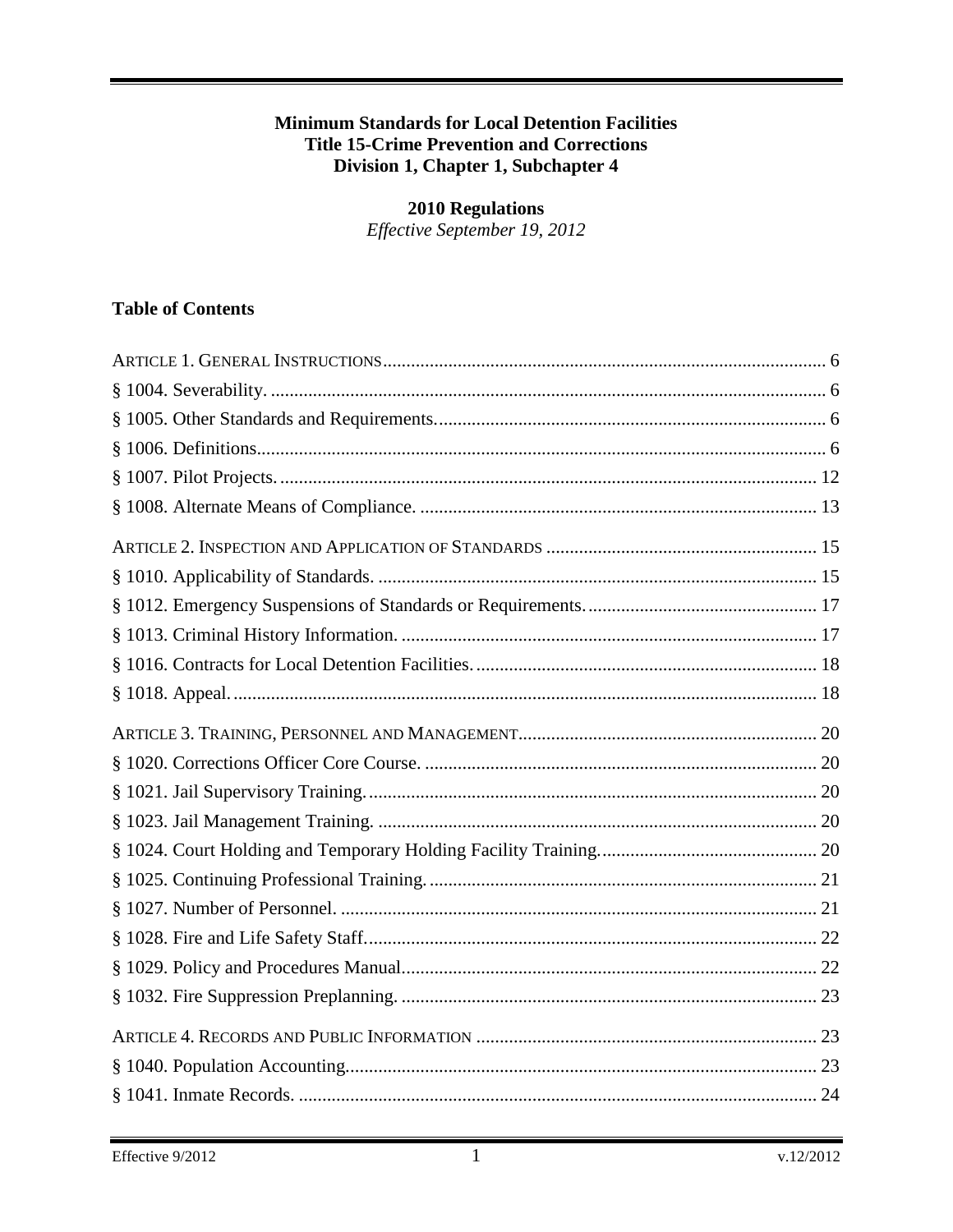**Minimum Standards for Local Detention Facilities**
**Title 15-Crime Prevention and Corrections**
**Division 1, Chapter 1, Subchapter 4**

**2010 Regulations**
*Effective September 19, 2012*

## Table of Contents

ARTICLE 1. GENERAL INSTRUCTIONS ..... 6
§ 1004. Severability. ..... 6
§ 1005. Other Standards and Requirements. ..... 6
§ 1006. Definitions. ..... 6
§ 1007. Pilot Projects. ..... 12
§ 1008. Alternate Means of Compliance. ..... 13

ARTICLE 2. INSPECTION AND APPLICATION OF STANDARDS ..... 15
§ 1010. Applicability of Standards. ..... 15
§ 1012. Emergency Suspensions of Standards or Requirements. ..... 17
§ 1013. Criminal History Information. ..... 17
§ 1016. Contracts for Local Detention Facilities. ..... 18
§ 1018. Appeal. ..... 18

ARTICLE 3. TRAINING, PERSONNEL AND MANAGEMENT ..... 20
§ 1020. Corrections Officer Core Course. ..... 20
§ 1021. Jail Supervisory Training. ..... 20
§ 1023. Jail Management Training. ..... 20
§ 1024. Court Holding and Temporary Holding Facility Training. ..... 20
§ 1025. Continuing Professional Training. ..... 21
§ 1027. Number of Personnel. ..... 21
§ 1028. Fire and Life Safety Staff. ..... 22
§ 1029. Policy and Procedures Manual. ..... 22
§ 1032. Fire Suppression Preplanning. ..... 23

ARTICLE 4. RECORDS AND PUBLIC INFORMATION ..... 23
§ 1040. Population Accounting. ..... 23
§ 1041. Inmate Records. ..... 24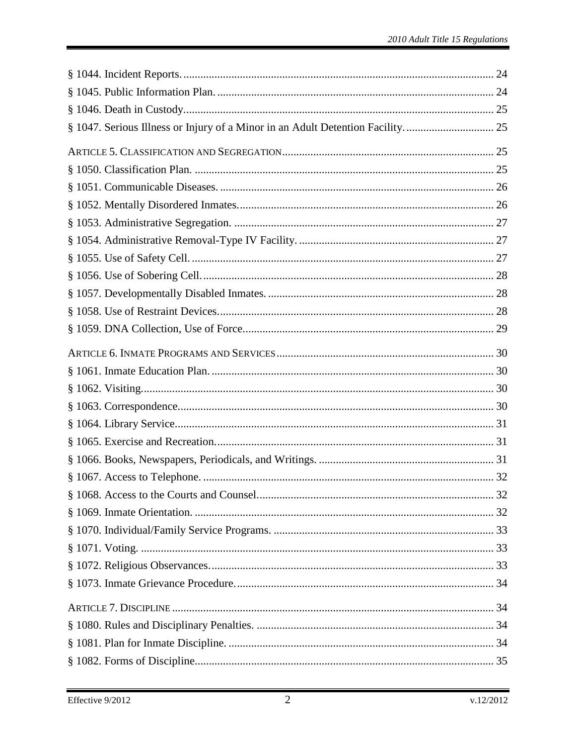§ 1044. Incident Reports. 24

§ 1045. Public Information Plan. 24

§ 1046. Death in Custody. 25

§ 1047. Serious Illness or Injury of a Minor in an Adult Detention Facility. 25

ARTICLE 5. CLASSIFICATION AND SEGREGATION 25

§ 1050. Classification Plan. 25

§ 1051. Communicable Diseases. 26

§ 1052. Mentally Disordered Inmates. 26

§ 1053. Administrative Segregation. 27

§ 1054. Administrative Removal-Type IV Facility. 27

§ 1055. Use of Safety Cell. 27

§ 1056. Use of Sobering Cell. 28

§ 1057. Developmentally Disabled Inmates. 28

§ 1058. Use of Restraint Devices. 28

§ 1059. DNA Collection, Use of Force. 29

ARTICLE 6. INMATE PROGRAMS AND SERVICES 30

§ 1061. Inmate Education Plan. 30

§ 1062. Visiting. 30

§ 1063. Correspondence. 30

§ 1064. Library Service. 31

§ 1065. Exercise and Recreation. 31

§ 1066. Books, Newspapers, Periodicals, and Writings. 31

§ 1067. Access to Telephone. 32

§ 1068. Access to the Courts and Counsel. 32

§ 1069. Inmate Orientation. 32

§ 1070. Individual/Family Service Programs. 33

§ 1071. Voting. 33

§ 1072. Religious Observances. 33

§ 1073. Inmate Grievance Procedure. 34

ARTICLE 7. DISCIPLINE 34

§ 1080. Rules and Disciplinary Penalties. 34

§ 1081. Plan for Inmate Discipline. 34

§ 1082. Forms of Discipline. 35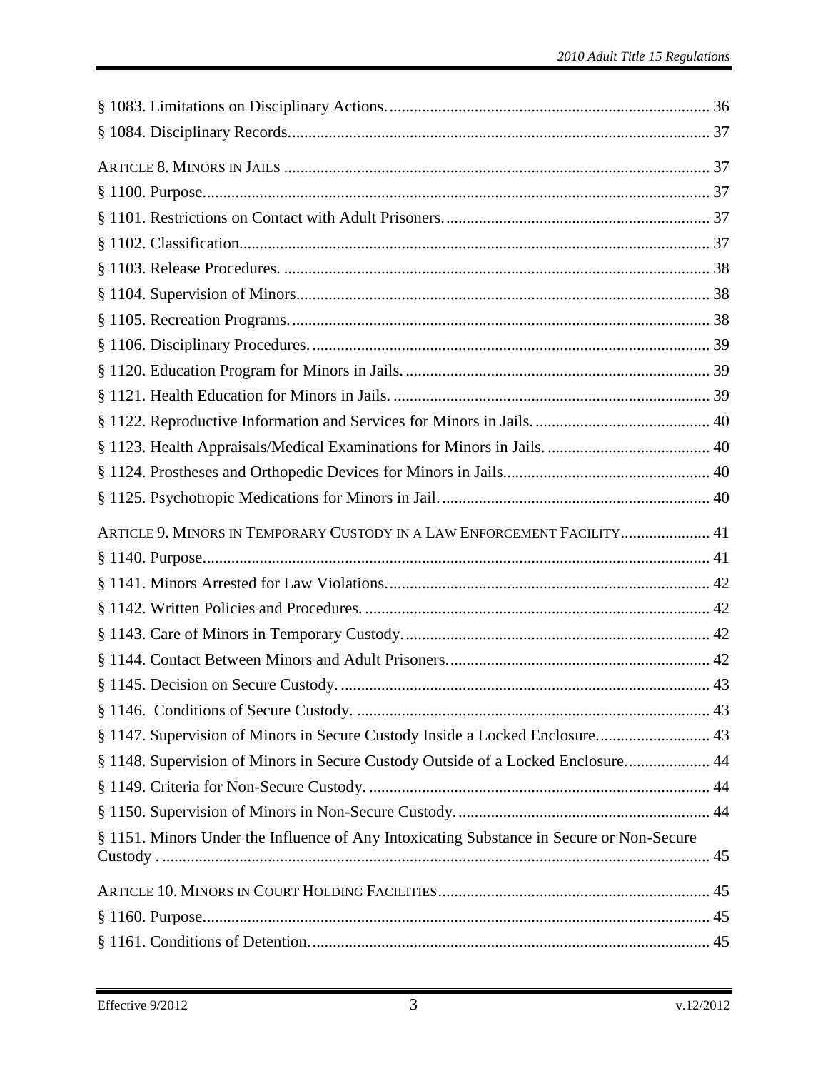§ 1083. Limitations on Disciplinary Actions. 36
§ 1084. Disciplinary Records. 37

ARTICLE 8. MINORS IN JAILS 37
§ 1100. Purpose. 37
§ 1101. Restrictions on Contact with Adult Prisoners. 37
§ 1102. Classification. 37
§ 1103. Release Procedures. 38
§ 1104. Supervision of Minors. 38
§ 1105. Recreation Programs. 38
§ 1106. Disciplinary Procedures. 39
§ 1120. Education Program for Minors in Jails. 39
§ 1121. Health Education for Minors in Jails. 39
§ 1122. Reproductive Information and Services for Minors in Jails. 40
§ 1123. Health Appraisals/Medical Examinations for Minors in Jails. 40
§ 1124. Prostheses and Orthopedic Devices for Minors in Jails. 40
§ 1125. Psychotropic Medications for Minors in Jail. 40

ARTICLE 9. MINORS IN TEMPORARY CUSTODY IN A LAW ENFORCEMENT FACILITY 41
§ 1140. Purpose. 41
§ 1141. Minors Arrested for Law Violations. 42
§ 1142. Written Policies and Procedures. 42
§ 1143. Care of Minors in Temporary Custody. 42
§ 1144. Contact Between Minors and Adult Prisoners. 42
§ 1145. Decision on Secure Custody. 43
§ 1146. Conditions of Secure Custody. 43
§ 1147. Supervision of Minors in Secure Custody Inside a Locked Enclosure. 43
§ 1148. Supervision of Minors in Secure Custody Outside of a Locked Enclosure. 44
§ 1149. Criteria for Non-Secure Custody. 44
§ 1150. Supervision of Minors in Non-Secure Custody. 44
§ 1151. Minors Under the Influence of Any Intoxicating Substance in Secure or Non-Secure Custody . 45

ARTICLE 10. MINORS IN COURT HOLDING FACILITIES 45
§ 1160. Purpose. 45
§ 1161. Conditions of Detention. 45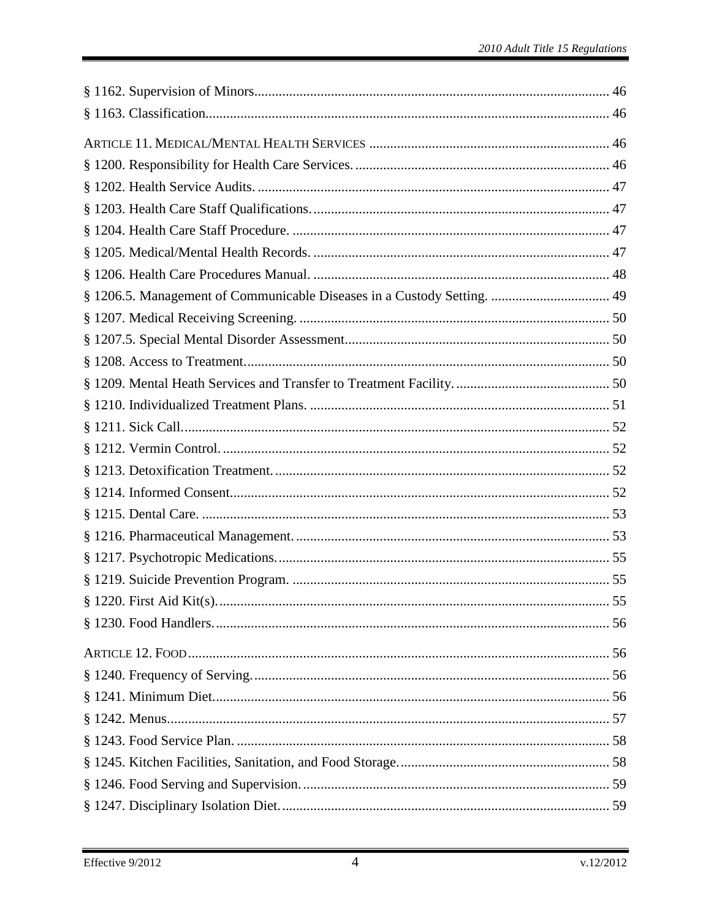§ 1162. Supervision of Minors..................................................................................................... 46

§ 1163. Classification.................................................................................................................. 46

ARTICLE 11. MEDICAL/MENTAL HEALTH SERVICES .................................................................... 46

§ 1200. Responsibility for Health Care Services......................................................................... 46

§ 1202. Health Service Audits.................................................................................................... 47

§ 1203. Health Care Staff Qualifications..................................................................................... 47

§ 1204. Health Care Staff Procedure.......................................................................................... 47

§ 1205. Medical/Mental Health Records..................................................................................... 47

§ 1206. Health Care Procedures Manual.................................................................................... 48

§ 1206.5. Management of Communicable Diseases in a Custody Setting. .................................. 49

§ 1207. Medical Receiving Screening......................................................................................... 50

§ 1207.5. Special Mental Disorder Assessment........................................................................... 50

§ 1208. Access to Treatment....................................................................................................... 50

§ 1209. Mental Heath Services and Transfer to Treatment Facility............................................ 50

§ 1210. Individualized Treatment Plans..................................................................................... 51

§ 1211. Sick Call......................................................................................................................... 52

§ 1212. Vermin Control............................................................................................................... 52

§ 1213. Detoxification Treatment................................................................................................ 52

§ 1214. Informed Consent........................................................................................................... 52

§ 1215. Dental Care.................................................................................................................... 53

§ 1216. Pharmaceutical Management......................................................................................... 53

§ 1217. Psychotropic Medications.............................................................................................. 55

§ 1219. Suicide Prevention Program.......................................................................................... 55

§ 1220. First Aid Kit(s)................................................................................................................ 55

§ 1230. Food Handlers................................................................................................................ 56

ARTICLE 12. FOOD ........................................................................................................................ 56

§ 1240. Frequency of Serving..................................................................................................... 56

§ 1241. Minimum Diet................................................................................................................. 56

§ 1242. Menus............................................................................................................................. 57

§ 1243. Food Service Plan........................................................................................................... 58

§ 1245. Kitchen Facilities, Sanitation, and Food Storage............................................................ 58

§ 1246. Food Serving and Supervision........................................................................................ 59

§ 1247. Disciplinary Isolation Diet.............................................................................................. 59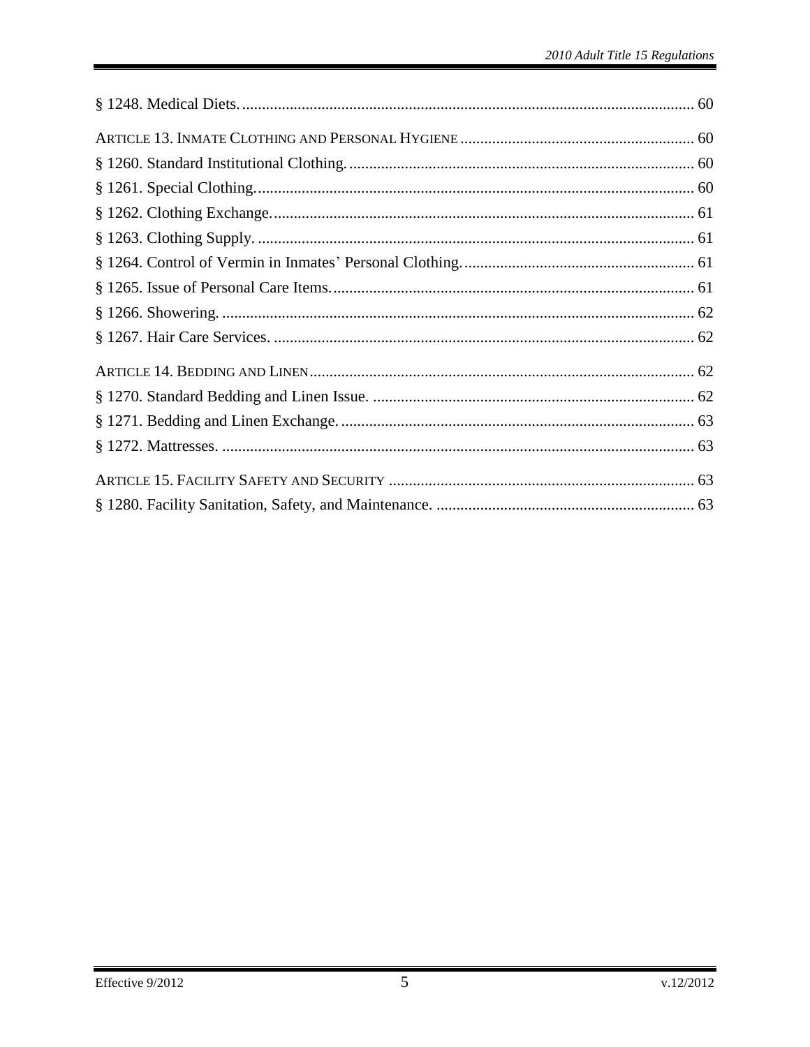§ 1248. Medical Diets. .................................................................................................................. 60

ARTICLE 13. INMATE CLOTHING AND PERSONAL HYGIENE ........................................................... 60

§ 1260. Standard Institutional Clothing. ....................................................................................... 60

§ 1261. Special Clothing. ............................................................................................................. 60

§ 1262. Clothing Exchange. .......................................................................................................... 61

§ 1263. Clothing Supply. .............................................................................................................. 61

§ 1264. Control of Vermin in Inmates' Personal Clothing. .......................................................... 61

§ 1265. Issue of Personal Care Items. ........................................................................................... 61

§ 1266. Showering. ....................................................................................................................... 62

§ 1267. Hair Care Services. .......................................................................................................... 62

ARTICLE 14. BEDDING AND LINEN ................................................................................................. 62

§ 1270. Standard Bedding and Linen Issue. ................................................................................. 62

§ 1271. Bedding and Linen Exchange. ......................................................................................... 63

§ 1272. Mattresses. ....................................................................................................................... 63

ARTICLE 15. FACILITY SAFETY AND SECURITY ............................................................................. 63

§ 1280. Facility Sanitation, Safety, and Maintenance. ................................................................. 63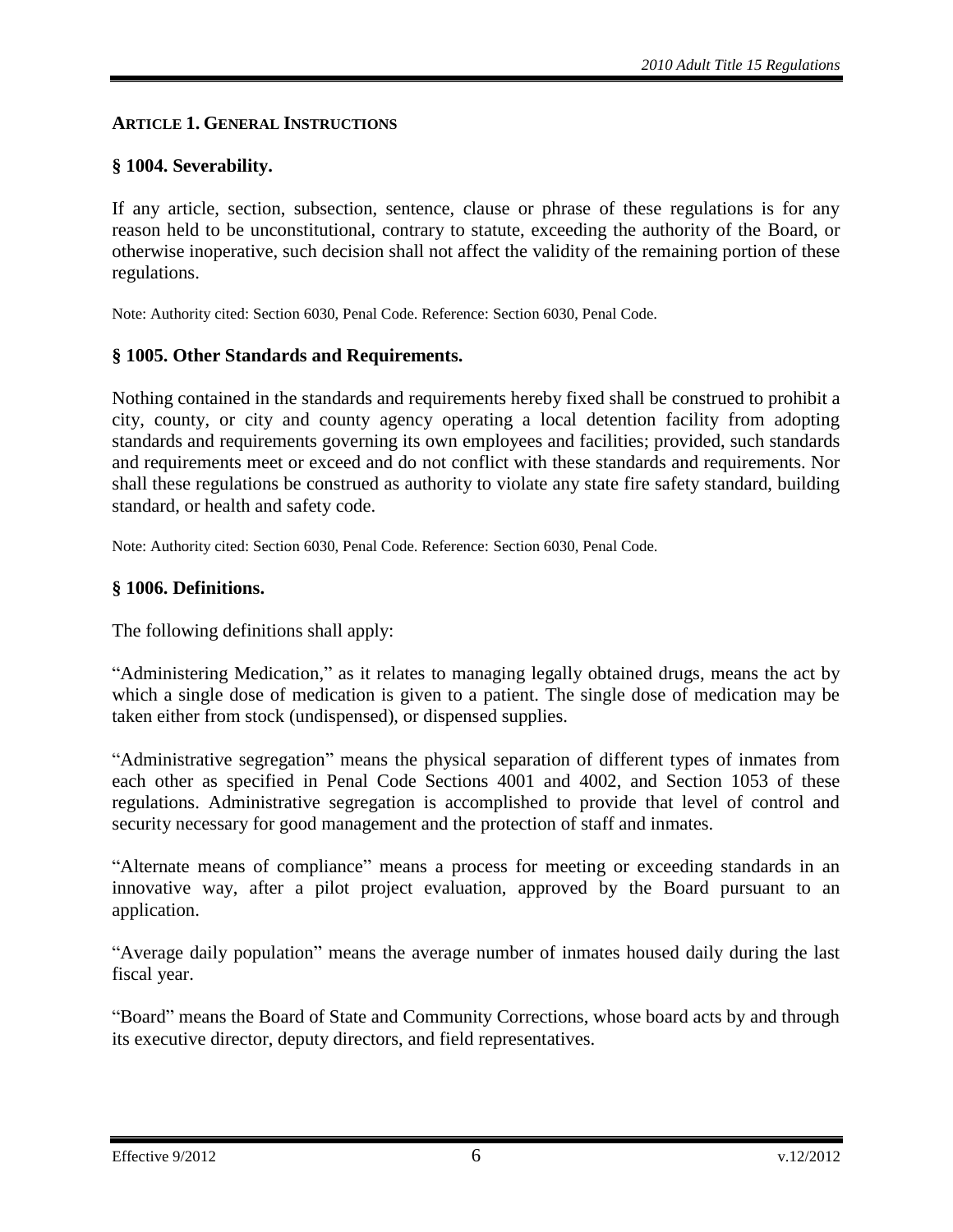## ARTICLE 1. GENERAL INSTRUCTIONS

### § 1004. Severability.

If any article, section, subsection, sentence, clause or phrase of these regulations is for any reason held to be unconstitutional, contrary to statute, exceeding the authority of the Board, or otherwise inoperative, such decision shall not affect the validity of the remaining portion of these regulations.

Note: Authority cited: Section 6030, Penal Code. Reference: Section 6030, Penal Code.

### § 1005. Other Standards and Requirements.

Nothing contained in the standards and requirements hereby fixed shall be construed to prohibit a city, county, or city and county agency operating a local detention facility from adopting standards and requirements governing its own employees and facilities; provided, such standards and requirements meet or exceed and do not conflict with these standards and requirements. Nor shall these regulations be construed as authority to violate any state fire safety standard, building standard, or health and safety code.

Note: Authority cited: Section 6030, Penal Code. Reference: Section 6030, Penal Code.

### § 1006. Definitions.

The following definitions shall apply:

"Administering Medication," as it relates to managing legally obtained drugs, means the act by which a single dose of medication is given to a patient. The single dose of medication may be taken either from stock (undispensed), or dispensed supplies.

"Administrative segregation" means the physical separation of different types of inmates from each other as specified in Penal Code Sections 4001 and 4002, and Section 1053 of these regulations. Administrative segregation is accomplished to provide that level of control and security necessary for good management and the protection of staff and inmates.

"Alternate means of compliance" means a process for meeting or exceeding standards in an innovative way, after a pilot project evaluation, approved by the Board pursuant to an application.

"Average daily population" means the average number of inmates housed daily during the last fiscal year.

"Board" means the Board of State and Community Corrections, whose board acts by and through its executive director, deputy directors, and field representatives.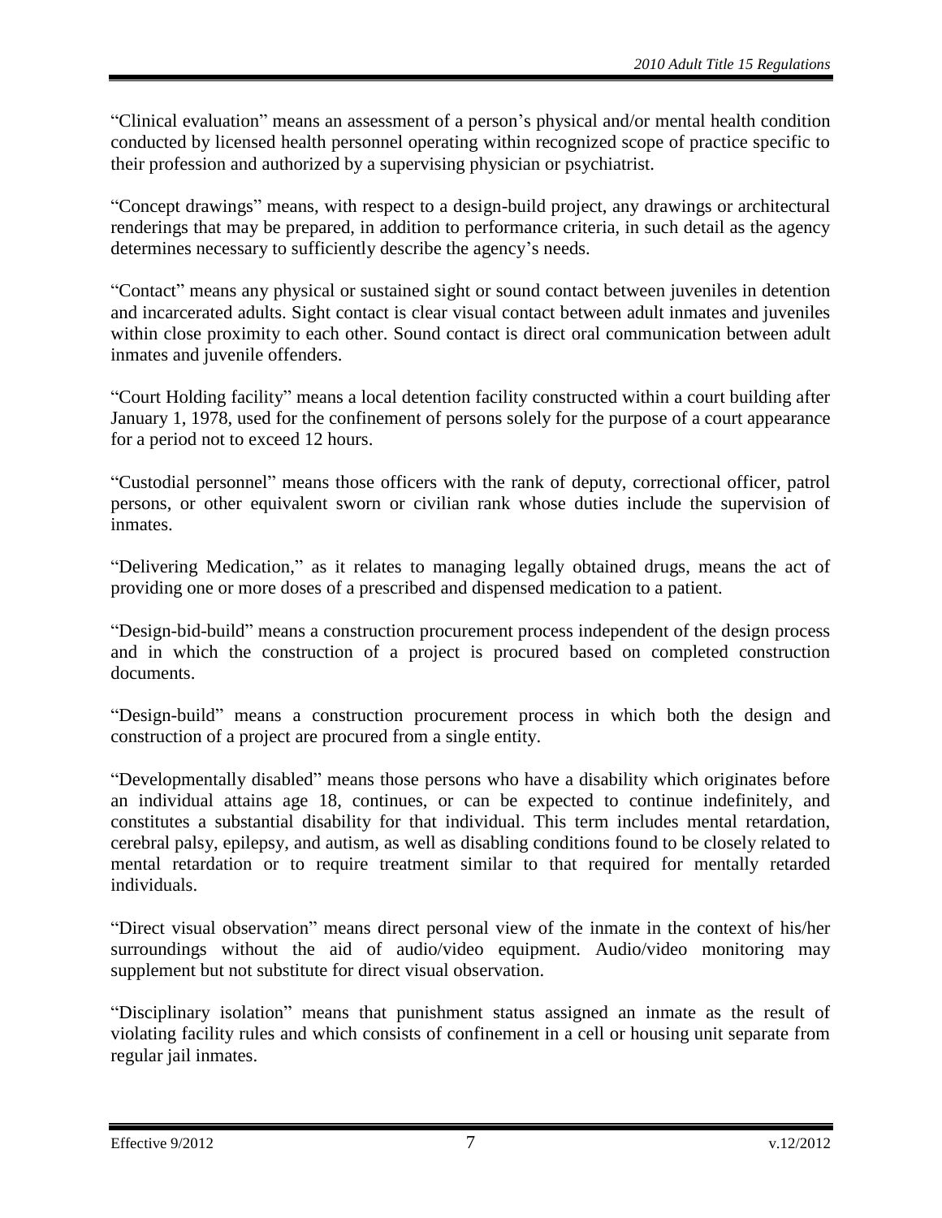"Clinical evaluation" means an assessment of a person's physical and/or mental health condition conducted by licensed health personnel operating within recognized scope of practice specific to their profession and authorized by a supervising physician or psychiatrist.

"Concept drawings" means, with respect to a design-build project, any drawings or architectural renderings that may be prepared, in addition to performance criteria, in such detail as the agency determines necessary to sufficiently describe the agency's needs.

"Contact" means any physical or sustained sight or sound contact between juveniles in detention and incarcerated adults. Sight contact is clear visual contact between adult inmates and juveniles within close proximity to each other. Sound contact is direct oral communication between adult inmates and juvenile offenders.

"Court Holding facility" means a local detention facility constructed within a court building after January 1, 1978, used for the confinement of persons solely for the purpose of a court appearance for a period not to exceed 12 hours.

"Custodial personnel" means those officers with the rank of deputy, correctional officer, patrol persons, or other equivalent sworn or civilian rank whose duties include the supervision of inmates.

"Delivering Medication," as it relates to managing legally obtained drugs, means the act of providing one or more doses of a prescribed and dispensed medication to a patient.

"Design-bid-build" means a construction procurement process independent of the design process and in which the construction of a project is procured based on completed construction documents.

"Design-build" means a construction procurement process in which both the design and construction of a project are procured from a single entity.

"Developmentally disabled" means those persons who have a disability which originates before an individual attains age 18, continues, or can be expected to continue indefinitely, and constitutes a substantial disability for that individual. This term includes mental retardation, cerebral palsy, epilepsy, and autism, as well as disabling conditions found to be closely related to mental retardation or to require treatment similar to that required for mentally retarded individuals.

"Direct visual observation" means direct personal view of the inmate in the context of his/her surroundings without the aid of audio/video equipment. Audio/video monitoring may supplement but not substitute for direct visual observation.

"Disciplinary isolation" means that punishment status assigned an inmate as the result of violating facility rules and which consists of confinement in a cell or housing unit separate from regular jail inmates.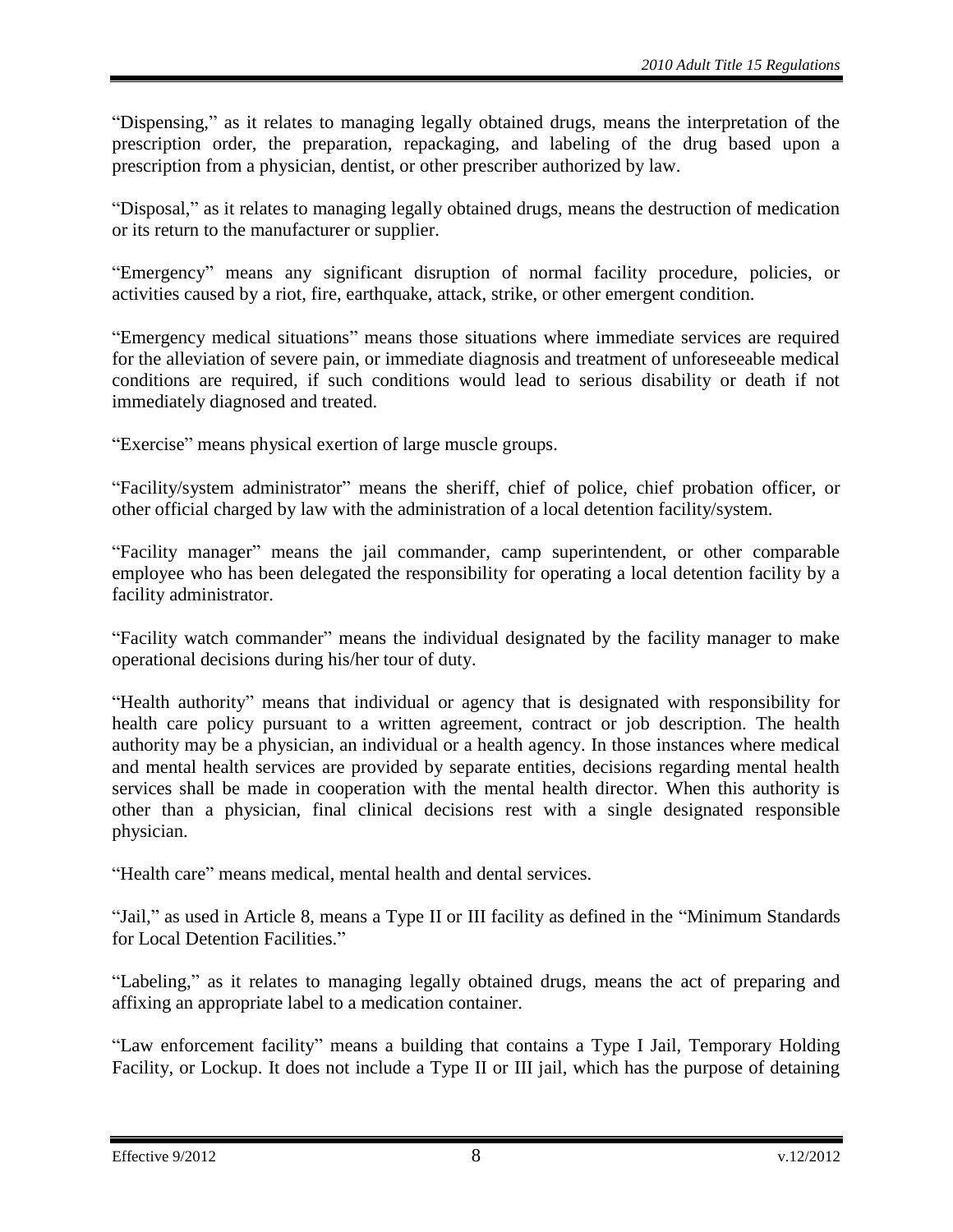"Dispensing," as it relates to managing legally obtained drugs, means the interpretation of the prescription order, the preparation, repackaging, and labeling of the drug based upon a prescription from a physician, dentist, or other prescriber authorized by law.

"Disposal," as it relates to managing legally obtained drugs, means the destruction of medication or its return to the manufacturer or supplier.

"Emergency" means any significant disruption of normal facility procedure, policies, or activities caused by a riot, fire, earthquake, attack, strike, or other emergent condition.

"Emergency medical situations" means those situations where immediate services are required for the alleviation of severe pain, or immediate diagnosis and treatment of unforeseeable medical conditions are required, if such conditions would lead to serious disability or death if not immediately diagnosed and treated.

"Exercise" means physical exertion of large muscle groups.

"Facility/system administrator" means the sheriff, chief of police, chief probation officer, or other official charged by law with the administration of a local detention facility/system.

"Facility manager" means the jail commander, camp superintendent, or other comparable employee who has been delegated the responsibility for operating a local detention facility by a facility administrator.

"Facility watch commander" means the individual designated by the facility manager to make operational decisions during his/her tour of duty.

"Health authority" means that individual or agency that is designated with responsibility for health care policy pursuant to a written agreement, contract or job description. The health authority may be a physician, an individual or a health agency. In those instances where medical and mental health services are provided by separate entities, decisions regarding mental health services shall be made in cooperation with the mental health director. When this authority is other than a physician, final clinical decisions rest with a single designated responsible physician.

"Health care" means medical, mental health and dental services.

"Jail," as used in Article 8, means a Type II or III facility as defined in the "Minimum Standards for Local Detention Facilities."

"Labeling," as it relates to managing legally obtained drugs, means the act of preparing and affixing an appropriate label to a medication container.

"Law enforcement facility" means a building that contains a Type I Jail, Temporary Holding Facility, or Lockup. It does not include a Type II or III jail, which has the purpose of detaining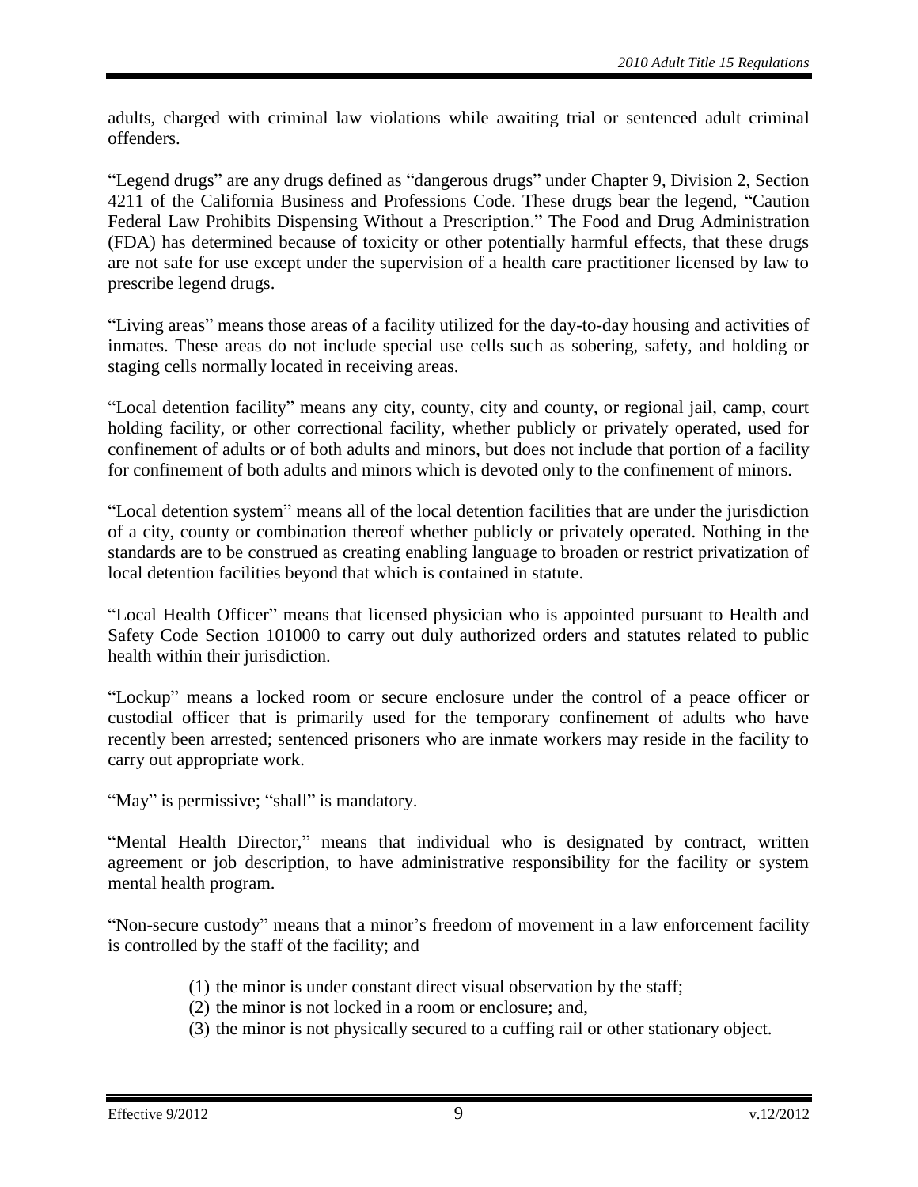adults, charged with criminal law violations while awaiting trial or sentenced adult criminal offenders.

"Legend drugs" are any drugs defined as "dangerous drugs" under Chapter 9, Division 2, Section 4211 of the California Business and Professions Code. These drugs bear the legend, "Caution Federal Law Prohibits Dispensing Without a Prescription." The Food and Drug Administration (FDA) has determined because of toxicity or other potentially harmful effects, that these drugs are not safe for use except under the supervision of a health care practitioner licensed by law to prescribe legend drugs.

"Living areas" means those areas of a facility utilized for the day-to-day housing and activities of inmates. These areas do not include special use cells such as sobering, safety, and holding or staging cells normally located in receiving areas.

"Local detention facility" means any city, county, city and county, or regional jail, camp, court holding facility, or other correctional facility, whether publicly or privately operated, used for confinement of adults or of both adults and minors, but does not include that portion of a facility for confinement of both adults and minors which is devoted only to the confinement of minors.

"Local detention system" means all of the local detention facilities that are under the jurisdiction of a city, county or combination thereof whether publicly or privately operated. Nothing in the standards are to be construed as creating enabling language to broaden or restrict privatization of local detention facilities beyond that which is contained in statute.

"Local Health Officer" means that licensed physician who is appointed pursuant to Health and Safety Code Section 101000 to carry out duly authorized orders and statutes related to public health within their jurisdiction.

"Lockup" means a locked room or secure enclosure under the control of a peace officer or custodial officer that is primarily used for the temporary confinement of adults who have recently been arrested; sentenced prisoners who are inmate workers may reside in the facility to carry out appropriate work.

"May" is permissive; "shall" is mandatory.

"Mental Health Director," means that individual who is designated by contract, written agreement or job description, to have administrative responsibility for the facility or system mental health program.

"Non-secure custody" means that a minor's freedom of movement in a law enforcement facility is controlled by the staff of the facility; and

(1) the minor is under constant direct visual observation by the staff;
(2) the minor is not locked in a room or enclosure; and,
(3) the minor is not physically secured to a cuffing rail or other stationary object.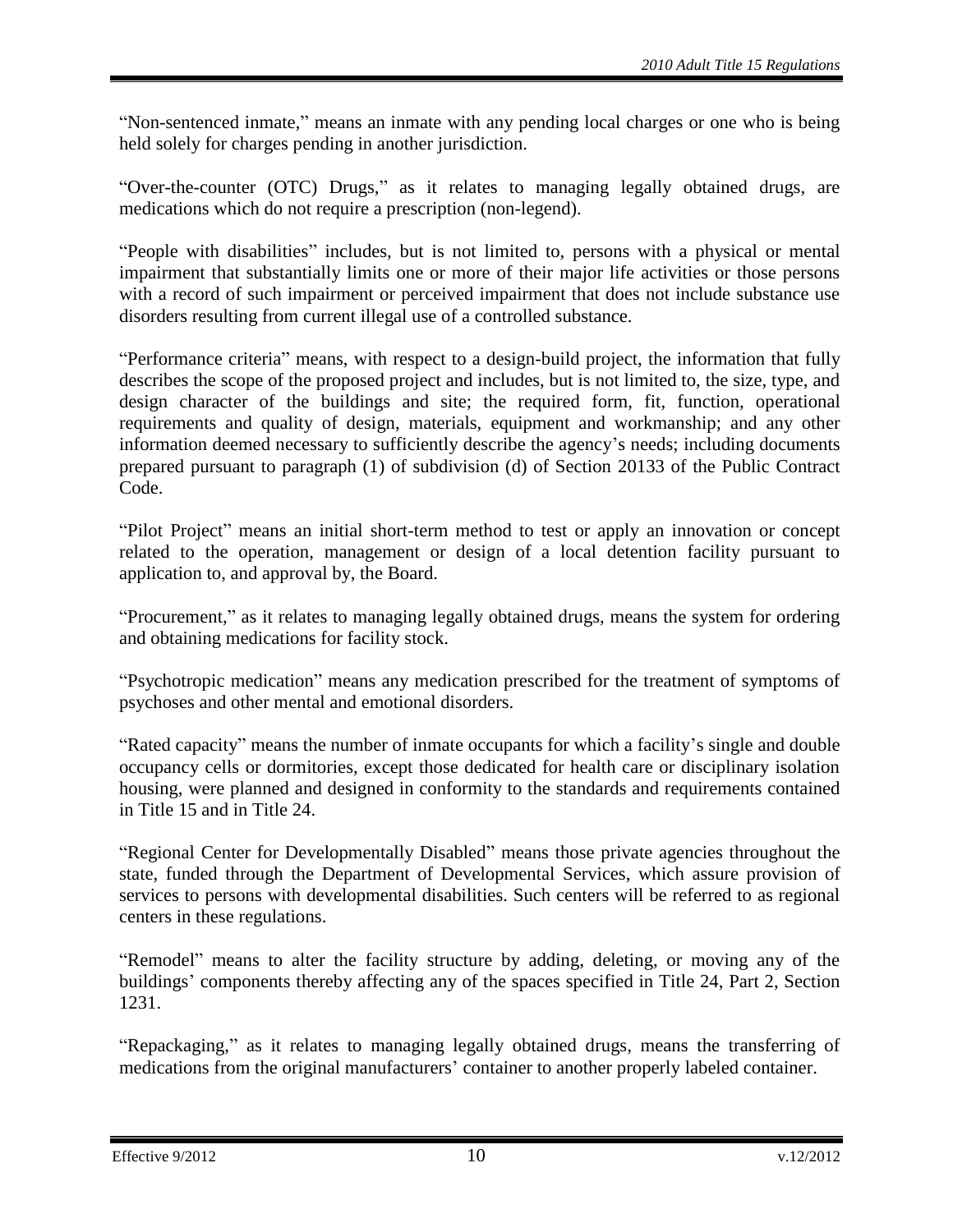"Non-sentenced inmate," means an inmate with any pending local charges or one who is being held solely for charges pending in another jurisdiction.

"Over-the-counter (OTC) Drugs," as it relates to managing legally obtained drugs, are medications which do not require a prescription (non-legend).

"People with disabilities" includes, but is not limited to, persons with a physical or mental impairment that substantially limits one or more of their major life activities or those persons with a record of such impairment or perceived impairment that does not include substance use disorders resulting from current illegal use of a controlled substance.

"Performance criteria" means, with respect to a design-build project, the information that fully describes the scope of the proposed project and includes, but is not limited to, the size, type, and design character of the buildings and site; the required form, fit, function, operational requirements and quality of design, materials, equipment and workmanship; and any other information deemed necessary to sufficiently describe the agency's needs; including documents prepared pursuant to paragraph (1) of subdivision (d) of Section 20133 of the Public Contract Code.

"Pilot Project" means an initial short-term method to test or apply an innovation or concept related to the operation, management or design of a local detention facility pursuant to application to, and approval by, the Board.

"Procurement," as it relates to managing legally obtained drugs, means the system for ordering and obtaining medications for facility stock.

"Psychotropic medication" means any medication prescribed for the treatment of symptoms of psychoses and other mental and emotional disorders.

"Rated capacity" means the number of inmate occupants for which a facility's single and double occupancy cells or dormitories, except those dedicated for health care or disciplinary isolation housing, were planned and designed in conformity to the standards and requirements contained in Title 15 and in Title 24.

"Regional Center for Developmentally Disabled" means those private agencies throughout the state, funded through the Department of Developmental Services, which assure provision of services to persons with developmental disabilities. Such centers will be referred to as regional centers in these regulations.

"Remodel" means to alter the facility structure by adding, deleting, or moving any of the buildings' components thereby affecting any of the spaces specified in Title 24, Part 2, Section 1231.

"Repackaging," as it relates to managing legally obtained drugs, means the transferring of medications from the original manufacturers' container to another properly labeled container.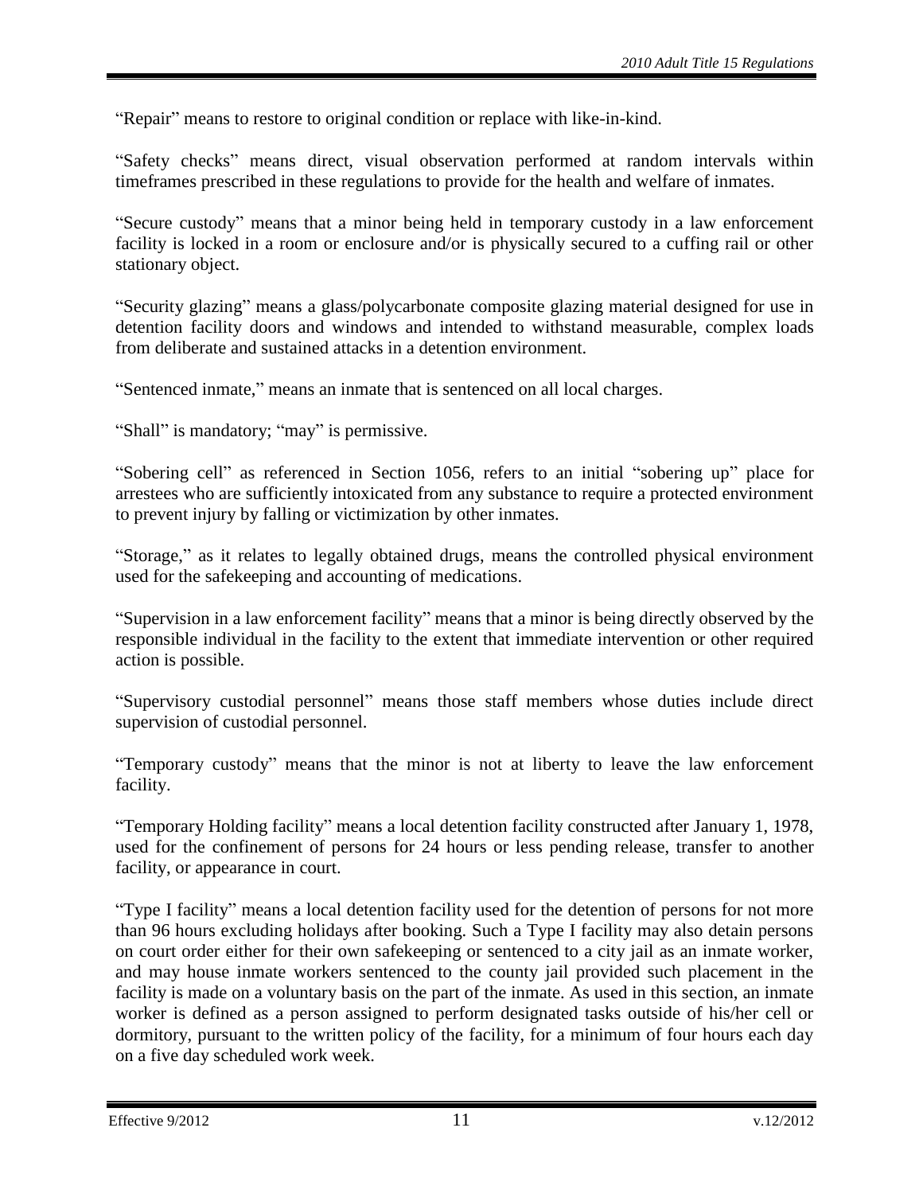"Repair" means to restore to original condition or replace with like-in-kind.

"Safety checks" means direct, visual observation performed at random intervals within timeframes prescribed in these regulations to provide for the health and welfare of inmates.

"Secure custody" means that a minor being held in temporary custody in a law enforcement facility is locked in a room or enclosure and/or is physically secured to a cuffing rail or other stationary object.

"Security glazing" means a glass/polycarbonate composite glazing material designed for use in detention facility doors and windows and intended to withstand measurable, complex loads from deliberate and sustained attacks in a detention environment.

"Sentenced inmate," means an inmate that is sentenced on all local charges.

"Shall" is mandatory; "may" is permissive.

"Sobering cell" as referenced in Section 1056, refers to an initial "sobering up" place for arrestees who are sufficiently intoxicated from any substance to require a protected environment to prevent injury by falling or victimization by other inmates.

"Storage," as it relates to legally obtained drugs, means the controlled physical environment used for the safekeeping and accounting of medications.

"Supervision in a law enforcement facility" means that a minor is being directly observed by the responsible individual in the facility to the extent that immediate intervention or other required action is possible.

"Supervisory custodial personnel" means those staff members whose duties include direct supervision of custodial personnel.

"Temporary custody" means that the minor is not at liberty to leave the law enforcement facility.

"Temporary Holding facility" means a local detention facility constructed after January 1, 1978, used for the confinement of persons for 24 hours or less pending release, transfer to another facility, or appearance in court.

"Type I facility" means a local detention facility used for the detention of persons for not more than 96 hours excluding holidays after booking. Such a Type I facility may also detain persons on court order either for their own safekeeping or sentenced to a city jail as an inmate worker, and may house inmate workers sentenced to the county jail provided such placement in the facility is made on a voluntary basis on the part of the inmate. As used in this section, an inmate worker is defined as a person assigned to perform designated tasks outside of his/her cell or dormitory, pursuant to the written policy of the facility, for a minimum of four hours each day on a five day scheduled work week.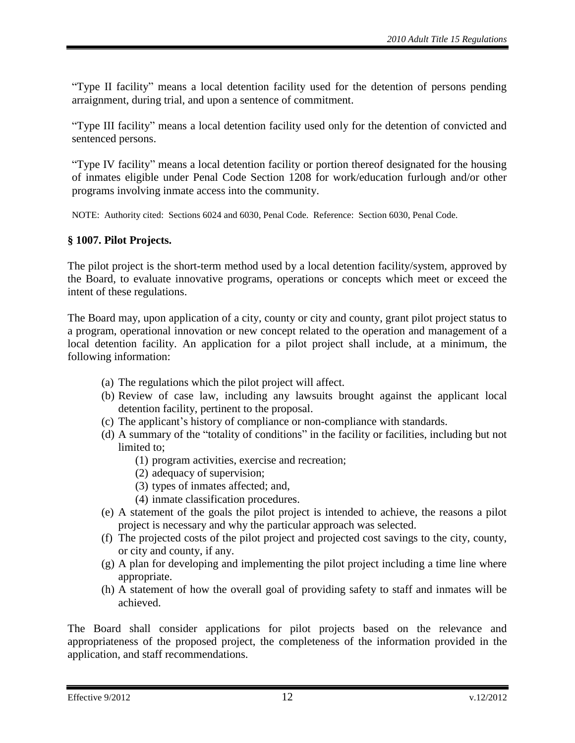"Type II facility" means a local detention facility used for the detention of persons pending arraignment, during trial, and upon a sentence of commitment.

"Type III facility" means a local detention facility used only for the detention of convicted and sentenced persons.

"Type IV facility" means a local detention facility or portion thereof designated for the housing of inmates eligible under Penal Code Section 1208 for work/education furlough and/or other programs involving inmate access into the community.

NOTE: Authority cited: Sections 6024 and 6030, Penal Code. Reference: Section 6030, Penal Code.

### § 1007. Pilot Projects.

The pilot project is the short-term method used by a local detention facility/system, approved by the Board, to evaluate innovative programs, operations or concepts which meet or exceed the intent of these regulations.

The Board may, upon application of a city, county or city and county, grant pilot project status to a program, operational innovation or new concept related to the operation and management of a local detention facility. An application for a pilot project shall include, at a minimum, the following information:

- (a) The regulations which the pilot project will affect.
- (b) Review of case law, including any lawsuits brought against the applicant local detention facility, pertinent to the proposal.
- (c) The applicant's history of compliance or non-compliance with standards.
- (d) A summary of the "totality of conditions" in the facility or facilities, including but not limited to;
  - (1) program activities, exercise and recreation;
  - (2) adequacy of supervision;
  - (3) types of inmates affected; and,
  - (4) inmate classification procedures.
- (e) A statement of the goals the pilot project is intended to achieve, the reasons a pilot project is necessary and why the particular approach was selected.
- (f) The projected costs of the pilot project and projected cost savings to the city, county, or city and county, if any.
- (g) A plan for developing and implementing the pilot project including a time line where appropriate.
- (h) A statement of how the overall goal of providing safety to staff and inmates will be achieved.

The Board shall consider applications for pilot projects based on the relevance and appropriateness of the proposed project, the completeness of the information provided in the application, and staff recommendations.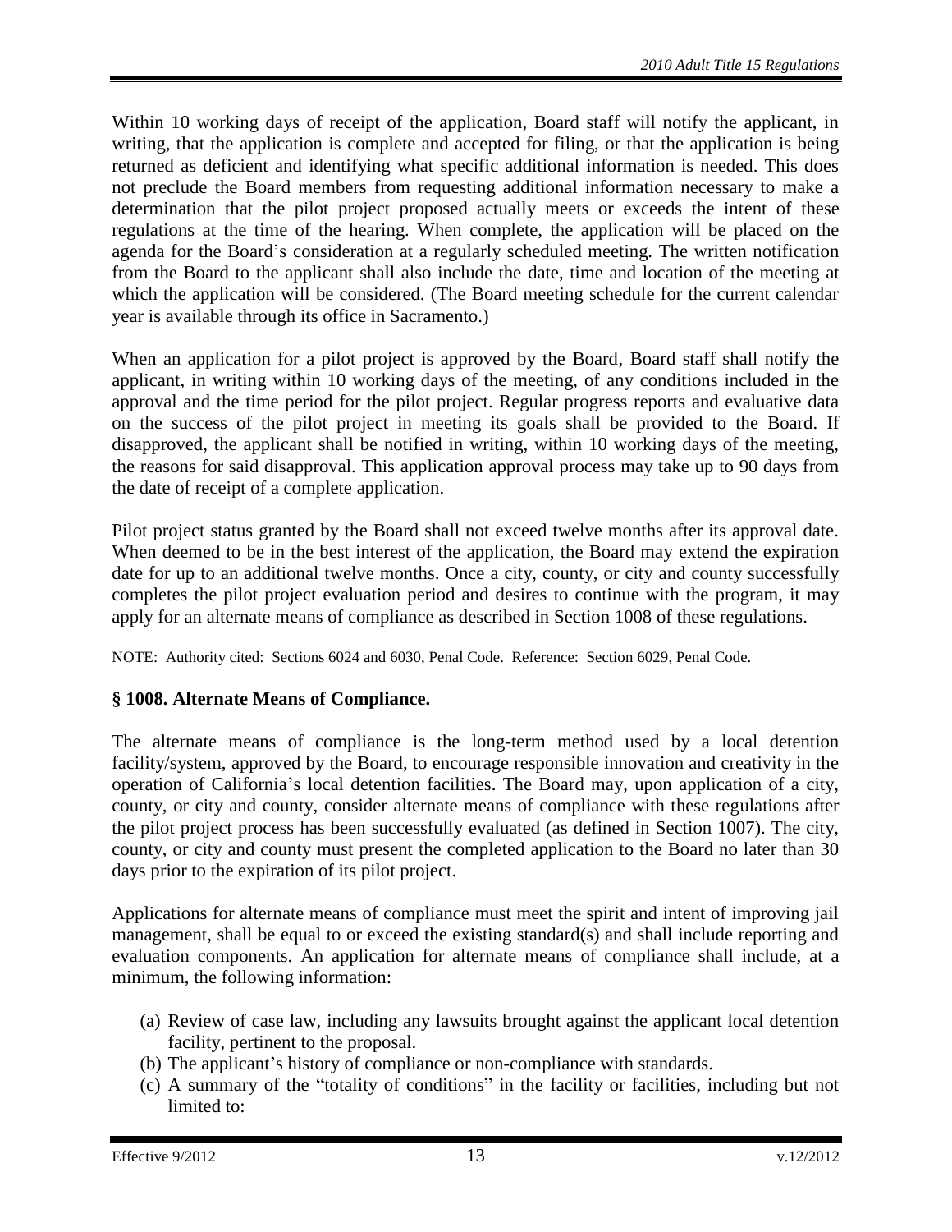Within 10 working days of receipt of the application, Board staff will notify the applicant, in writing, that the application is complete and accepted for filing, or that the application is being returned as deficient and identifying what specific additional information is needed. This does not preclude the Board members from requesting additional information necessary to make a determination that the pilot project proposed actually meets or exceeds the intent of these regulations at the time of the hearing. When complete, the application will be placed on the agenda for the Board's consideration at a regularly scheduled meeting. The written notification from the Board to the applicant shall also include the date, time and location of the meeting at which the application will be considered. (The Board meeting schedule for the current calendar year is available through its office in Sacramento.)

When an application for a pilot project is approved by the Board, Board staff shall notify the applicant, in writing within 10 working days of the meeting, of any conditions included in the approval and the time period for the pilot project. Regular progress reports and evaluative data on the success of the pilot project in meeting its goals shall be provided to the Board. If disapproved, the applicant shall be notified in writing, within 10 working days of the meeting, the reasons for said disapproval. This application approval process may take up to 90 days from the date of receipt of a complete application.

Pilot project status granted by the Board shall not exceed twelve months after its approval date. When deemed to be in the best interest of the application, the Board may extend the expiration date for up to an additional twelve months. Once a city, county, or city and county successfully completes the pilot project evaluation period and desires to continue with the program, it may apply for an alternate means of compliance as described in Section 1008 of these regulations.

NOTE: Authority cited: Sections 6024 and 6030, Penal Code. Reference: Section 6029, Penal Code.

### § 1008. Alternate Means of Compliance.

The alternate means of compliance is the long-term method used by a local detention facility/system, approved by the Board, to encourage responsible innovation and creativity in the operation of California's local detention facilities. The Board may, upon application of a city, county, or city and county, consider alternate means of compliance with these regulations after the pilot project process has been successfully evaluated (as defined in Section 1007). The city, county, or city and county must present the completed application to the Board no later than 30 days prior to the expiration of its pilot project.

Applications for alternate means of compliance must meet the spirit and intent of improving jail management, shall be equal to or exceed the existing standard(s) and shall include reporting and evaluation components. An application for alternate means of compliance shall include, at a minimum, the following information:

(a) Review of case law, including any lawsuits brought against the applicant local detention facility, pertinent to the proposal.
(b) The applicant's history of compliance or non-compliance with standards.
(c) A summary of the "totality of conditions" in the facility or facilities, including but not limited to: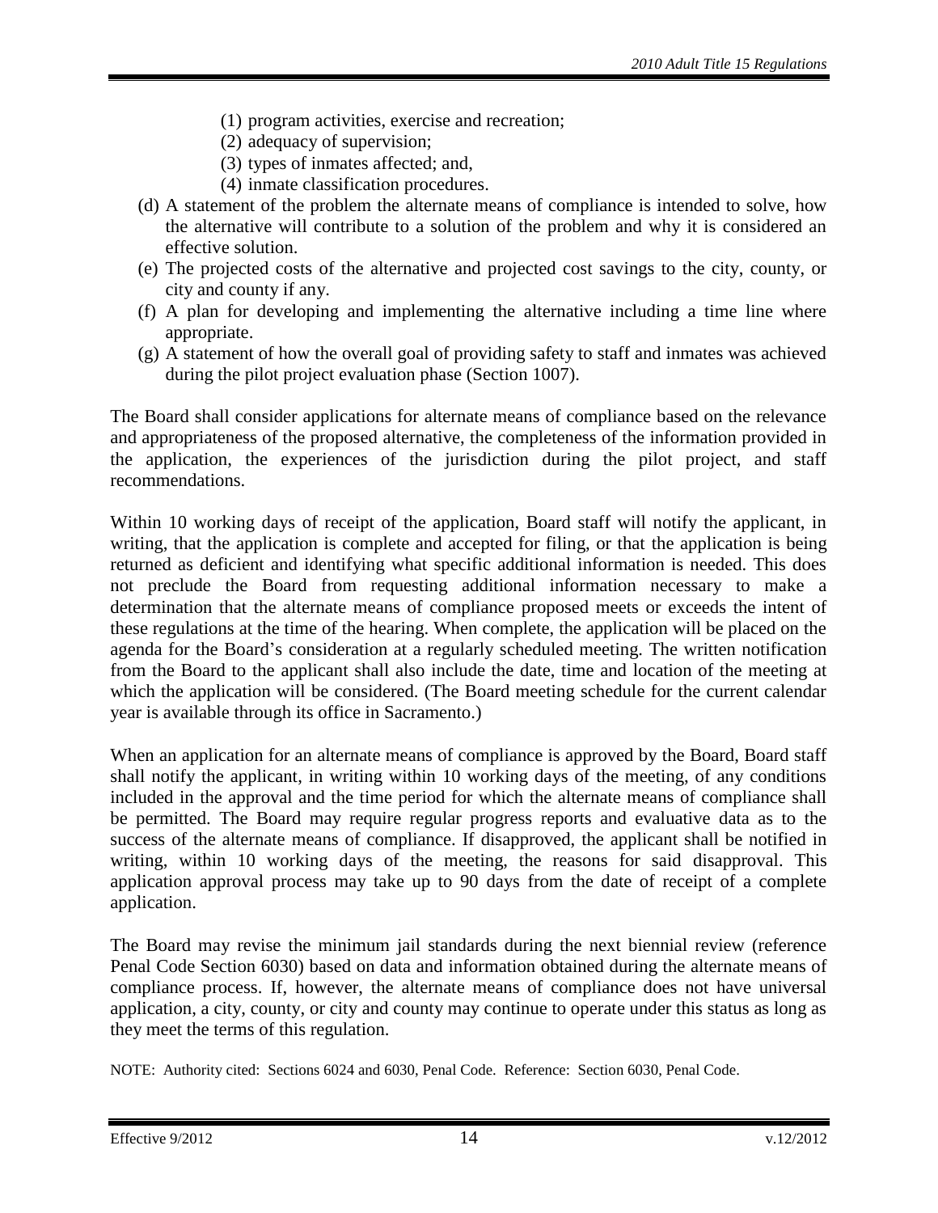(1) program activities, exercise and recreation;
   (2) adequacy of supervision;
   (3) types of inmates affected; and,
   (4) inmate classification procedures.

(d) A statement of the problem the alternate means of compliance is intended to solve, how the alternative will contribute to a solution of the problem and why it is considered an effective solution.

(e) The projected costs of the alternative and projected cost savings to the city, county, or city and county if any.

(f) A plan for developing and implementing the alternative including a time line where appropriate.

(g) A statement of how the overall goal of providing safety to staff and inmates was achieved during the pilot project evaluation phase (Section 1007).

The Board shall consider applications for alternate means of compliance based on the relevance and appropriateness of the proposed alternative, the completeness of the information provided in the application, the experiences of the jurisdiction during the pilot project, and staff recommendations.

Within 10 working days of receipt of the application, Board staff will notify the applicant, in writing, that the application is complete and accepted for filing, or that the application is being returned as deficient and identifying what specific additional information is needed. This does not preclude the Board from requesting additional information necessary to make a determination that the alternate means of compliance proposed meets or exceeds the intent of these regulations at the time of the hearing. When complete, the application will be placed on the agenda for the Board's consideration at a regularly scheduled meeting. The written notification from the Board to the applicant shall also include the date, time and location of the meeting at which the application will be considered. (The Board meeting schedule for the current calendar year is available through its office in Sacramento.)

When an application for an alternate means of compliance is approved by the Board, Board staff shall notify the applicant, in writing within 10 working days of the meeting, of any conditions included in the approval and the time period for which the alternate means of compliance shall be permitted. The Board may require regular progress reports and evaluative data as to the success of the alternate means of compliance. If disapproved, the applicant shall be notified in writing, within 10 working days of the meeting, the reasons for said disapproval. This application approval process may take up to 90 days from the date of receipt of a complete application.

The Board may revise the minimum jail standards during the next biennial review (reference Penal Code Section 6030) based on data and information obtained during the alternate means of compliance process. If, however, the alternate means of compliance does not have universal application, a city, county, or city and county may continue to operate under this status as long as they meet the terms of this regulation.

NOTE: Authority cited: Sections 6024 and 6030, Penal Code. Reference: Section 6030, Penal Code.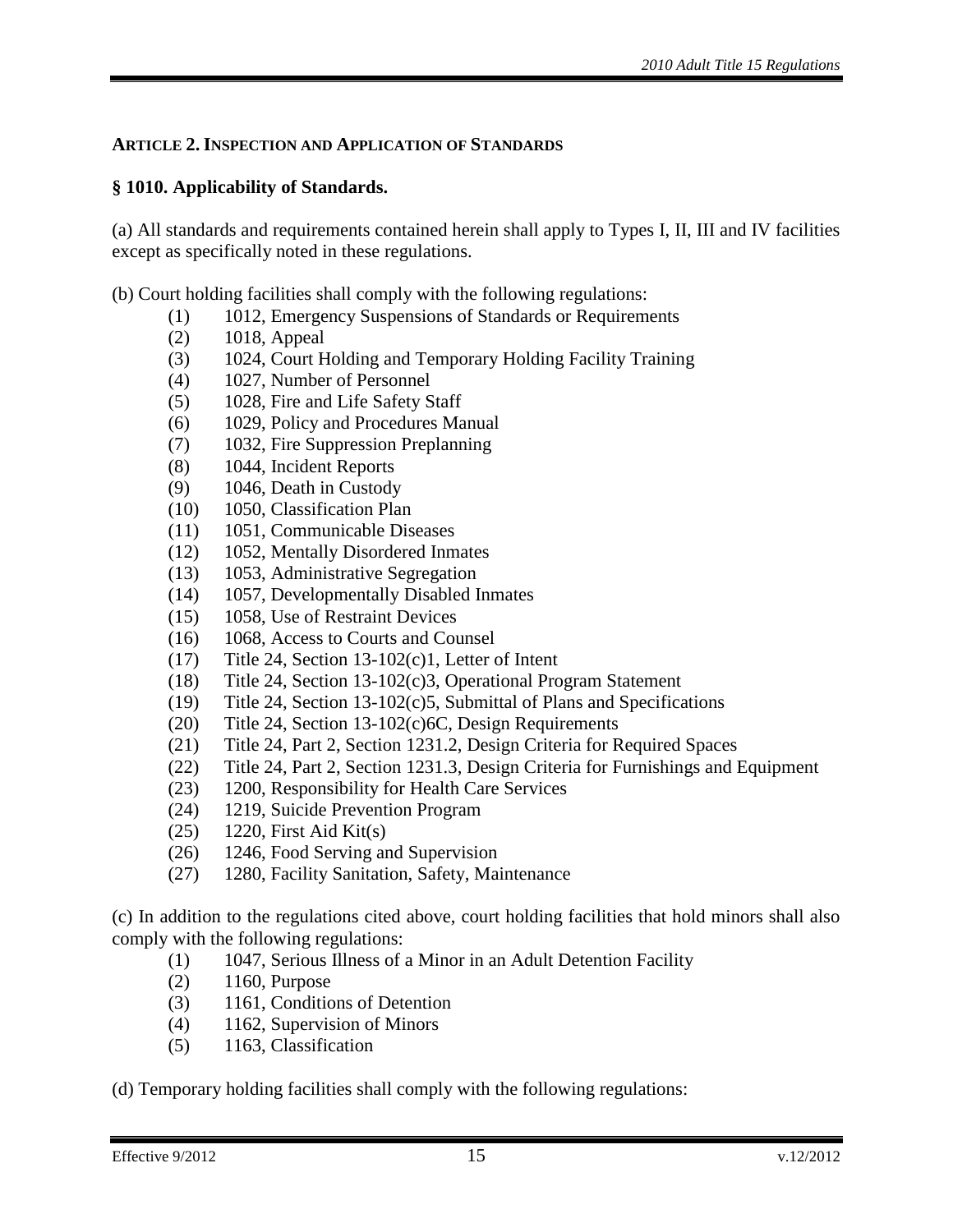## ARTICLE 2. INSPECTION AND APPLICATION OF STANDARDS

### § 1010. Applicability of Standards.

(a) All standards and requirements contained herein shall apply to Types I, II, III and IV facilities except as specifically noted in these regulations.

(b) Court holding facilities shall comply with the following regulations:

- (1) 1012, Emergency Suspensions of Standards or Requirements
- (2) 1018, Appeal
- (3) 1024, Court Holding and Temporary Holding Facility Training
- (4) 1027, Number of Personnel
- (5) 1028, Fire and Life Safety Staff
- (6) 1029, Policy and Procedures Manual
- (7) 1032, Fire Suppression Preplanning
- (8) 1044, Incident Reports
- (9) 1046, Death in Custody
- (10) 1050, Classification Plan
- (11) 1051, Communicable Diseases
- (12) 1052, Mentally Disordered Inmates
- (13) 1053, Administrative Segregation
- (14) 1057, Developmentally Disabled Inmates
- (15) 1058, Use of Restraint Devices
- (16) 1068, Access to Courts and Counsel
- (17) Title 24, Section 13-102(c)1, Letter of Intent
- (18) Title 24, Section 13-102(c)3, Operational Program Statement
- (19) Title 24, Section 13-102(c)5, Submittal of Plans and Specifications
- (20) Title 24, Section 13-102(c)6C, Design Requirements
- (21) Title 24, Part 2, Section 1231.2, Design Criteria for Required Spaces
- (22) Title 24, Part 2, Section 1231.3, Design Criteria for Furnishings and Equipment
- (23) 1200, Responsibility for Health Care Services
- (24) 1219, Suicide Prevention Program
- (25) 1220, First Aid Kit(s)
- (26) 1246, Food Serving and Supervision
- (27) 1280, Facility Sanitation, Safety, Maintenance

(c) In addition to the regulations cited above, court holding facilities that hold minors shall also comply with the following regulations:

- (1) 1047, Serious Illness of a Minor in an Adult Detention Facility
- (2) 1160, Purpose
- (3) 1161, Conditions of Detention
- (4) 1162, Supervision of Minors
- (5) 1163, Classification

(d) Temporary holding facilities shall comply with the following regulations: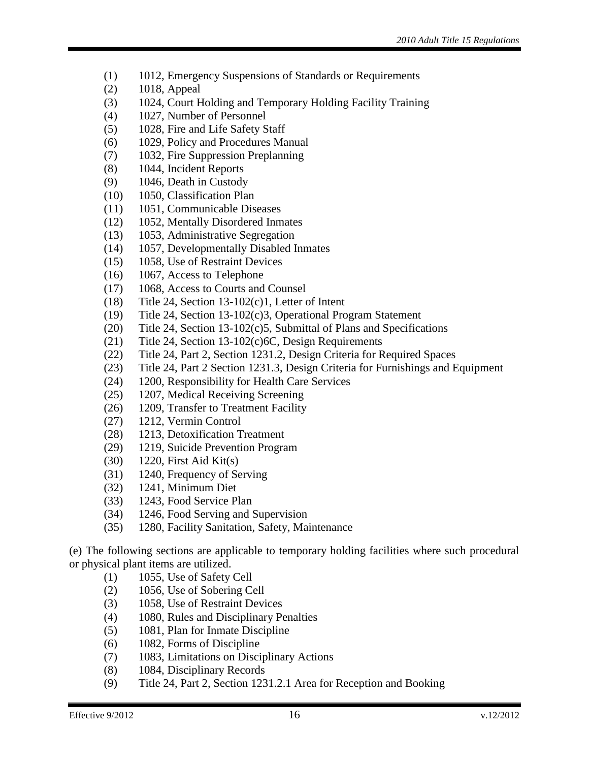(1) 1012, Emergency Suspensions of Standards or Requirements
(2) 1018, Appeal
(3) 1024, Court Holding and Temporary Holding Facility Training
(4) 1027, Number of Personnel
(5) 1028, Fire and Life Safety Staff
(6) 1029, Policy and Procedures Manual
(7) 1032, Fire Suppression Preplanning
(8) 1044, Incident Reports
(9) 1046, Death in Custody
(10) 1050, Classification Plan
(11) 1051, Communicable Diseases
(12) 1052, Mentally Disordered Inmates
(13) 1053, Administrative Segregation
(14) 1057, Developmentally Disabled Inmates
(15) 1058, Use of Restraint Devices
(16) 1067, Access to Telephone
(17) 1068, Access to Courts and Counsel
(18) Title 24, Section 13-102(c)1, Letter of Intent
(19) Title 24, Section 13-102(c)3, Operational Program Statement
(20) Title 24, Section 13-102(c)5, Submittal of Plans and Specifications
(21) Title 24, Section 13-102(c)6C, Design Requirements
(22) Title 24, Part 2, Section 1231.2, Design Criteria for Required Spaces
(23) Title 24, Part 2 Section 1231.3, Design Criteria for Furnishings and Equipment
(24) 1200, Responsibility for Health Care Services
(25) 1207, Medical Receiving Screening
(26) 1209, Transfer to Treatment Facility
(27) 1212, Vermin Control
(28) 1213, Detoxification Treatment
(29) 1219, Suicide Prevention Program
(30) 1220, First Aid Kit(s)
(31) 1240, Frequency of Serving
(32) 1241, Minimum Diet
(33) 1243, Food Service Plan
(34) 1246, Food Serving and Supervision
(35) 1280, Facility Sanitation, Safety, Maintenance

(e) The following sections are applicable to temporary holding facilities where such procedural or physical plant items are utilized.

(1) 1055, Use of Safety Cell
(2) 1056, Use of Sobering Cell
(3) 1058, Use of Restraint Devices
(4) 1080, Rules and Disciplinary Penalties
(5) 1081, Plan for Inmate Discipline
(6) 1082, Forms of Discipline
(7) 1083, Limitations on Disciplinary Actions
(8) 1084, Disciplinary Records
(9) Title 24, Part 2, Section 1231.2.1 Area for Reception and Booking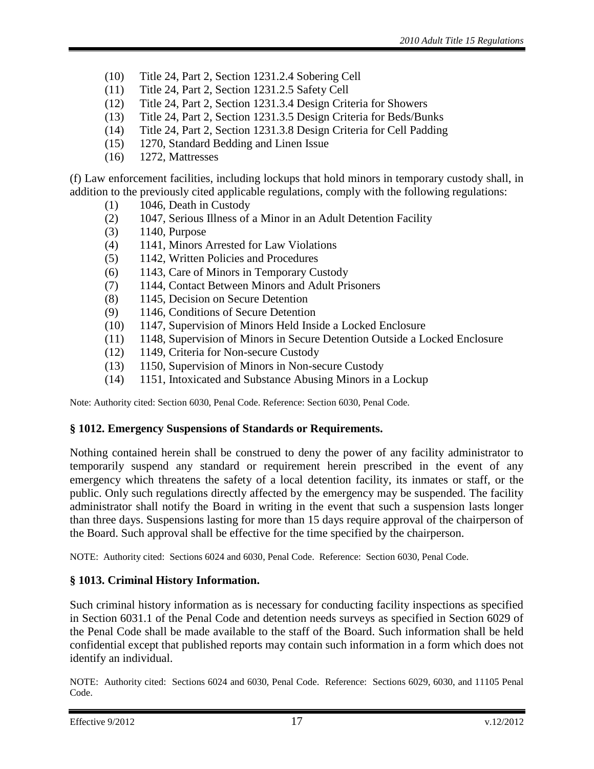(10) Title 24, Part 2, Section 1231.2.4 Sobering Cell
(11) Title 24, Part 2, Section 1231.2.5 Safety Cell
(12) Title 24, Part 2, Section 1231.3.4 Design Criteria for Showers
(13) Title 24, Part 2, Section 1231.3.5 Design Criteria for Beds/Bunks
(14) Title 24, Part 2, Section 1231.3.8 Design Criteria for Cell Padding
(15) 1270, Standard Bedding and Linen Issue
(16) 1272, Mattresses

(f) Law enforcement facilities, including lockups that hold minors in temporary custody shall, in addition to the previously cited applicable regulations, comply with the following regulations:

(1) 1046, Death in Custody
(2) 1047, Serious Illness of a Minor in an Adult Detention Facility
(3) 1140, Purpose
(4) 1141, Minors Arrested for Law Violations
(5) 1142, Written Policies and Procedures
(6) 1143, Care of Minors in Temporary Custody
(7) 1144, Contact Between Minors and Adult Prisoners
(8) 1145, Decision on Secure Detention
(9) 1146, Conditions of Secure Detention
(10) 1147, Supervision of Minors Held Inside a Locked Enclosure
(11) 1148, Supervision of Minors in Secure Detention Outside a Locked Enclosure
(12) 1149, Criteria for Non-secure Custody
(13) 1150, Supervision of Minors in Non-secure Custody
(14) 1151, Intoxicated and Substance Abusing Minors in a Lockup

Note: Authority cited: Section 6030, Penal Code. Reference: Section 6030, Penal Code.

### § 1012. Emergency Suspensions of Standards or Requirements.

Nothing contained herein shall be construed to deny the power of any facility administrator to temporarily suspend any standard or requirement herein prescribed in the event of any emergency which threatens the safety of a local detention facility, its inmates or staff, or the public. Only such regulations directly affected by the emergency may be suspended. The facility administrator shall notify the Board in writing in the event that such a suspension lasts longer than three days. Suspensions lasting for more than 15 days require approval of the chairperson of the Board. Such approval shall be effective for the time specified by the chairperson.

NOTE: Authority cited: Sections 6024 and 6030, Penal Code. Reference: Section 6030, Penal Code.

### § 1013. Criminal History Information.

Such criminal history information as is necessary for conducting facility inspections as specified in Section 6031.1 of the Penal Code and detention needs surveys as specified in Section 6029 of the Penal Code shall be made available to the staff of the Board. Such information shall be held confidential except that published reports may contain such information in a form which does not identify an individual.

NOTE: Authority cited: Sections 6024 and 6030, Penal Code. Reference: Sections 6029, 6030, and 11105 Penal Code.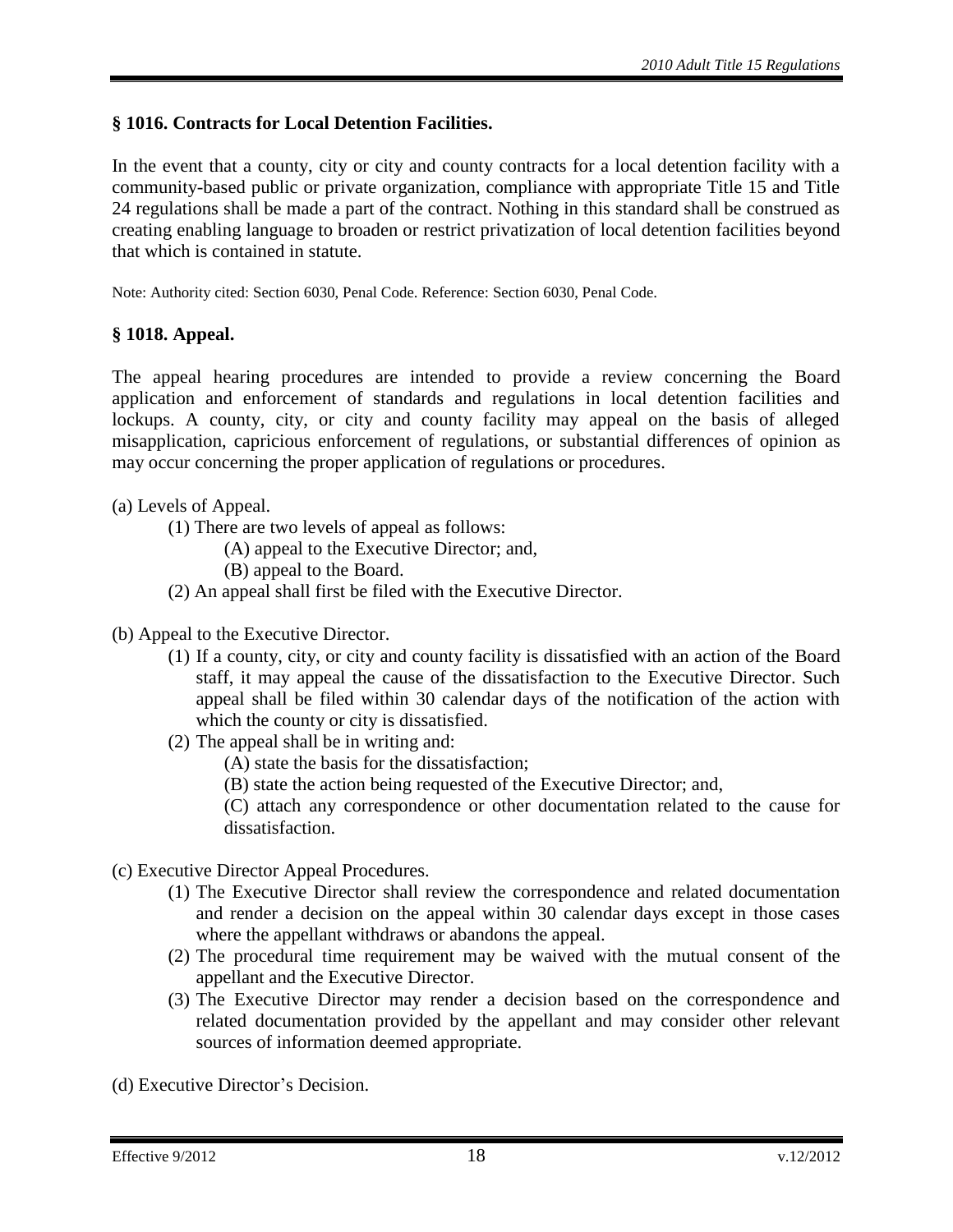### § 1016. Contracts for Local Detention Facilities.

In the event that a county, city or city and county contracts for a local detention facility with a community-based public or private organization, compliance with appropriate Title 15 and Title 24 regulations shall be made a part of the contract. Nothing in this standard shall be construed as creating enabling language to broaden or restrict privatization of local detention facilities beyond that which is contained in statute.

Note: Authority cited: Section 6030, Penal Code. Reference: Section 6030, Penal Code.

### § 1018. Appeal.

The appeal hearing procedures are intended to provide a review concerning the Board application and enforcement of standards and regulations in local detention facilities and lockups. A county, city, or city and county facility may appeal on the basis of alleged misapplication, capricious enforcement of regulations, or substantial differences of opinion as may occur concerning the proper application of regulations or procedures.

(a) Levels of Appeal.

- (1) There are two levels of appeal as follows:
  - (A) appeal to the Executive Director; and,
  - (B) appeal to the Board.
- (2) An appeal shall first be filed with the Executive Director.

(b) Appeal to the Executive Director.

- (1) If a county, city, or city and county facility is dissatisfied with an action of the Board staff, it may appeal the cause of the dissatisfaction to the Executive Director. Such appeal shall be filed within 30 calendar days of the notification of the action with which the county or city is dissatisfied.
- (2) The appeal shall be in writing and:
  - (A) state the basis for the dissatisfaction;
  - (B) state the action being requested of the Executive Director; and,
  - (C) attach any correspondence or other documentation related to the cause for dissatisfaction.

(c) Executive Director Appeal Procedures.

- (1) The Executive Director shall review the correspondence and related documentation and render a decision on the appeal within 30 calendar days except in those cases where the appellant withdraws or abandons the appeal.
- (2) The procedural time requirement may be waived with the mutual consent of the appellant and the Executive Director.
- (3) The Executive Director may render a decision based on the correspondence and related documentation provided by the appellant and may consider other relevant sources of information deemed appropriate.

(d) Executive Director's Decision.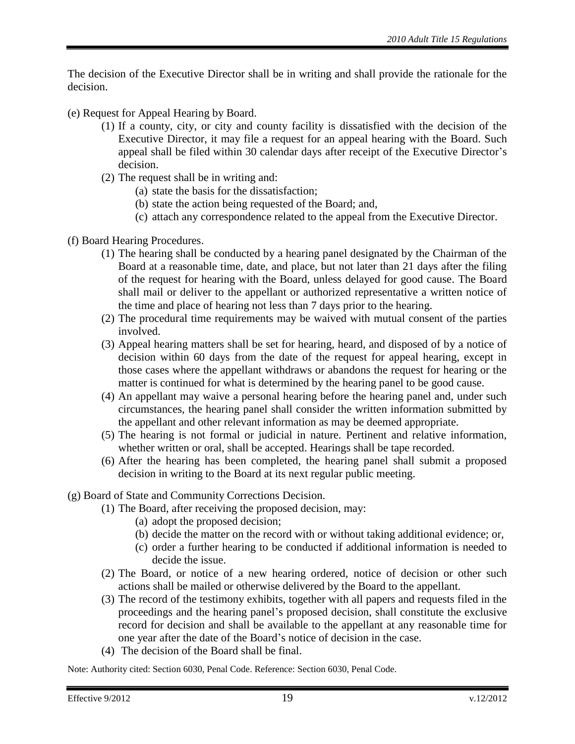The decision of the Executive Director shall be in writing and shall provide the rationale for the decision.

(e) Request for Appeal Hearing by Board.

- (1) If a county, city, or city and county facility is dissatisfied with the decision of the Executive Director, it may file a request for an appeal hearing with the Board. Such appeal shall be filed within 30 calendar days after receipt of the Executive Director's decision.
- (2) The request shall be in writing and:
  - (a) state the basis for the dissatisfaction;
  - (b) state the action being requested of the Board; and,
  - (c) attach any correspondence related to the appeal from the Executive Director.

(f) Board Hearing Procedures.

- (1) The hearing shall be conducted by a hearing panel designated by the Chairman of the Board at a reasonable time, date, and place, but not later than 21 days after the filing of the request for hearing with the Board, unless delayed for good cause. The Board shall mail or deliver to the appellant or authorized representative a written notice of the time and place of hearing not less than 7 days prior to the hearing.
- (2) The procedural time requirements may be waived with mutual consent of the parties involved.
- (3) Appeal hearing matters shall be set for hearing, heard, and disposed of by a notice of decision within 60 days from the date of the request for appeal hearing, except in those cases where the appellant withdraws or abandons the request for hearing or the matter is continued for what is determined by the hearing panel to be good cause.
- (4) An appellant may waive a personal hearing before the hearing panel and, under such circumstances, the hearing panel shall consider the written information submitted by the appellant and other relevant information as may be deemed appropriate.
- (5) The hearing is not formal or judicial in nature. Pertinent and relative information, whether written or oral, shall be accepted. Hearings shall be tape recorded.
- (6) After the hearing has been completed, the hearing panel shall submit a proposed decision in writing to the Board at its next regular public meeting.

(g) Board of State and Community Corrections Decision.

- (1) The Board, after receiving the proposed decision, may:
  - (a) adopt the proposed decision;
  - (b) decide the matter on the record with or without taking additional evidence; or,
  - (c) order a further hearing to be conducted if additional information is needed to decide the issue.
- (2) The Board, or notice of a new hearing ordered, notice of decision or other such actions shall be mailed or otherwise delivered by the Board to the appellant.
- (3) The record of the testimony exhibits, together with all papers and requests filed in the proceedings and the hearing panel's proposed decision, shall constitute the exclusive record for decision and shall be available to the appellant at any reasonable time for one year after the date of the Board's notice of decision in the case.
- (4) The decision of the Board shall be final.

Note: Authority cited: Section 6030, Penal Code. Reference: Section 6030, Penal Code.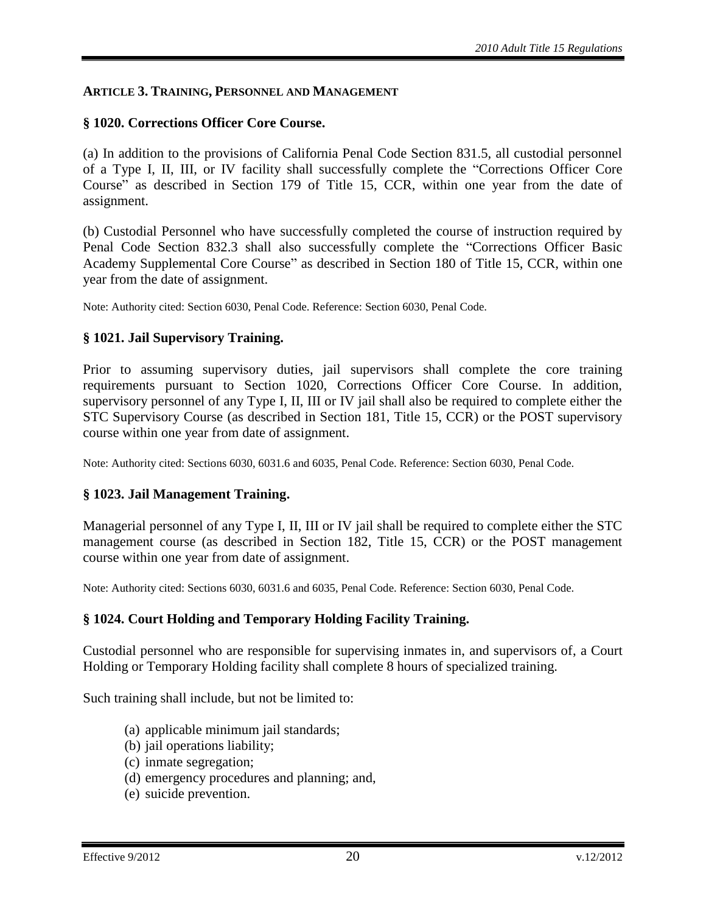## ARTICLE 3. TRAINING, PERSONNEL AND MANAGEMENT

### § 1020. Corrections Officer Core Course.

(a) In addition to the provisions of California Penal Code Section 831.5, all custodial personnel of a Type I, II, III, or IV facility shall successfully complete the "Corrections Officer Core Course" as described in Section 179 of Title 15, CCR, within one year from the date of assignment.

(b) Custodial Personnel who have successfully completed the course of instruction required by Penal Code Section 832.3 shall also successfully complete the "Corrections Officer Basic Academy Supplemental Core Course" as described in Section 180 of Title 15, CCR, within one year from the date of assignment.

Note: Authority cited: Section 6030, Penal Code. Reference: Section 6030, Penal Code.

### § 1021. Jail Supervisory Training.

Prior to assuming supervisory duties, jail supervisors shall complete the core training requirements pursuant to Section 1020, Corrections Officer Core Course. In addition, supervisory personnel of any Type I, II, III or IV jail shall also be required to complete either the STC Supervisory Course (as described in Section 181, Title 15, CCR) or the POST supervisory course within one year from date of assignment.

Note: Authority cited: Sections 6030, 6031.6 and 6035, Penal Code. Reference: Section 6030, Penal Code.

### § 1023. Jail Management Training.

Managerial personnel of any Type I, II, III or IV jail shall be required to complete either the STC management course (as described in Section 182, Title 15, CCR) or the POST management course within one year from date of assignment.

Note: Authority cited: Sections 6030, 6031.6 and 6035, Penal Code. Reference: Section 6030, Penal Code.

### § 1024. Court Holding and Temporary Holding Facility Training.

Custodial personnel who are responsible for supervising inmates in, and supervisors of, a Court Holding or Temporary Holding facility shall complete 8 hours of specialized training.

Such training shall include, but not be limited to:

(a) applicable minimum jail standards;
(b) jail operations liability;
(c) inmate segregation;
(d) emergency procedures and planning; and,
(e) suicide prevention.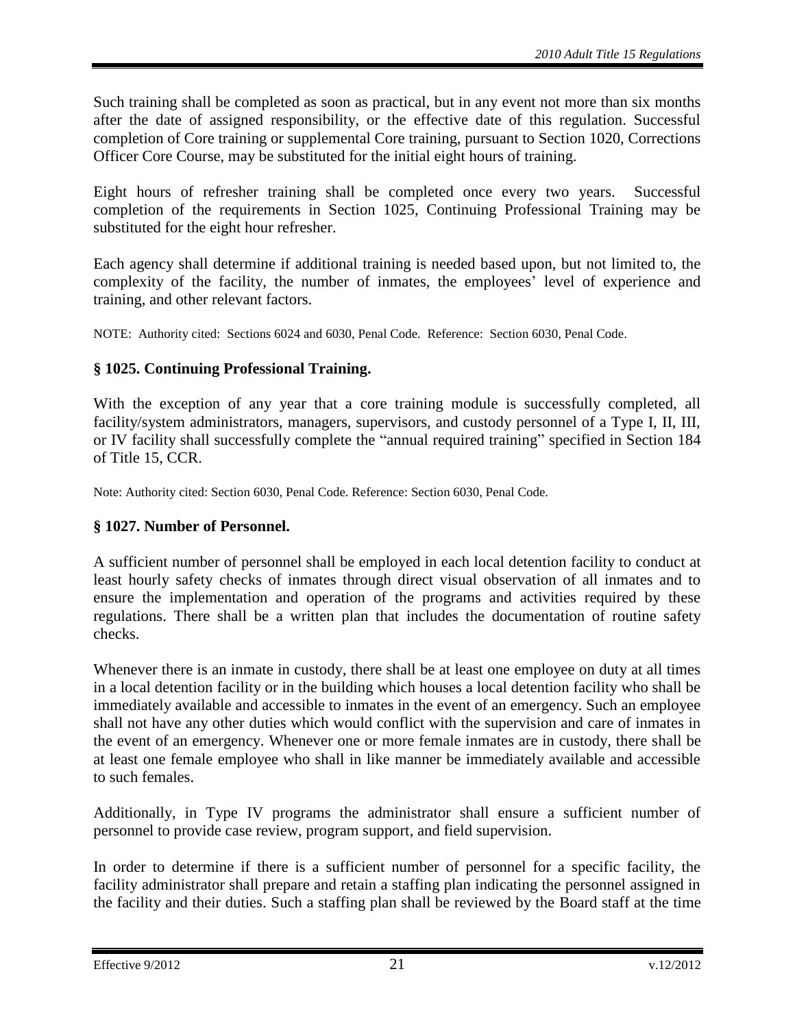Such training shall be completed as soon as practical, but in any event not more than six months after the date of assigned responsibility, or the effective date of this regulation. Successful completion of Core training or supplemental Core training, pursuant to Section 1020, Corrections Officer Core Course, may be substituted for the initial eight hours of training.

Eight hours of refresher training shall be completed once every two years. Successful completion of the requirements in Section 1025, Continuing Professional Training may be substituted for the eight hour refresher.

Each agency shall determine if additional training is needed based upon, but not limited to, the complexity of the facility, the number of inmates, the employees' level of experience and training, and other relevant factors.

NOTE: Authority cited: Sections 6024 and 6030, Penal Code. Reference: Section 6030, Penal Code.

### § 1025. Continuing Professional Training.

With the exception of any year that a core training module is successfully completed, all facility/system administrators, managers, supervisors, and custody personnel of a Type I, II, III, or IV facility shall successfully complete the "annual required training" specified in Section 184 of Title 15, CCR.

Note: Authority cited: Section 6030, Penal Code. Reference: Section 6030, Penal Code.

### § 1027. Number of Personnel.

A sufficient number of personnel shall be employed in each local detention facility to conduct at least hourly safety checks of inmates through direct visual observation of all inmates and to ensure the implementation and operation of the programs and activities required by these regulations. There shall be a written plan that includes the documentation of routine safety checks.

Whenever there is an inmate in custody, there shall be at least one employee on duty at all times in a local detention facility or in the building which houses a local detention facility who shall be immediately available and accessible to inmates in the event of an emergency. Such an employee shall not have any other duties which would conflict with the supervision and care of inmates in the event of an emergency. Whenever one or more female inmates are in custody, there shall be at least one female employee who shall in like manner be immediately available and accessible to such females.

Additionally, in Type IV programs the administrator shall ensure a sufficient number of personnel to provide case review, program support, and field supervision.

In order to determine if there is a sufficient number of personnel for a specific facility, the facility administrator shall prepare and retain a staffing plan indicating the personnel assigned in the facility and their duties. Such a staffing plan shall be reviewed by the Board staff at the time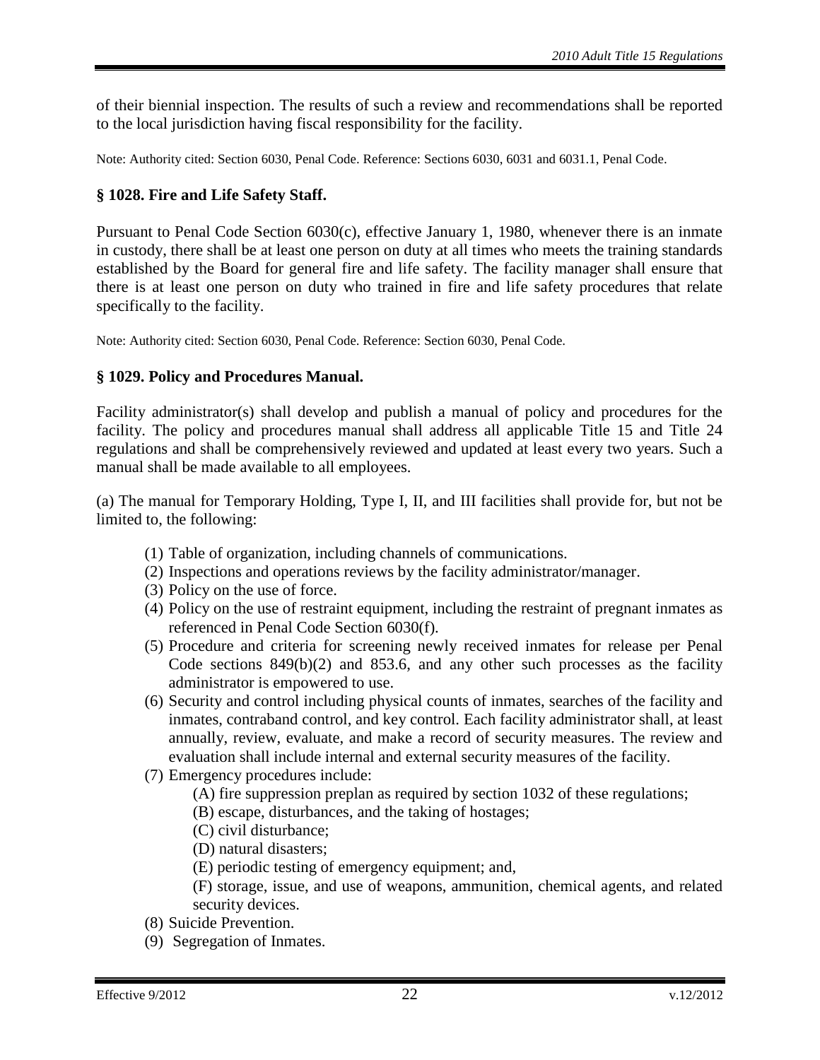of their biennial inspection. The results of such a review and recommendations shall be reported to the local jurisdiction having fiscal responsibility for the facility.

Note: Authority cited: Section 6030, Penal Code. Reference: Sections 6030, 6031 and 6031.1, Penal Code.

### § 1028. Fire and Life Safety Staff.

Pursuant to Penal Code Section 6030(c), effective January 1, 1980, whenever there is an inmate in custody, there shall be at least one person on duty at all times who meets the training standards established by the Board for general fire and life safety. The facility manager shall ensure that there is at least one person on duty who trained in fire and life safety procedures that relate specifically to the facility.

Note: Authority cited: Section 6030, Penal Code. Reference: Section 6030, Penal Code.

### § 1029. Policy and Procedures Manual.

Facility administrator(s) shall develop and publish a manual of policy and procedures for the facility. The policy and procedures manual shall address all applicable Title 15 and Title 24 regulations and shall be comprehensively reviewed and updated at least every two years. Such a manual shall be made available to all employees.

(a) The manual for Temporary Holding, Type I, II, and III facilities shall provide for, but not be limited to, the following:

- (1) Table of organization, including channels of communications.
- (2) Inspections and operations reviews by the facility administrator/manager.
- (3) Policy on the use of force.
- (4) Policy on the use of restraint equipment, including the restraint of pregnant inmates as referenced in Penal Code Section 6030(f).
- (5) Procedure and criteria for screening newly received inmates for release per Penal Code sections 849(b)(2) and 853.6, and any other such processes as the facility administrator is empowered to use.
- (6) Security and control including physical counts of inmates, searches of the facility and inmates, contraband control, and key control. Each facility administrator shall, at least annually, review, evaluate, and make a record of security measures. The review and evaluation shall include internal and external security measures of the facility.
- (7) Emergency procedures include:
  - (A) fire suppression preplan as required by section 1032 of these regulations;
  - (B) escape, disturbances, and the taking of hostages;
  - (C) civil disturbance;
  - (D) natural disasters;
  - (E) periodic testing of emergency equipment; and,
  - (F) storage, issue, and use of weapons, ammunition, chemical agents, and related security devices.
- (8) Suicide Prevention.
- (9) Segregation of Inmates.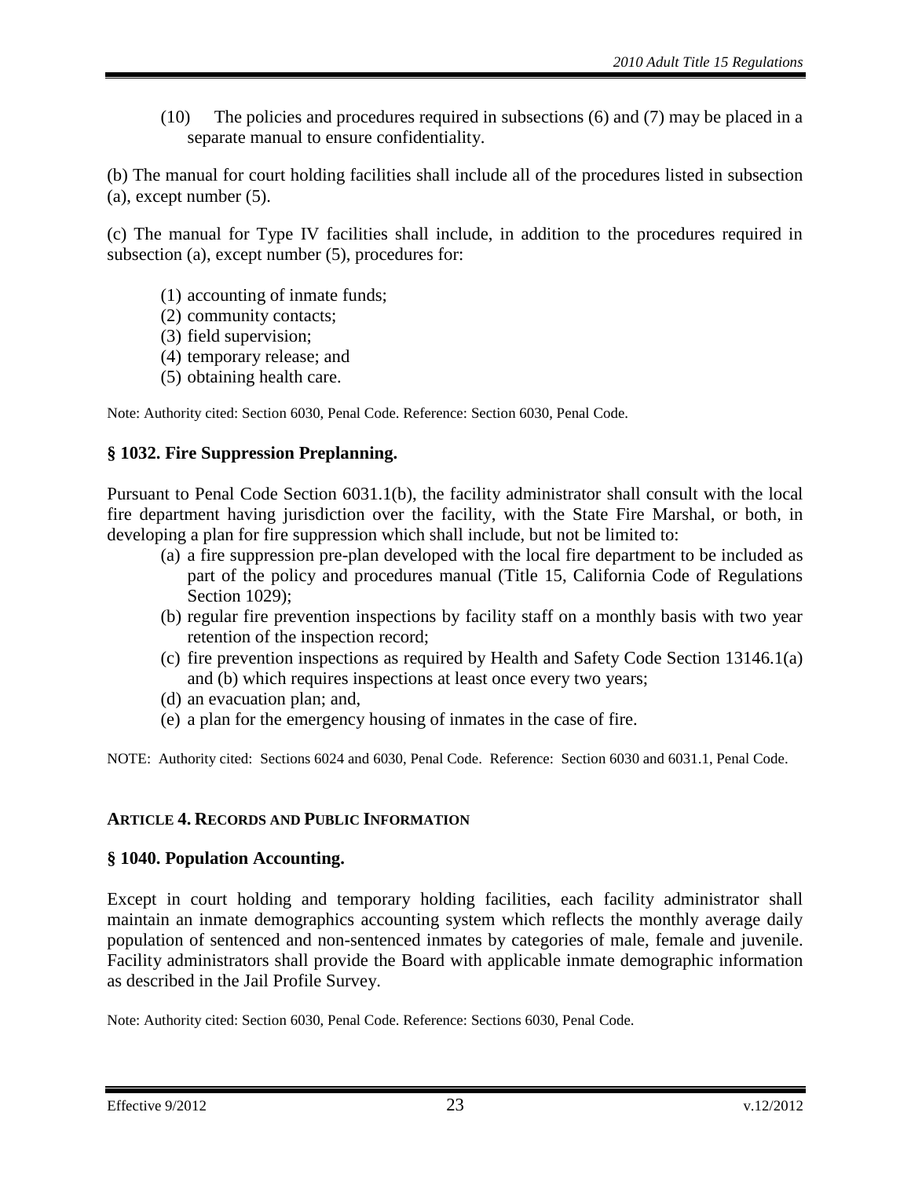(10) The policies and procedures required in subsections (6) and (7) may be placed in a separate manual to ensure confidentiality.

(b) The manual for court holding facilities shall include all of the procedures listed in subsection (a), except number (5).

(c) The manual for Type IV facilities shall include, in addition to the procedures required in subsection (a), except number (5), procedures for:

(1) accounting of inmate funds;
(2) community contacts;
(3) field supervision;
(4) temporary release; and
(5) obtaining health care.

Note: Authority cited: Section 6030, Penal Code. Reference: Section 6030, Penal Code.

### § 1032. Fire Suppression Preplanning.

Pursuant to Penal Code Section 6031.1(b), the facility administrator shall consult with the local fire department having jurisdiction over the facility, with the State Fire Marshal, or both, in developing a plan for fire suppression which shall include, but not be limited to:

(a) a fire suppression pre-plan developed with the local fire department to be included as part of the policy and procedures manual (Title 15, California Code of Regulations Section 1029);
(b) regular fire prevention inspections by facility staff on a monthly basis with two year retention of the inspection record;
(c) fire prevention inspections as required by Health and Safety Code Section 13146.1(a) and (b) which requires inspections at least once every two years;
(d) an evacuation plan; and,
(e) a plan for the emergency housing of inmates in the case of fire.

NOTE: Authority cited: Sections 6024 and 6030, Penal Code. Reference: Section 6030 and 6031.1, Penal Code.

## ARTICLE 4. RECORDS AND PUBLIC INFORMATION

### § 1040. Population Accounting.

Except in court holding and temporary holding facilities, each facility administrator shall maintain an inmate demographics accounting system which reflects the monthly average daily population of sentenced and non-sentenced inmates by categories of male, female and juvenile. Facility administrators shall provide the Board with applicable inmate demographic information as described in the Jail Profile Survey.

Note: Authority cited: Section 6030, Penal Code. Reference: Sections 6030, Penal Code.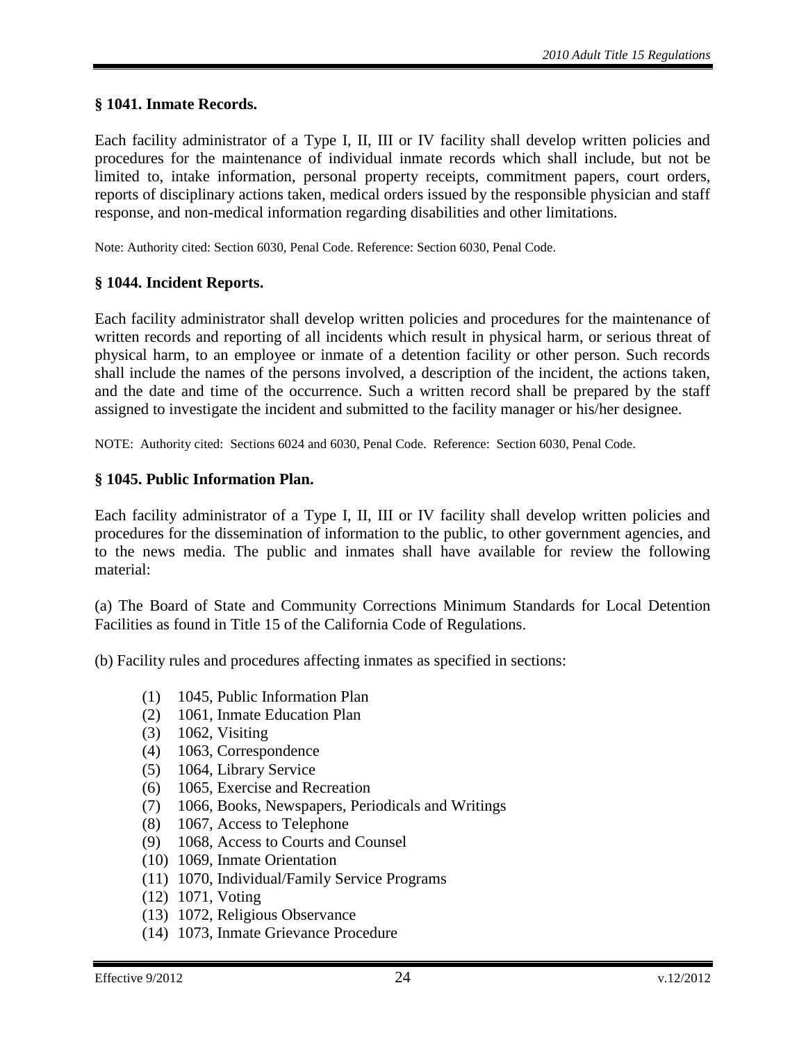**§ 1041. Inmate Records.**

Each facility administrator of a Type I, II, III or IV facility shall develop written policies and procedures for the maintenance of individual inmate records which shall include, but not be limited to, intake information, personal property receipts, commitment papers, court orders, reports of disciplinary actions taken, medical orders issued by the responsible physician and staff response, and non-medical information regarding disabilities and other limitations.

Note: Authority cited: Section 6030, Penal Code. Reference: Section 6030, Penal Code.

**§ 1044. Incident Reports.**

Each facility administrator shall develop written policies and procedures for the maintenance of written records and reporting of all incidents which result in physical harm, or serious threat of physical harm, to an employee or inmate of a detention facility or other person. Such records shall include the names of the persons involved, a description of the incident, the actions taken, and the date and time of the occurrence. Such a written record shall be prepared by the staff assigned to investigate the incident and submitted to the facility manager or his/her designee.

NOTE: Authority cited: Sections 6024 and 6030, Penal Code. Reference: Section 6030, Penal Code.

**§ 1045. Public Information Plan.**

Each facility administrator of a Type I, II, III or IV facility shall develop written policies and procedures for the dissemination of information to the public, to other government agencies, and to the news media. The public and inmates shall have available for review the following material:

(a) The Board of State and Community Corrections Minimum Standards for Local Detention Facilities as found in Title 15 of the California Code of Regulations.

(b) Facility rules and procedures affecting inmates as specified in sections:

- (1) 1045, Public Information Plan
- (2) 1061, Inmate Education Plan
- (3) 1062, Visiting
- (4) 1063, Correspondence
- (5) 1064, Library Service
- (6) 1065, Exercise and Recreation
- (7) 1066, Books, Newspapers, Periodicals and Writings
- (8) 1067, Access to Telephone
- (9) 1068, Access to Courts and Counsel
- (10) 1069, Inmate Orientation
- (11) 1070, Individual/Family Service Programs
- (12) 1071, Voting
- (13) 1072, Religious Observance
- (14) 1073, Inmate Grievance Procedure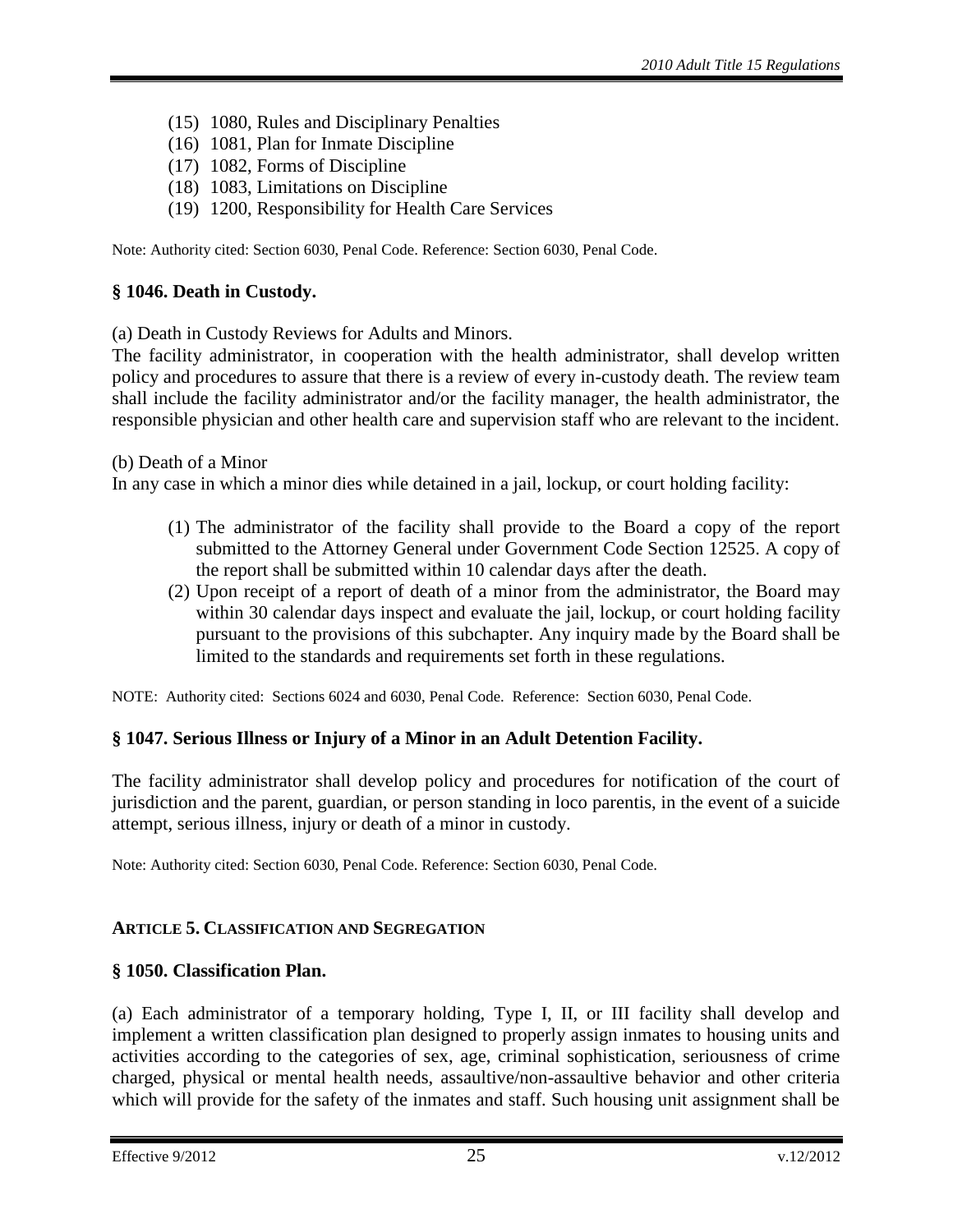(15) 1080, Rules and Disciplinary Penalties
(16) 1081, Plan for Inmate Discipline
(17) 1082, Forms of Discipline
(18) 1083, Limitations on Discipline
(19) 1200, Responsibility for Health Care Services

Note: Authority cited: Section 6030, Penal Code. Reference: Section 6030, Penal Code.

### § 1046. Death in Custody.

(a) Death in Custody Reviews for Adults and Minors.
The facility administrator, in cooperation with the health administrator, shall develop written policy and procedures to assure that there is a review of every in-custody death. The review team shall include the facility administrator and/or the facility manager, the health administrator, the responsible physician and other health care and supervision staff who are relevant to the incident.

(b) Death of a Minor
In any case in which a minor dies while detained in a jail, lockup, or court holding facility:

(1) The administrator of the facility shall provide to the Board a copy of the report submitted to the Attorney General under Government Code Section 12525. A copy of the report shall be submitted within 10 calendar days after the death.
(2) Upon receipt of a report of death of a minor from the administrator, the Board may within 30 calendar days inspect and evaluate the jail, lockup, or court holding facility pursuant to the provisions of this subchapter. Any inquiry made by the Board shall be limited to the standards and requirements set forth in these regulations.

NOTE: Authority cited: Sections 6024 and 6030, Penal Code. Reference: Section 6030, Penal Code.

### § 1047. Serious Illness or Injury of a Minor in an Adult Detention Facility.

The facility administrator shall develop policy and procedures for notification of the court of jurisdiction and the parent, guardian, or person standing in loco parentis, in the event of a suicide attempt, serious illness, injury or death of a minor in custody.

Note: Authority cited: Section 6030, Penal Code. Reference: Section 6030, Penal Code.

## ARTICLE 5. CLASSIFICATION AND SEGREGATION

### § 1050. Classification Plan.

(a) Each administrator of a temporary holding, Type I, II, or III facility shall develop and implement a written classification plan designed to properly assign inmates to housing units and activities according to the categories of sex, age, criminal sophistication, seriousness of crime charged, physical or mental health needs, assaultive/non-assaultive behavior and other criteria which will provide for the safety of the inmates and staff. Such housing unit assignment shall be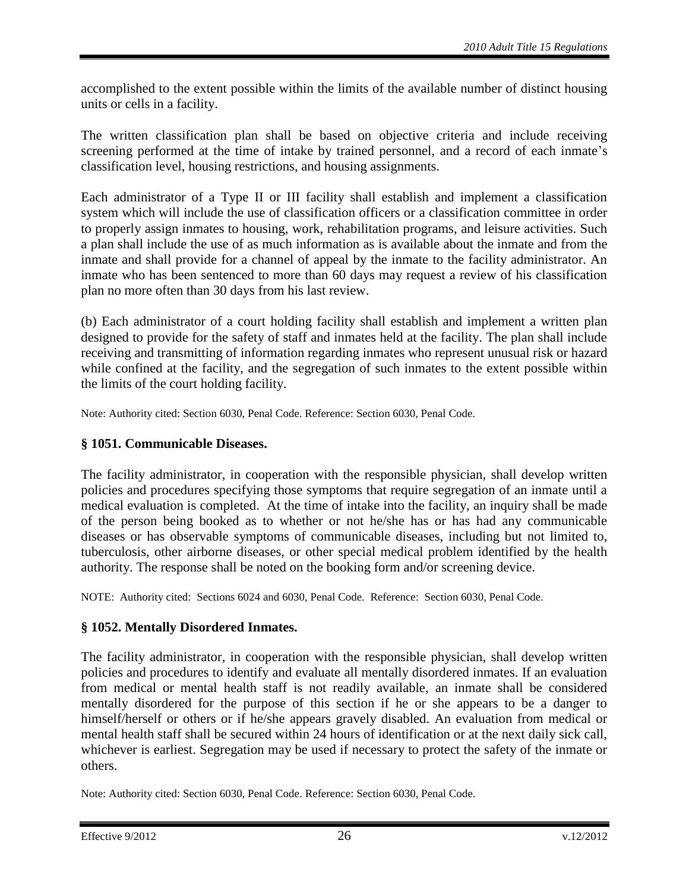accomplished to the extent possible within the limits of the available number of distinct housing units or cells in a facility.

The written classification plan shall be based on objective criteria and include receiving screening performed at the time of intake by trained personnel, and a record of each inmate's classification level, housing restrictions, and housing assignments.

Each administrator of a Type II or III facility shall establish and implement a classification system which will include the use of classification officers or a classification committee in order to properly assign inmates to housing, work, rehabilitation programs, and leisure activities. Such a plan shall include the use of as much information as is available about the inmate and from the inmate and shall provide for a channel of appeal by the inmate to the facility administrator. An inmate who has been sentenced to more than 60 days may request a review of his classification plan no more often than 30 days from his last review.

(b) Each administrator of a court holding facility shall establish and implement a written plan designed to provide for the safety of staff and inmates held at the facility. The plan shall include receiving and transmitting of information regarding inmates who represent unusual risk or hazard while confined at the facility, and the segregation of such inmates to the extent possible within the limits of the court holding facility.

Note: Authority cited: Section 6030, Penal Code. Reference: Section 6030, Penal Code.

### § 1051. Communicable Diseases.

The facility administrator, in cooperation with the responsible physician, shall develop written policies and procedures specifying those symptoms that require segregation of an inmate until a medical evaluation is completed. At the time of intake into the facility, an inquiry shall be made of the person being booked as to whether or not he/she has or has had any communicable diseases or has observable symptoms of communicable diseases, including but not limited to, tuberculosis, other airborne diseases, or other special medical problem identified by the health authority. The response shall be noted on the booking form and/or screening device.

NOTE: Authority cited: Sections 6024 and 6030, Penal Code. Reference: Section 6030, Penal Code.

### § 1052. Mentally Disordered Inmates.

The facility administrator, in cooperation with the responsible physician, shall develop written policies and procedures to identify and evaluate all mentally disordered inmates. If an evaluation from medical or mental health staff is not readily available, an inmate shall be considered mentally disordered for the purpose of this section if he or she appears to be a danger to himself/herself or others or if he/she appears gravely disabled. An evaluation from medical or mental health staff shall be secured within 24 hours of identification or at the next daily sick call, whichever is earliest. Segregation may be used if necessary to protect the safety of the inmate or others.

Note: Authority cited: Section 6030, Penal Code. Reference: Section 6030, Penal Code.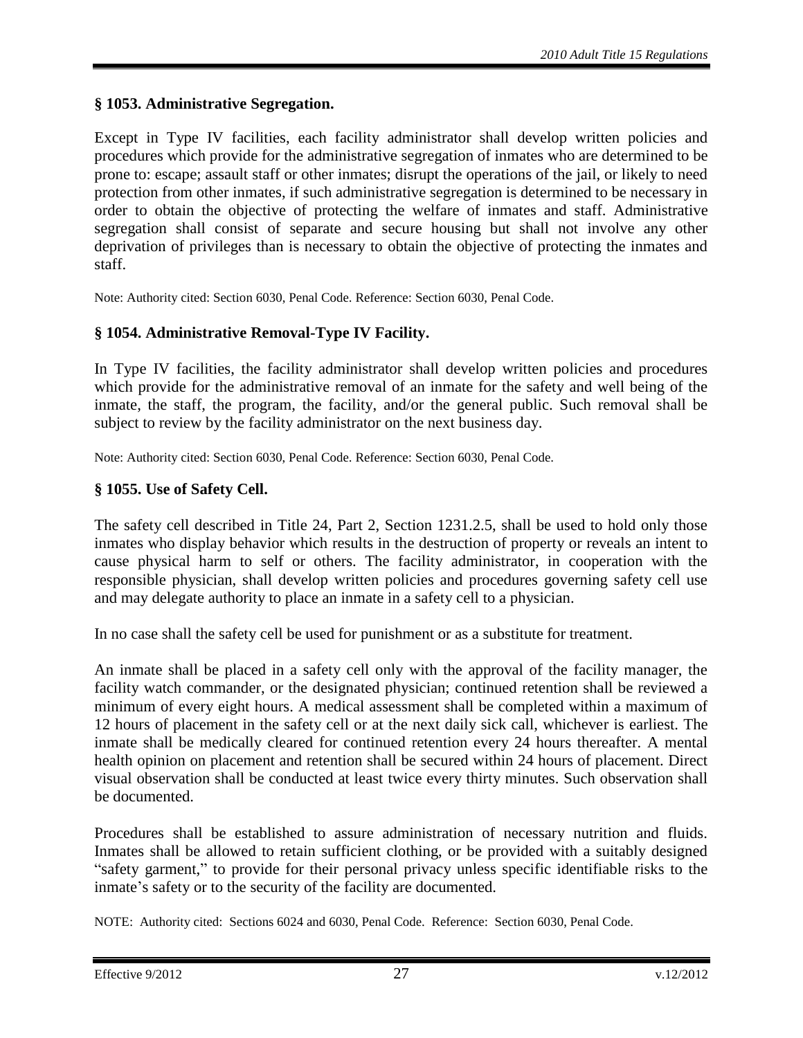### § 1053. Administrative Segregation.

Except in Type IV facilities, each facility administrator shall develop written policies and procedures which provide for the administrative segregation of inmates who are determined to be prone to: escape; assault staff or other inmates; disrupt the operations of the jail, or likely to need protection from other inmates, if such administrative segregation is determined to be necessary in order to obtain the objective of protecting the welfare of inmates and staff. Administrative segregation shall consist of separate and secure housing but shall not involve any other deprivation of privileges than is necessary to obtain the objective of protecting the inmates and staff.

Note: Authority cited: Section 6030, Penal Code. Reference: Section 6030, Penal Code.

### § 1054. Administrative Removal-Type IV Facility.

In Type IV facilities, the facility administrator shall develop written policies and procedures which provide for the administrative removal of an inmate for the safety and well being of the inmate, the staff, the program, the facility, and/or the general public. Such removal shall be subject to review by the facility administrator on the next business day.

Note: Authority cited: Section 6030, Penal Code. Reference: Section 6030, Penal Code.

### § 1055. Use of Safety Cell.

The safety cell described in Title 24, Part 2, Section 1231.2.5, shall be used to hold only those inmates who display behavior which results in the destruction of property or reveals an intent to cause physical harm to self or others. The facility administrator, in cooperation with the responsible physician, shall develop written policies and procedures governing safety cell use and may delegate authority to place an inmate in a safety cell to a physician.

In no case shall the safety cell be used for punishment or as a substitute for treatment.

An inmate shall be placed in a safety cell only with the approval of the facility manager, the facility watch commander, or the designated physician; continued retention shall be reviewed a minimum of every eight hours. A medical assessment shall be completed within a maximum of 12 hours of placement in the safety cell or at the next daily sick call, whichever is earliest. The inmate shall be medically cleared for continued retention every 24 hours thereafter. A mental health opinion on placement and retention shall be secured within 24 hours of placement. Direct visual observation shall be conducted at least twice every thirty minutes. Such observation shall be documented.

Procedures shall be established to assure administration of necessary nutrition and fluids. Inmates shall be allowed to retain sufficient clothing, or be provided with a suitably designed "safety garment," to provide for their personal privacy unless specific identifiable risks to the inmate's safety or to the security of the facility are documented.

NOTE: Authority cited: Sections 6024 and 6030, Penal Code. Reference: Section 6030, Penal Code.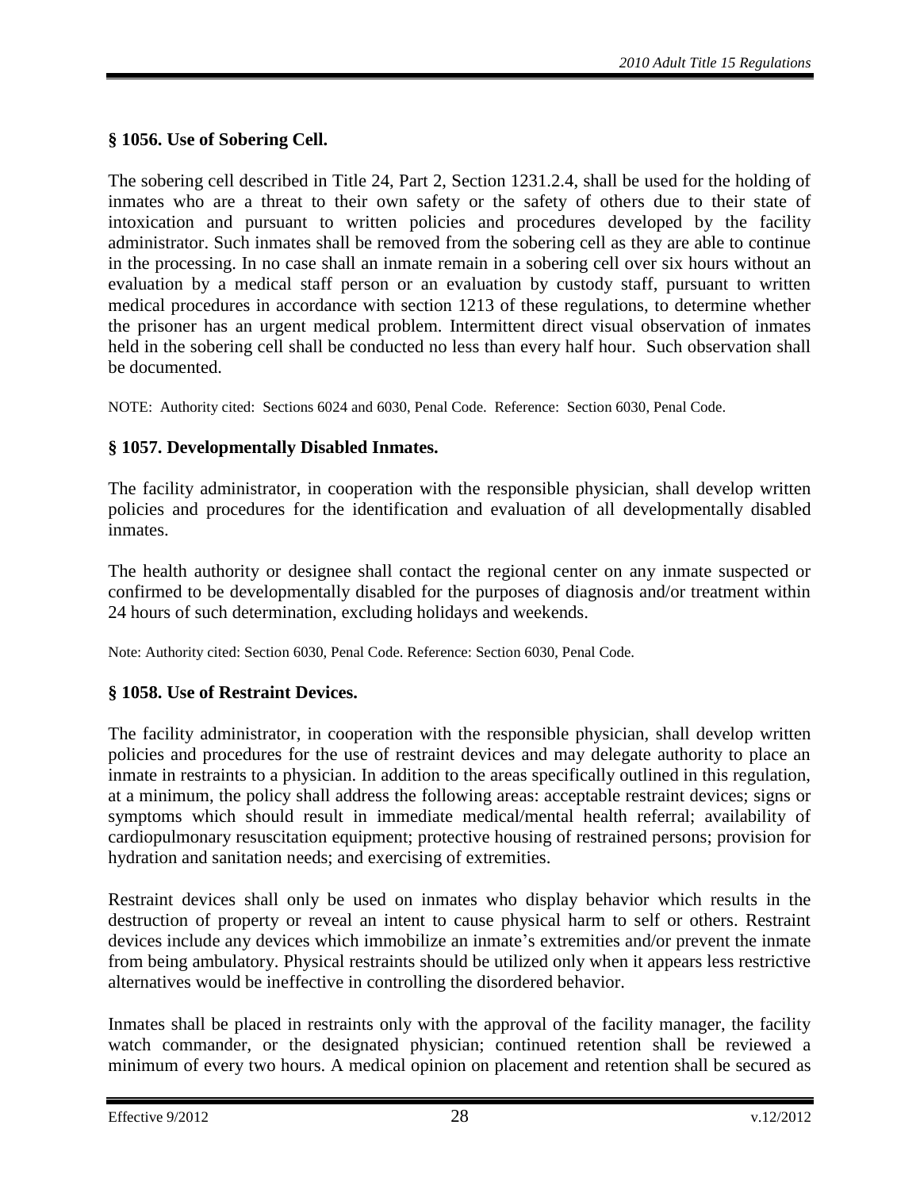### § 1056. Use of Sobering Cell.

The sobering cell described in Title 24, Part 2, Section 1231.2.4, shall be used for the holding of inmates who are a threat to their own safety or the safety of others due to their state of intoxication and pursuant to written policies and procedures developed by the facility administrator. Such inmates shall be removed from the sobering cell as they are able to continue in the processing. In no case shall an inmate remain in a sobering cell over six hours without an evaluation by a medical staff person or an evaluation by custody staff, pursuant to written medical procedures in accordance with section 1213 of these regulations, to determine whether the prisoner has an urgent medical problem. Intermittent direct visual observation of inmates held in the sobering cell shall be conducted no less than every half hour. Such observation shall be documented.

NOTE: Authority cited: Sections 6024 and 6030, Penal Code. Reference: Section 6030, Penal Code.

### § 1057. Developmentally Disabled Inmates.

The facility administrator, in cooperation with the responsible physician, shall develop written policies and procedures for the identification and evaluation of all developmentally disabled inmates.

The health authority or designee shall contact the regional center on any inmate suspected or confirmed to be developmentally disabled for the purposes of diagnosis and/or treatment within 24 hours of such determination, excluding holidays and weekends.

Note: Authority cited: Section 6030, Penal Code. Reference: Section 6030, Penal Code.

### § 1058. Use of Restraint Devices.

The facility administrator, in cooperation with the responsible physician, shall develop written policies and procedures for the use of restraint devices and may delegate authority to place an inmate in restraints to a physician. In addition to the areas specifically outlined in this regulation, at a minimum, the policy shall address the following areas: acceptable restraint devices; signs or symptoms which should result in immediate medical/mental health referral; availability of cardiopulmonary resuscitation equipment; protective housing of restrained persons; provision for hydration and sanitation needs; and exercising of extremities.

Restraint devices shall only be used on inmates who display behavior which results in the destruction of property or reveal an intent to cause physical harm to self or others. Restraint devices include any devices which immobilize an inmate's extremities and/or prevent the inmate from being ambulatory. Physical restraints should be utilized only when it appears less restrictive alternatives would be ineffective in controlling the disordered behavior.

Inmates shall be placed in restraints only with the approval of the facility manager, the facility watch commander, or the designated physician; continued retention shall be reviewed a minimum of every two hours. A medical opinion on placement and retention shall be secured as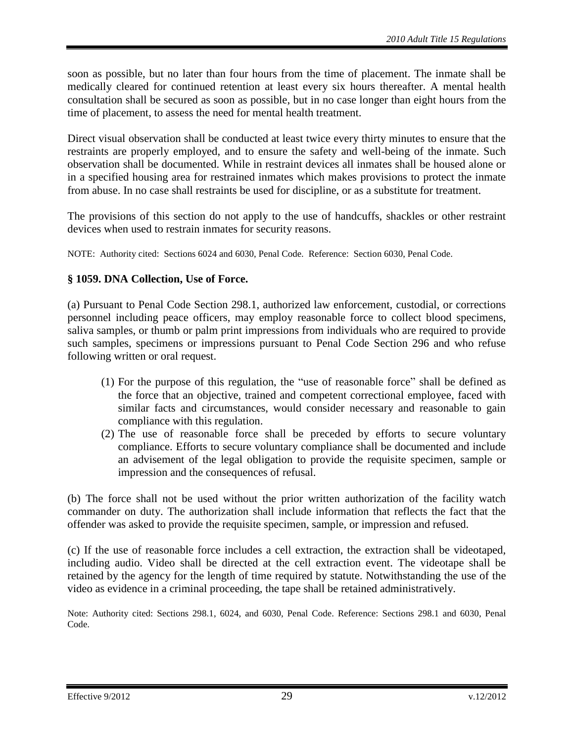soon as possible, but no later than four hours from the time of placement. The inmate shall be medically cleared for continued retention at least every six hours thereafter. A mental health consultation shall be secured as soon as possible, but in no case longer than eight hours from the time of placement, to assess the need for mental health treatment.

Direct visual observation shall be conducted at least twice every thirty minutes to ensure that the restraints are properly employed, and to ensure the safety and well-being of the inmate. Such observation shall be documented. While in restraint devices all inmates shall be housed alone or in a specified housing area for restrained inmates which makes provisions to protect the inmate from abuse. In no case shall restraints be used for discipline, or as a substitute for treatment.

The provisions of this section do not apply to the use of handcuffs, shackles or other restraint devices when used to restrain inmates for security reasons.

NOTE: Authority cited: Sections 6024 and 6030, Penal Code. Reference: Section 6030, Penal Code.

### § 1059. DNA Collection, Use of Force.

(a) Pursuant to Penal Code Section 298.1, authorized law enforcement, custodial, or corrections personnel including peace officers, may employ reasonable force to collect blood specimens, saliva samples, or thumb or palm print impressions from individuals who are required to provide such samples, specimens or impressions pursuant to Penal Code Section 296 and who refuse following written or oral request.

(1) For the purpose of this regulation, the "use of reasonable force" shall be defined as the force that an objective, trained and competent correctional employee, faced with similar facts and circumstances, would consider necessary and reasonable to gain compliance with this regulation.

(2) The use of reasonable force shall be preceded by efforts to secure voluntary compliance. Efforts to secure voluntary compliance shall be documented and include an advisement of the legal obligation to provide the requisite specimen, sample or impression and the consequences of refusal.

(b) The force shall not be used without the prior written authorization of the facility watch commander on duty. The authorization shall include information that reflects the fact that the offender was asked to provide the requisite specimen, sample, or impression and refused.

(c) If the use of reasonable force includes a cell extraction, the extraction shall be videotaped, including audio. Video shall be directed at the cell extraction event. The videotape shall be retained by the agency for the length of time required by statute. Notwithstanding the use of the video as evidence in a criminal proceeding, the tape shall be retained administratively.

Note: Authority cited: Sections 298.1, 6024, and 6030, Penal Code. Reference: Sections 298.1 and 6030, Penal Code.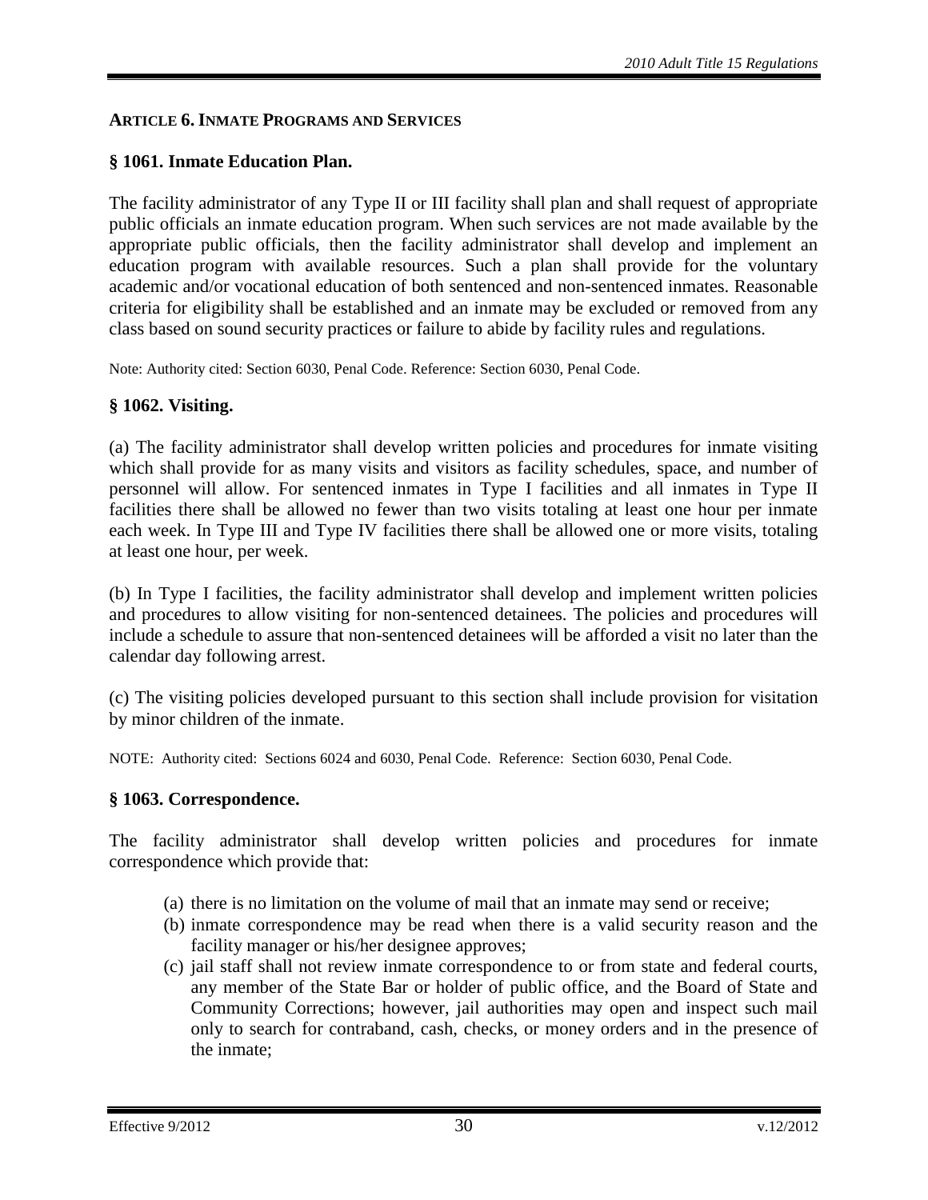## ARTICLE 6. INMATE PROGRAMS AND SERVICES

### § 1061. Inmate Education Plan.

The facility administrator of any Type II or III facility shall plan and shall request of appropriate public officials an inmate education program. When such services are not made available by the appropriate public officials, then the facility administrator shall develop and implement an education program with available resources. Such a plan shall provide for the voluntary academic and/or vocational education of both sentenced and non-sentenced inmates. Reasonable criteria for eligibility shall be established and an inmate may be excluded or removed from any class based on sound security practices or failure to abide by facility rules and regulations.

Note: Authority cited: Section 6030, Penal Code. Reference: Section 6030, Penal Code.

### § 1062. Visiting.

(a) The facility administrator shall develop written policies and procedures for inmate visiting which shall provide for as many visits and visitors as facility schedules, space, and number of personnel will allow. For sentenced inmates in Type I facilities and all inmates in Type II facilities there shall be allowed no fewer than two visits totaling at least one hour per inmate each week. In Type III and Type IV facilities there shall be allowed one or more visits, totaling at least one hour, per week.

(b) In Type I facilities, the facility administrator shall develop and implement written policies and procedures to allow visiting for non-sentenced detainees. The policies and procedures will include a schedule to assure that non-sentenced detainees will be afforded a visit no later than the calendar day following arrest.

(c) The visiting policies developed pursuant to this section shall include provision for visitation by minor children of the inmate.

NOTE: Authority cited: Sections 6024 and 6030, Penal Code. Reference: Section 6030, Penal Code.

### § 1063. Correspondence.

The facility administrator shall develop written policies and procedures for inmate correspondence which provide that:

(a) there is no limitation on the volume of mail that an inmate may send or receive;
(b) inmate correspondence may be read when there is a valid security reason and the facility manager or his/her designee approves;
(c) jail staff shall not review inmate correspondence to or from state and federal courts, any member of the State Bar or holder of public office, and the Board of State and Community Corrections; however, jail authorities may open and inspect such mail only to search for contraband, cash, checks, or money orders and in the presence of the inmate;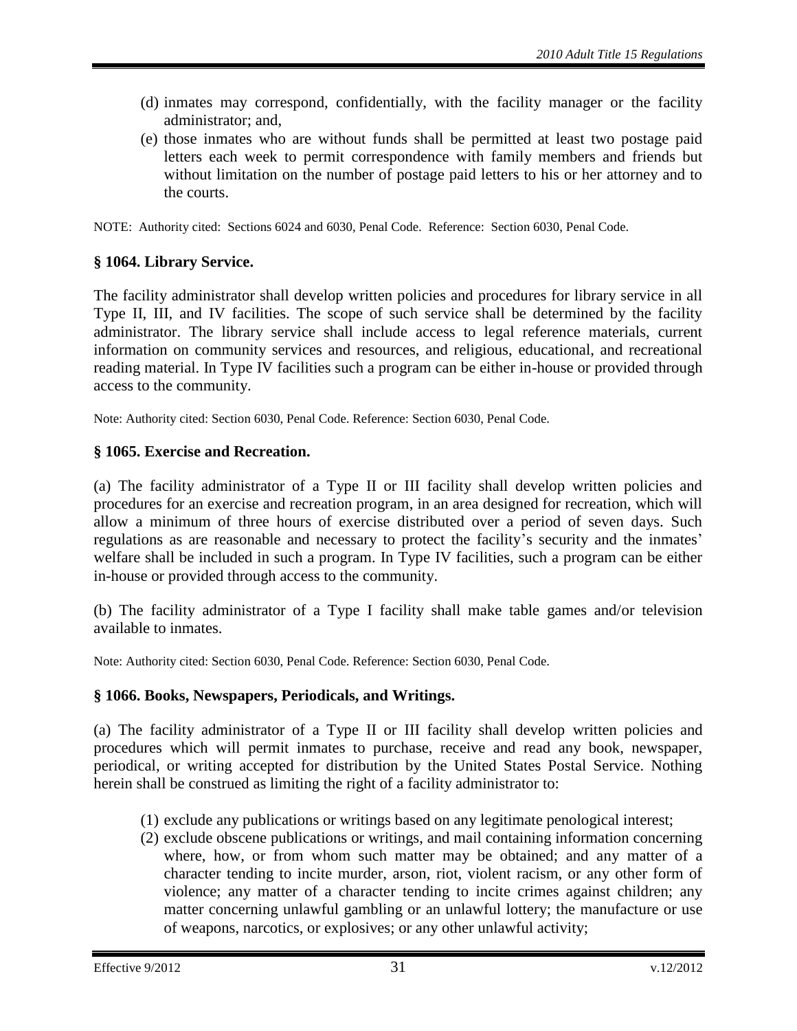(d) inmates may correspond, confidentially, with the facility manager or the facility administrator; and,

(e) those inmates who are without funds shall be permitted at least two postage paid letters each week to permit correspondence with family members and friends but without limitation on the number of postage paid letters to his or her attorney and to the courts.

NOTE: Authority cited: Sections 6024 and 6030, Penal Code. Reference: Section 6030, Penal Code.

### § 1064. Library Service.

The facility administrator shall develop written policies and procedures for library service in all Type II, III, and IV facilities. The scope of such service shall be determined by the facility administrator. The library service shall include access to legal reference materials, current information on community services and resources, and religious, educational, and recreational reading material. In Type IV facilities such a program can be either in-house or provided through access to the community.

Note: Authority cited: Section 6030, Penal Code. Reference: Section 6030, Penal Code.

### § 1065. Exercise and Recreation.

(a) The facility administrator of a Type II or III facility shall develop written policies and procedures for an exercise and recreation program, in an area designed for recreation, which will allow a minimum of three hours of exercise distributed over a period of seven days. Such regulations as are reasonable and necessary to protect the facility's security and the inmates' welfare shall be included in such a program. In Type IV facilities, such a program can be either in-house or provided through access to the community.

(b) The facility administrator of a Type I facility shall make table games and/or television available to inmates.

Note: Authority cited: Section 6030, Penal Code. Reference: Section 6030, Penal Code.

### § 1066. Books, Newspapers, Periodicals, and Writings.

(a) The facility administrator of a Type II or III facility shall develop written policies and procedures which will permit inmates to purchase, receive and read any book, newspaper, periodical, or writing accepted for distribution by the United States Postal Service. Nothing herein shall be construed as limiting the right of a facility administrator to:

(1) exclude any publications or writings based on any legitimate penological interest;

(2) exclude obscene publications or writings, and mail containing information concerning where, how, or from whom such matter may be obtained; and any matter of a character tending to incite murder, arson, riot, violent racism, or any other form of violence; any matter of a character tending to incite crimes against children; any matter concerning unlawful gambling or an unlawful lottery; the manufacture or use of weapons, narcotics, or explosives; or any other unlawful activity;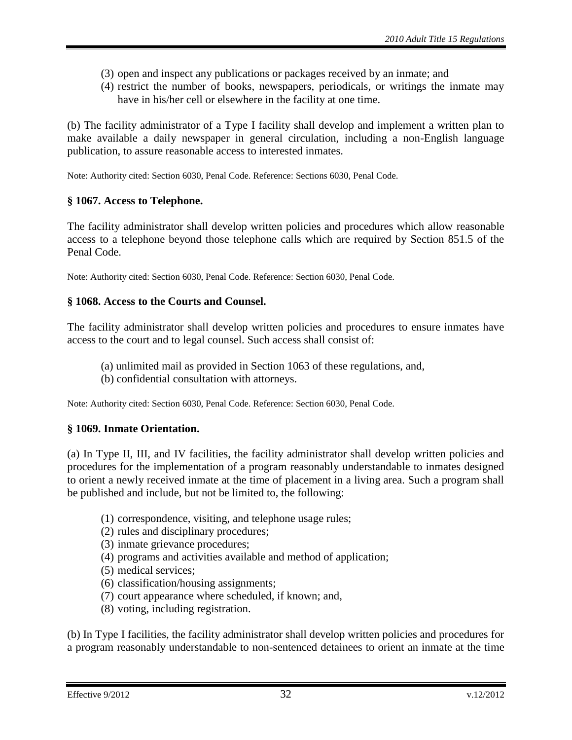(3) open and inspect any publications or packages received by an inmate; and
(4) restrict the number of books, newspapers, periodicals, or writings the inmate may have in his/her cell or elsewhere in the facility at one time.

(b) The facility administrator of a Type I facility shall develop and implement a written plan to make available a daily newspaper in general circulation, including a non-English language publication, to assure reasonable access to interested inmates.

Note: Authority cited: Section 6030, Penal Code. Reference: Sections 6030, Penal Code.

### § 1067. Access to Telephone.

The facility administrator shall develop written policies and procedures which allow reasonable access to a telephone beyond those telephone calls which are required by Section 851.5 of the Penal Code.

Note: Authority cited: Section 6030, Penal Code. Reference: Section 6030, Penal Code.

### § 1068. Access to the Courts and Counsel.

The facility administrator shall develop written policies and procedures to ensure inmates have access to the court and to legal counsel. Such access shall consist of:

(a) unlimited mail as provided in Section 1063 of these regulations, and,
(b) confidential consultation with attorneys.

Note: Authority cited: Section 6030, Penal Code. Reference: Section 6030, Penal Code.

### § 1069. Inmate Orientation.

(a) In Type II, III, and IV facilities, the facility administrator shall develop written policies and procedures for the implementation of a program reasonably understandable to inmates designed to orient a newly received inmate at the time of placement in a living area. Such a program shall be published and include, but not be limited to, the following:

(1) correspondence, visiting, and telephone usage rules;
(2) rules and disciplinary procedures;
(3) inmate grievance procedures;
(4) programs and activities available and method of application;
(5) medical services;
(6) classification/housing assignments;
(7) court appearance where scheduled, if known; and,
(8) voting, including registration.

(b) In Type I facilities, the facility administrator shall develop written policies and procedures for a program reasonably understandable to non-sentenced detainees to orient an inmate at the time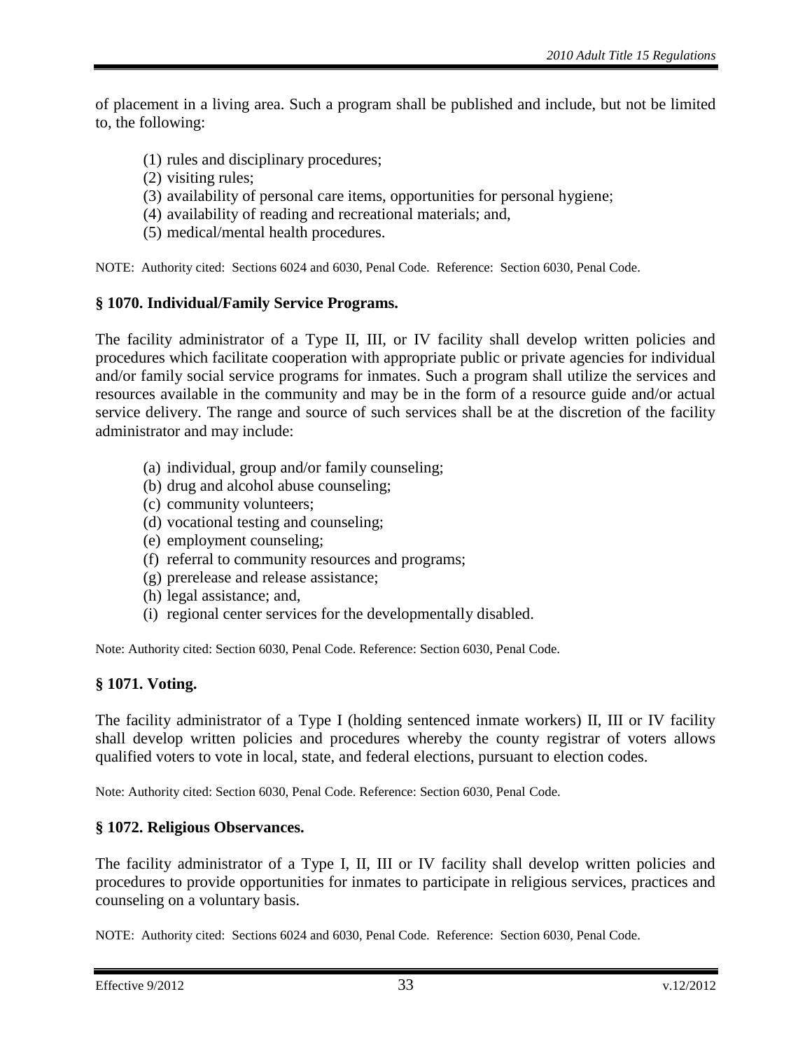of placement in a living area. Such a program shall be published and include, but not be limited to, the following:

(1) rules and disciplinary procedures;
(2) visiting rules;
(3) availability of personal care items, opportunities for personal hygiene;
(4) availability of reading and recreational materials; and,
(5) medical/mental health procedures.

NOTE: Authority cited: Sections 6024 and 6030, Penal Code. Reference: Section 6030, Penal Code.

### § 1070. Individual/Family Service Programs.

The facility administrator of a Type II, III, or IV facility shall develop written policies and procedures which facilitate cooperation with appropriate public or private agencies for individual and/or family social service programs for inmates. Such a program shall utilize the services and resources available in the community and may be in the form of a resource guide and/or actual service delivery. The range and source of such services shall be at the discretion of the facility administrator and may include:

(a) individual, group and/or family counseling;
(b) drug and alcohol abuse counseling;
(c) community volunteers;
(d) vocational testing and counseling;
(e) employment counseling;
(f) referral to community resources and programs;
(g) prerelease and release assistance;
(h) legal assistance; and,
(i) regional center services for the developmentally disabled.

Note: Authority cited: Section 6030, Penal Code. Reference: Section 6030, Penal Code.

### § 1071. Voting.

The facility administrator of a Type I (holding sentenced inmate workers) II, III or IV facility shall develop written policies and procedures whereby the county registrar of voters allows qualified voters to vote in local, state, and federal elections, pursuant to election codes.

Note: Authority cited: Section 6030, Penal Code. Reference: Section 6030, Penal Code.

### § 1072. Religious Observances.

The facility administrator of a Type I, II, III or IV facility shall develop written policies and procedures to provide opportunities for inmates to participate in religious services, practices and counseling on a voluntary basis.

NOTE: Authority cited: Sections 6024 and 6030, Penal Code. Reference: Section 6030, Penal Code.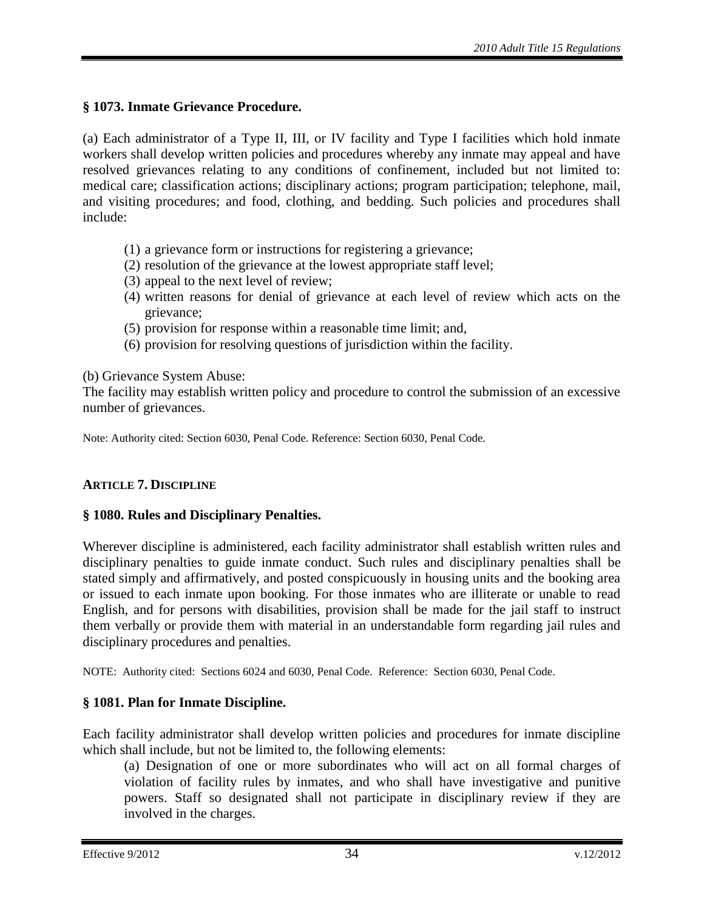### § 1073. Inmate Grievance Procedure.

(a) Each administrator of a Type II, III, or IV facility and Type I facilities which hold inmate workers shall develop written policies and procedures whereby any inmate may appeal and have resolved grievances relating to any conditions of confinement, included but not limited to: medical care; classification actions; disciplinary actions; program participation; telephone, mail, and visiting procedures; and food, clothing, and bedding. Such policies and procedures shall include:

(1) a grievance form or instructions for registering a grievance;
(2) resolution of the grievance at the lowest appropriate staff level;
(3) appeal to the next level of review;
(4) written reasons for denial of grievance at each level of review which acts on the grievance;
(5) provision for response within a reasonable time limit; and,
(6) provision for resolving questions of jurisdiction within the facility.

(b) Grievance System Abuse:
The facility may establish written policy and procedure to control the submission of an excessive number of grievances.

Note: Authority cited: Section 6030, Penal Code. Reference: Section 6030, Penal Code.

## ARTICLE 7. DISCIPLINE

### § 1080. Rules and Disciplinary Penalties.

Wherever discipline is administered, each facility administrator shall establish written rules and disciplinary penalties to guide inmate conduct. Such rules and disciplinary penalties shall be stated simply and affirmatively, and posted conspicuously in housing units and the booking area or issued to each inmate upon booking. For those inmates who are illiterate or unable to read English, and for persons with disabilities, provision shall be made for the jail staff to instruct them verbally or provide them with material in an understandable form regarding jail rules and disciplinary procedures and penalties.

NOTE: Authority cited: Sections 6024 and 6030, Penal Code. Reference: Section 6030, Penal Code.

### § 1081. Plan for Inmate Discipline.

Each facility administrator shall develop written policies and procedures for inmate discipline which shall include, but not be limited to, the following elements:

(a) Designation of one or more subordinates who will act on all formal charges of violation of facility rules by inmates, and who shall have investigative and punitive powers. Staff so designated shall not participate in disciplinary review if they are involved in the charges.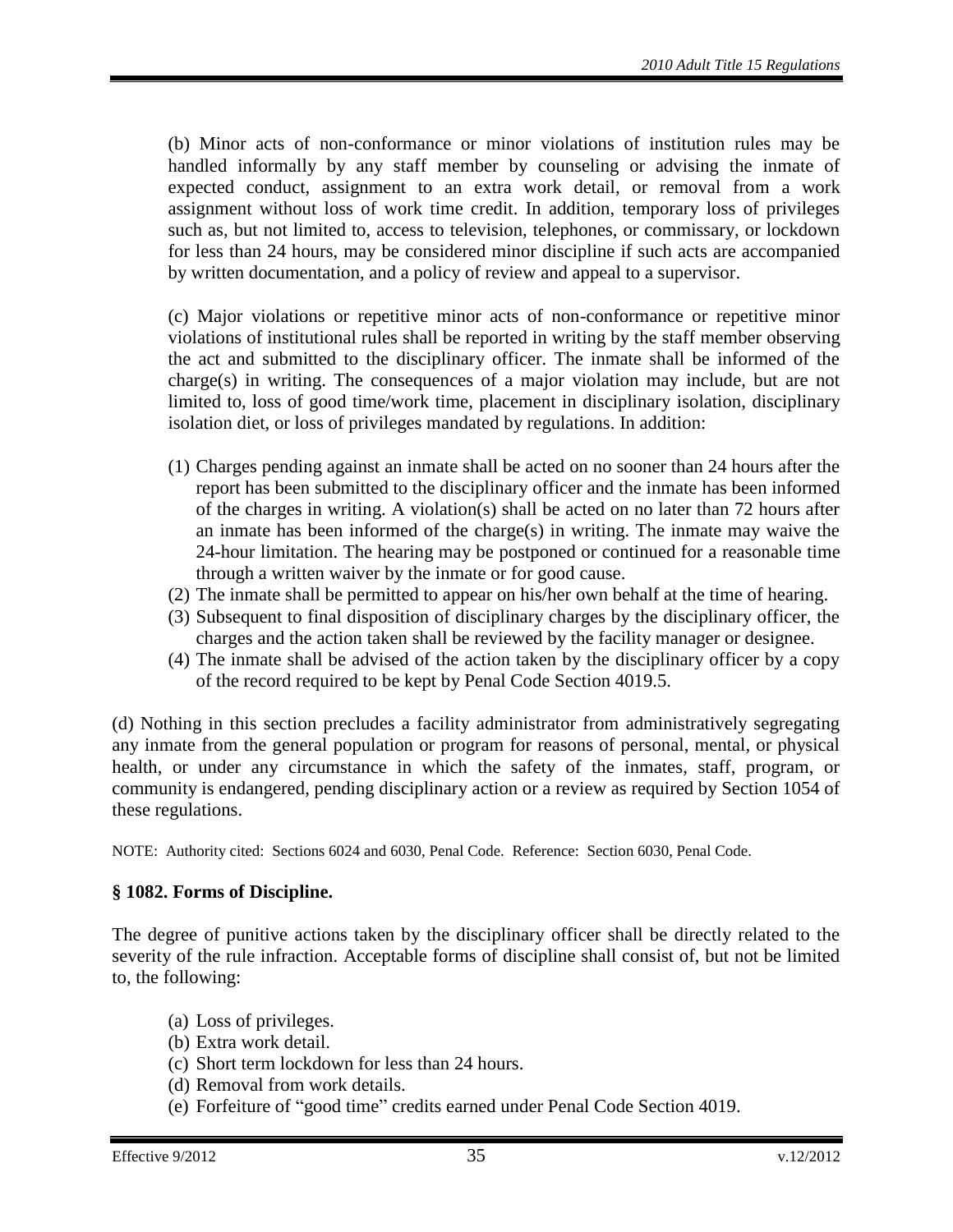(b) Minor acts of non-conformance or minor violations of institution rules may be handled informally by any staff member by counseling or advising the inmate of expected conduct, assignment to an extra work detail, or removal from a work assignment without loss of work time credit. In addition, temporary loss of privileges such as, but not limited to, access to television, telephones, or commissary, or lockdown for less than 24 hours, may be considered minor discipline if such acts are accompanied by written documentation, and a policy of review and appeal to a supervisor.

(c) Major violations or repetitive minor acts of non-conformance or repetitive minor violations of institutional rules shall be reported in writing by the staff member observing the act and submitted to the disciplinary officer. The inmate shall be informed of the charge(s) in writing. The consequences of a major violation may include, but are not limited to, loss of good time/work time, placement in disciplinary isolation, disciplinary isolation diet, or loss of privileges mandated by regulations. In addition:

(1) Charges pending against an inmate shall be acted on no sooner than 24 hours after the report has been submitted to the disciplinary officer and the inmate has been informed of the charges in writing. A violation(s) shall be acted on no later than 72 hours after an inmate has been informed of the charge(s) in writing. The inmate may waive the 24-hour limitation. The hearing may be postponed or continued for a reasonable time through a written waiver by the inmate or for good cause.
(2) The inmate shall be permitted to appear on his/her own behalf at the time of hearing.
(3) Subsequent to final disposition of disciplinary charges by the disciplinary officer, the charges and the action taken shall be reviewed by the facility manager or designee.
(4) The inmate shall be advised of the action taken by the disciplinary officer by a copy of the record required to be kept by Penal Code Section 4019.5.

(d) Nothing in this section precludes a facility administrator from administratively segregating any inmate from the general population or program for reasons of personal, mental, or physical health, or under any circumstance in which the safety of the inmates, staff, program, or community is endangered, pending disciplinary action or a review as required by Section 1054 of these regulations.

NOTE: Authority cited: Sections 6024 and 6030, Penal Code. Reference: Section 6030, Penal Code.

### § 1082. Forms of Discipline.

The degree of punitive actions taken by the disciplinary officer shall be directly related to the severity of the rule infraction. Acceptable forms of discipline shall consist of, but not be limited to, the following:

(a) Loss of privileges.
(b) Extra work detail.
(c) Short term lockdown for less than 24 hours.
(d) Removal from work details.
(e) Forfeiture of "good time" credits earned under Penal Code Section 4019.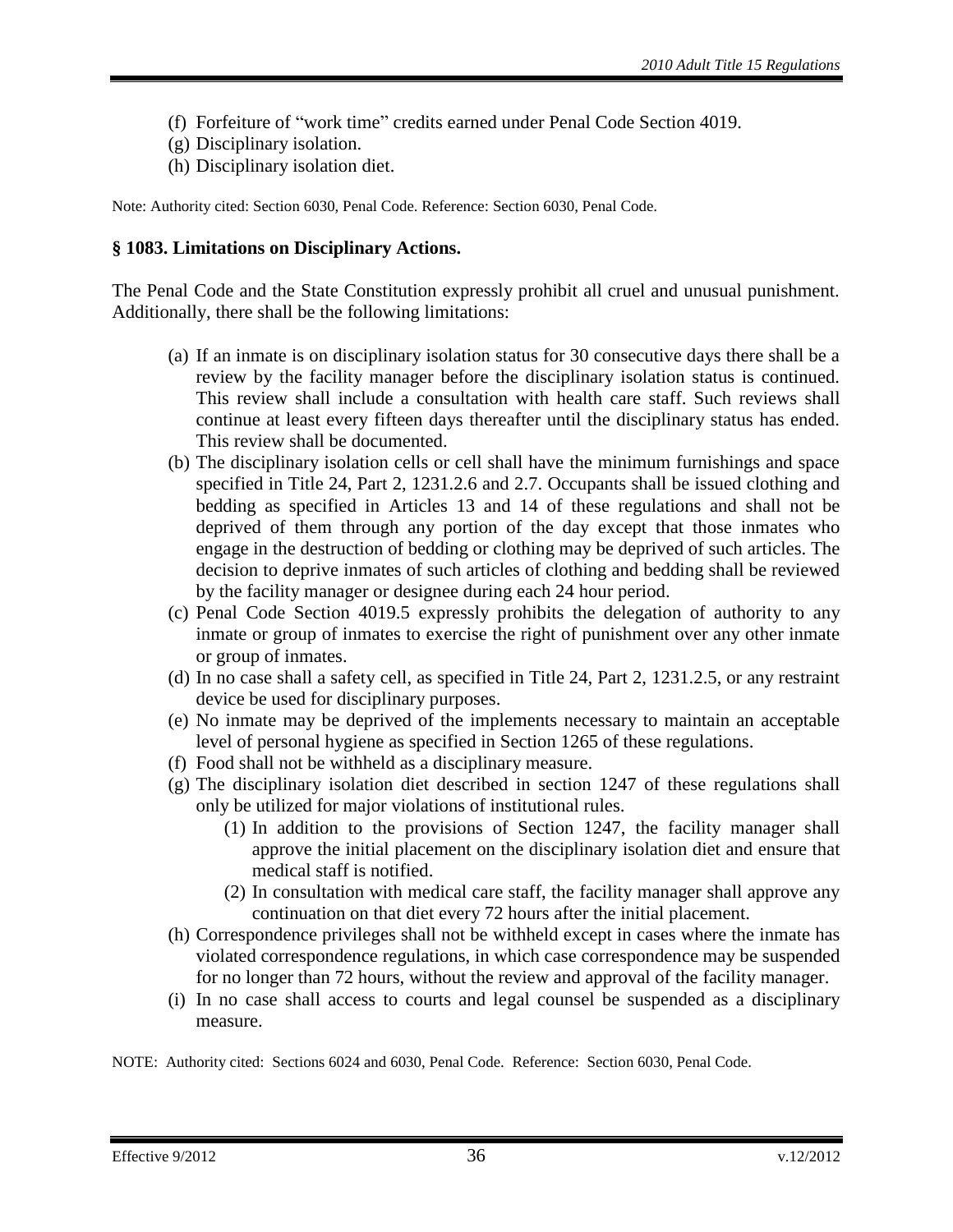(f) Forfeiture of "work time" credits earned under Penal Code Section 4019.
(g) Disciplinary isolation.
(h) Disciplinary isolation diet.

Note: Authority cited: Section 6030, Penal Code. Reference: Section 6030, Penal Code.

## § 1083. Limitations on Disciplinary Actions.

The Penal Code and the State Constitution expressly prohibit all cruel and unusual punishment. Additionally, there shall be the following limitations:

(a) If an inmate is on disciplinary isolation status for 30 consecutive days there shall be a review by the facility manager before the disciplinary isolation status is continued. This review shall include a consultation with health care staff. Such reviews shall continue at least every fifteen days thereafter until the disciplinary status has ended. This review shall be documented.

(b) The disciplinary isolation cells or cell shall have the minimum furnishings and space specified in Title 24, Part 2, 1231.2.6 and 2.7. Occupants shall be issued clothing and bedding as specified in Articles 13 and 14 of these regulations and shall not be deprived of them through any portion of the day except that those inmates who engage in the destruction of bedding or clothing may be deprived of such articles. The decision to deprive inmates of such articles of clothing and bedding shall be reviewed by the facility manager or designee during each 24 hour period.

(c) Penal Code Section 4019.5 expressly prohibits the delegation of authority to any inmate or group of inmates to exercise the right of punishment over any other inmate or group of inmates.

(d) In no case shall a safety cell, as specified in Title 24, Part 2, 1231.2.5, or any restraint device be used for disciplinary purposes.

(e) No inmate may be deprived of the implements necessary to maintain an acceptable level of personal hygiene as specified in Section 1265 of these regulations.

(f) Food shall not be withheld as a disciplinary measure.

(g) The disciplinary isolation diet described in section 1247 of these regulations shall only be utilized for major violations of institutional rules.
   (1) In addition to the provisions of Section 1247, the facility manager shall approve the initial placement on the disciplinary isolation diet and ensure that medical staff is notified.
   (2) In consultation with medical care staff, the facility manager shall approve any continuation on that diet every 72 hours after the initial placement.

(h) Correspondence privileges shall not be withheld except in cases where the inmate has violated correspondence regulations, in which case correspondence may be suspended for no longer than 72 hours, without the review and approval of the facility manager.

(i) In no case shall access to courts and legal counsel be suspended as a disciplinary measure.

NOTE: Authority cited: Sections 6024 and 6030, Penal Code. Reference: Section 6030, Penal Code.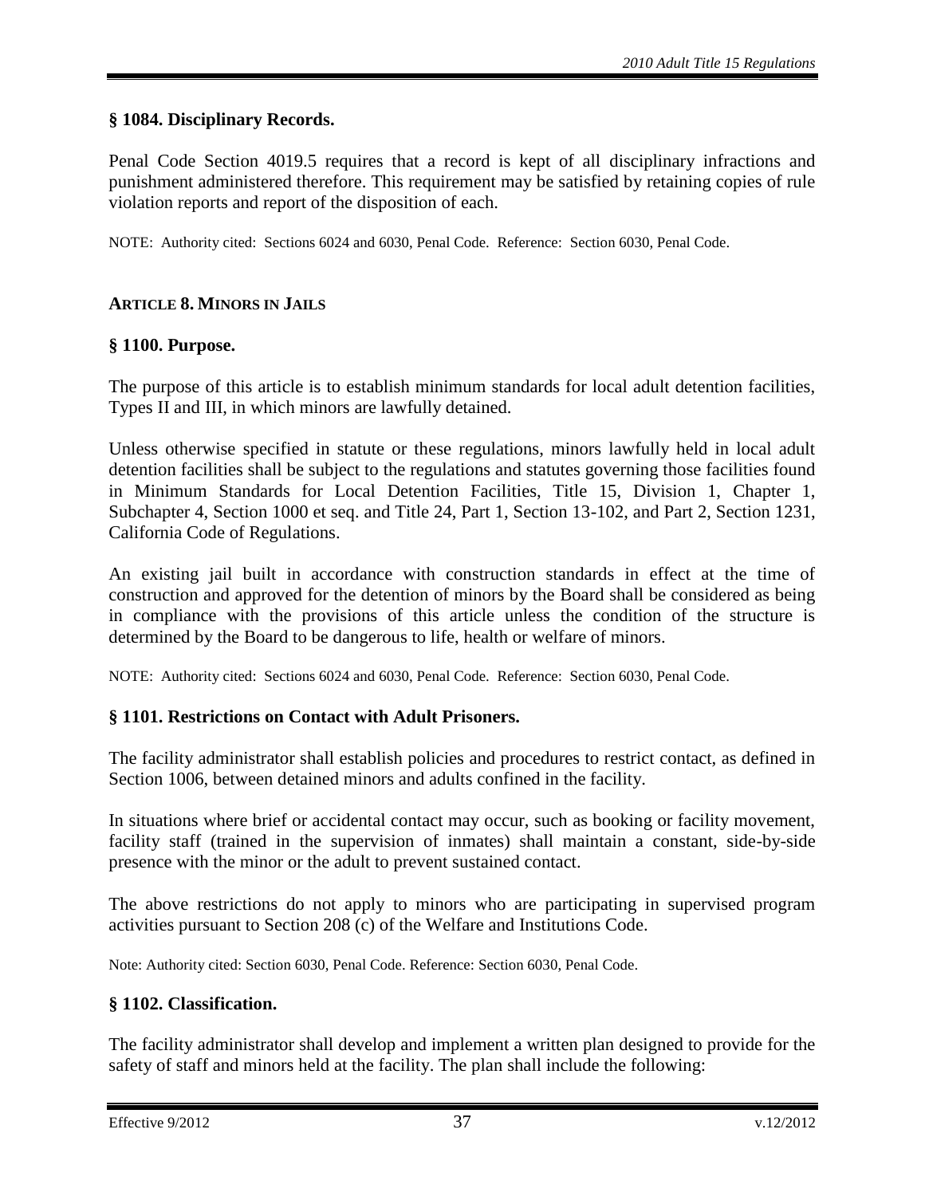### § 1084. Disciplinary Records.

Penal Code Section 4019.5 requires that a record is kept of all disciplinary infractions and punishment administered therefore. This requirement may be satisfied by retaining copies of rule violation reports and report of the disposition of each.

NOTE: Authority cited: Sections 6024 and 6030, Penal Code. Reference: Section 6030, Penal Code.

## ARTICLE 8. MINORS IN JAILS

### § 1100. Purpose.

The purpose of this article is to establish minimum standards for local adult detention facilities, Types II and III, in which minors are lawfully detained.

Unless otherwise specified in statute or these regulations, minors lawfully held in local adult detention facilities shall be subject to the regulations and statutes governing those facilities found in Minimum Standards for Local Detention Facilities, Title 15, Division 1, Chapter 1, Subchapter 4, Section 1000 et seq. and Title 24, Part 1, Section 13-102, and Part 2, Section 1231, California Code of Regulations.

An existing jail built in accordance with construction standards in effect at the time of construction and approved for the detention of minors by the Board shall be considered as being in compliance with the provisions of this article unless the condition of the structure is determined by the Board to be dangerous to life, health or welfare of minors.

NOTE: Authority cited: Sections 6024 and 6030, Penal Code. Reference: Section 6030, Penal Code.

### § 1101. Restrictions on Contact with Adult Prisoners.

The facility administrator shall establish policies and procedures to restrict contact, as defined in Section 1006, between detained minors and adults confined in the facility.

In situations where brief or accidental contact may occur, such as booking or facility movement, facility staff (trained in the supervision of inmates) shall maintain a constant, side-by-side presence with the minor or the adult to prevent sustained contact.

The above restrictions do not apply to minors who are participating in supervised program activities pursuant to Section 208 (c) of the Welfare and Institutions Code.

Note: Authority cited: Section 6030, Penal Code. Reference: Section 6030, Penal Code.

### § 1102. Classification.

The facility administrator shall develop and implement a written plan designed to provide for the safety of staff and minors held at the facility. The plan shall include the following: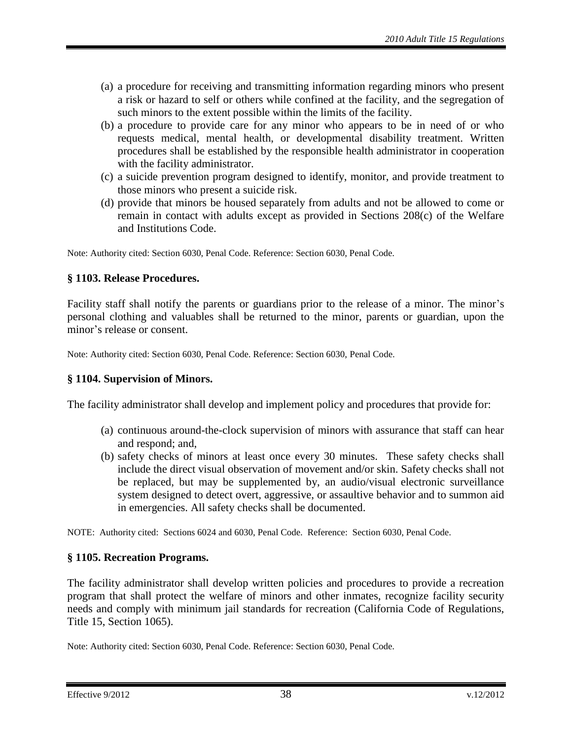(a) a procedure for receiving and transmitting information regarding minors who present a risk or hazard to self or others while confined at the facility, and the segregation of such minors to the extent possible within the limits of the facility.

(b) a procedure to provide care for any minor who appears to be in need of or who requests medical, mental health, or developmental disability treatment. Written procedures shall be established by the responsible health administrator in cooperation with the facility administrator.

(c) a suicide prevention program designed to identify, monitor, and provide treatment to those minors who present a suicide risk.

(d) provide that minors be housed separately from adults and not be allowed to come or remain in contact with adults except as provided in Sections 208(c) of the Welfare and Institutions Code.

Note: Authority cited: Section 6030, Penal Code. Reference: Section 6030, Penal Code.

### § 1103. Release Procedures.

Facility staff shall notify the parents or guardians prior to the release of a minor. The minor's personal clothing and valuables shall be returned to the minor, parents or guardian, upon the minor's release or consent.

Note: Authority cited: Section 6030, Penal Code. Reference: Section 6030, Penal Code.

### § 1104. Supervision of Minors.

The facility administrator shall develop and implement policy and procedures that provide for:

(a) continuous around-the-clock supervision of minors with assurance that staff can hear and respond; and,

(b) safety checks of minors at least once every 30 minutes. These safety checks shall include the direct visual observation of movement and/or skin. Safety checks shall not be replaced, but may be supplemented by, an audio/visual electronic surveillance system designed to detect overt, aggressive, or assaultive behavior and to summon aid in emergencies. All safety checks shall be documented.

NOTE: Authority cited: Sections 6024 and 6030, Penal Code. Reference: Section 6030, Penal Code.

### § 1105. Recreation Programs.

The facility administrator shall develop written policies and procedures to provide a recreation program that shall protect the welfare of minors and other inmates, recognize facility security needs and comply with minimum jail standards for recreation (California Code of Regulations, Title 15, Section 1065).

Note: Authority cited: Section 6030, Penal Code. Reference: Section 6030, Penal Code.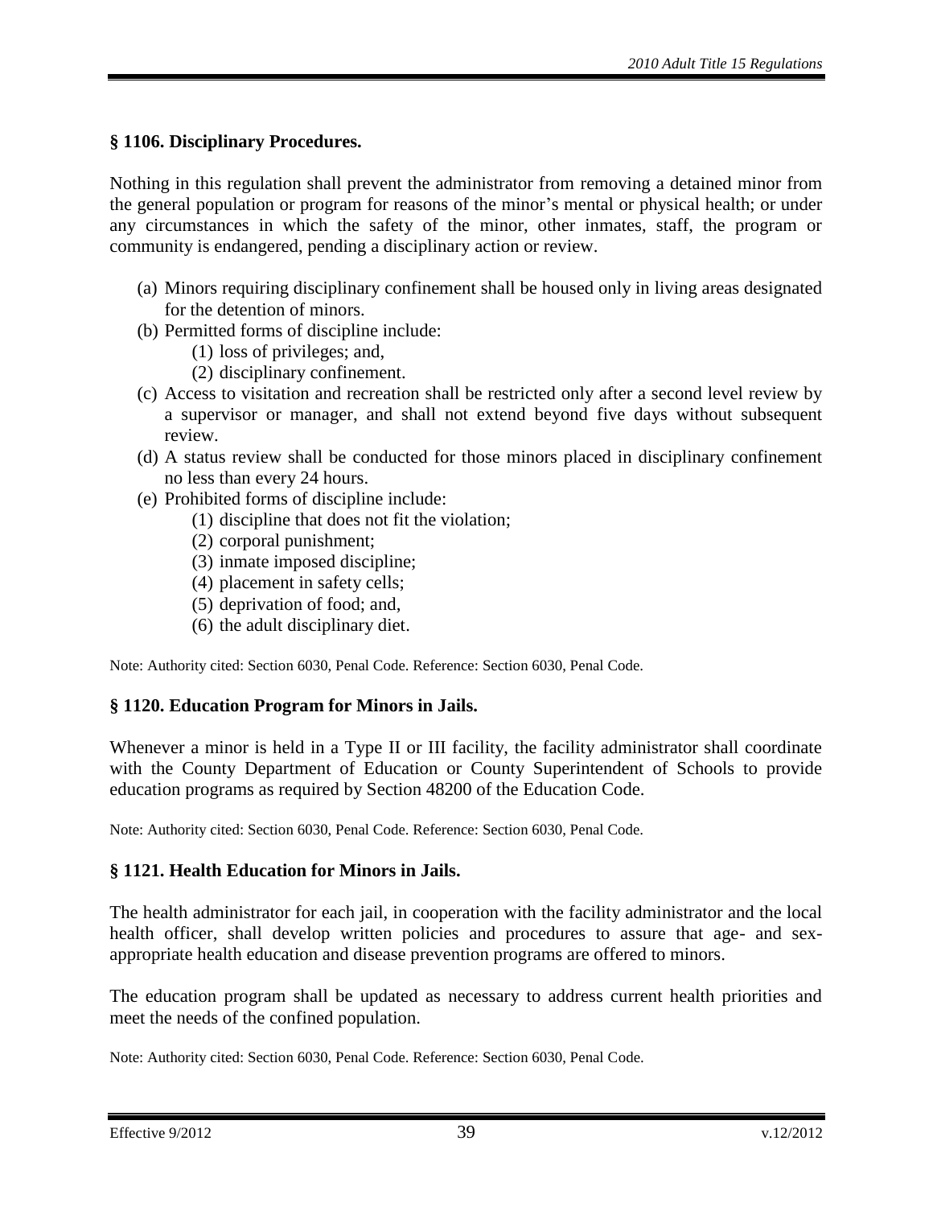### § 1106. Disciplinary Procedures.

Nothing in this regulation shall prevent the administrator from removing a detained minor from the general population or program for reasons of the minor's mental or physical health; or under any circumstances in which the safety of the minor, other inmates, staff, the program or community is endangered, pending a disciplinary action or review.

(a) Minors requiring disciplinary confinement shall be housed only in living areas designated for the detention of minors.

(b) Permitted forms of discipline include:

  (1) loss of privileges; and,

  (2) disciplinary confinement.

(c) Access to visitation and recreation shall be restricted only after a second level review by a supervisor or manager, and shall not extend beyond five days without subsequent review.

(d) A status review shall be conducted for those minors placed in disciplinary confinement no less than every 24 hours.

(e) Prohibited forms of discipline include:

  (1) discipline that does not fit the violation;

  (2) corporal punishment;

  (3) inmate imposed discipline;

  (4) placement in safety cells;

  (5) deprivation of food; and,

  (6) the adult disciplinary diet.

Note: Authority cited: Section 6030, Penal Code. Reference: Section 6030, Penal Code.

### § 1120. Education Program for Minors in Jails.

Whenever a minor is held in a Type II or III facility, the facility administrator shall coordinate with the County Department of Education or County Superintendent of Schools to provide education programs as required by Section 48200 of the Education Code.

Note: Authority cited: Section 6030, Penal Code. Reference: Section 6030, Penal Code.

### § 1121. Health Education for Minors in Jails.

The health administrator for each jail, in cooperation with the facility administrator and the local health officer, shall develop written policies and procedures to assure that age- and sex-appropriate health education and disease prevention programs are offered to minors.

The education program shall be updated as necessary to address current health priorities and meet the needs of the confined population.

Note: Authority cited: Section 6030, Penal Code. Reference: Section 6030, Penal Code.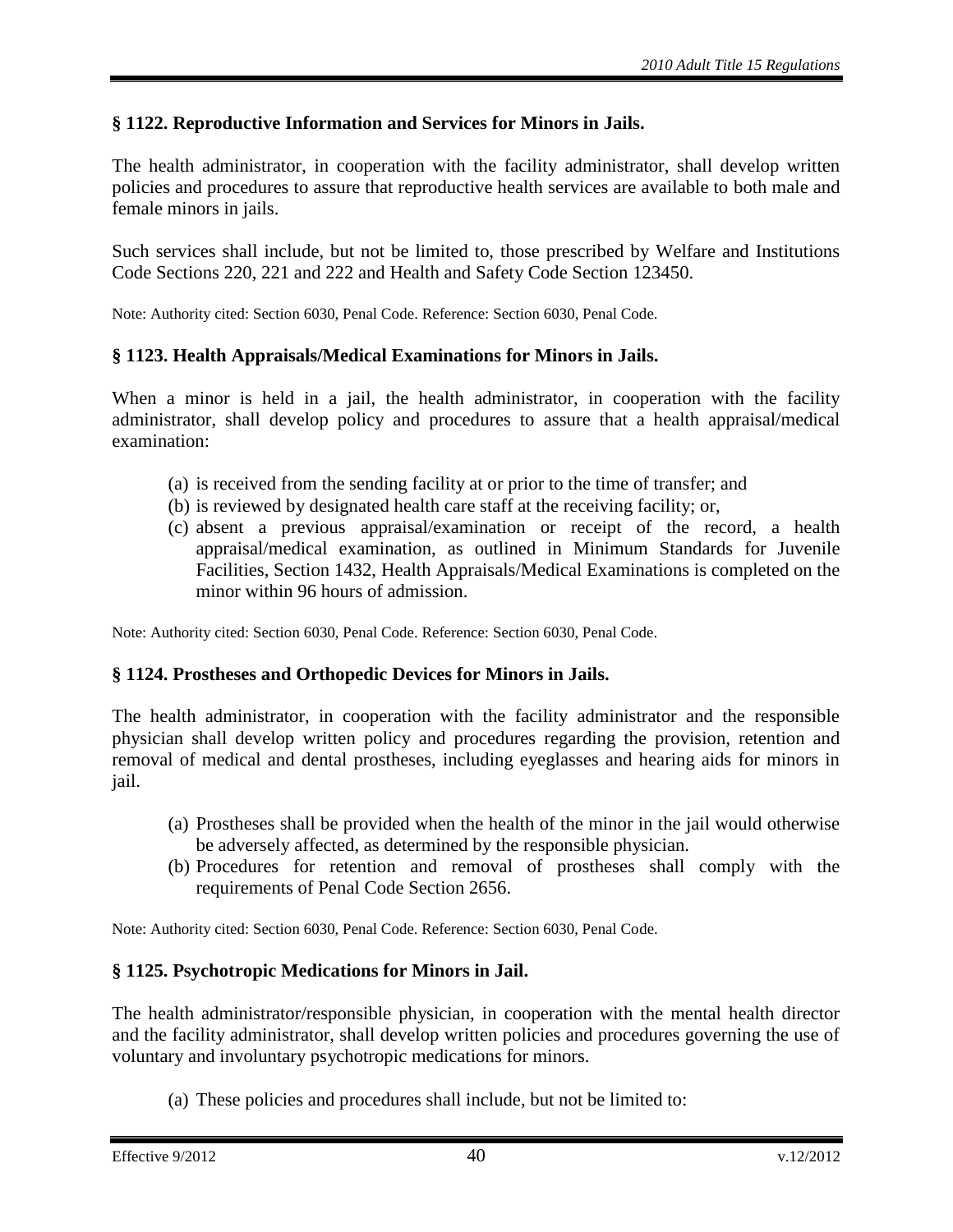### § 1122. Reproductive Information and Services for Minors in Jails.

The health administrator, in cooperation with the facility administrator, shall develop written policies and procedures to assure that reproductive health services are available to both male and female minors in jails.

Such services shall include, but not be limited to, those prescribed by Welfare and Institutions Code Sections 220, 221 and 222 and Health and Safety Code Section 123450.

Note: Authority cited: Section 6030, Penal Code. Reference: Section 6030, Penal Code.

### § 1123. Health Appraisals/Medical Examinations for Minors in Jails.

When a minor is held in a jail, the health administrator, in cooperation with the facility administrator, shall develop policy and procedures to assure that a health appraisal/medical examination:

(a) is received from the sending facility at or prior to the time of transfer; and
(b) is reviewed by designated health care staff at the receiving facility; or,
(c) absent a previous appraisal/examination or receipt of the record, a health appraisal/medical examination, as outlined in Minimum Standards for Juvenile Facilities, Section 1432, Health Appraisals/Medical Examinations is completed on the minor within 96 hours of admission.

Note: Authority cited: Section 6030, Penal Code. Reference: Section 6030, Penal Code.

### § 1124. Prostheses and Orthopedic Devices for Minors in Jails.

The health administrator, in cooperation with the facility administrator and the responsible physician shall develop written policy and procedures regarding the provision, retention and removal of medical and dental prostheses, including eyeglasses and hearing aids for minors in jail.

(a) Prostheses shall be provided when the health of the minor in the jail would otherwise be adversely affected, as determined by the responsible physician.
(b) Procedures for retention and removal of prostheses shall comply with the requirements of Penal Code Section 2656.

Note: Authority cited: Section 6030, Penal Code. Reference: Section 6030, Penal Code.

### § 1125. Psychotropic Medications for Minors in Jail.

The health administrator/responsible physician, in cooperation with the mental health director and the facility administrator, shall develop written policies and procedures governing the use of voluntary and involuntary psychotropic medications for minors.

(a) These policies and procedures shall include, but not be limited to: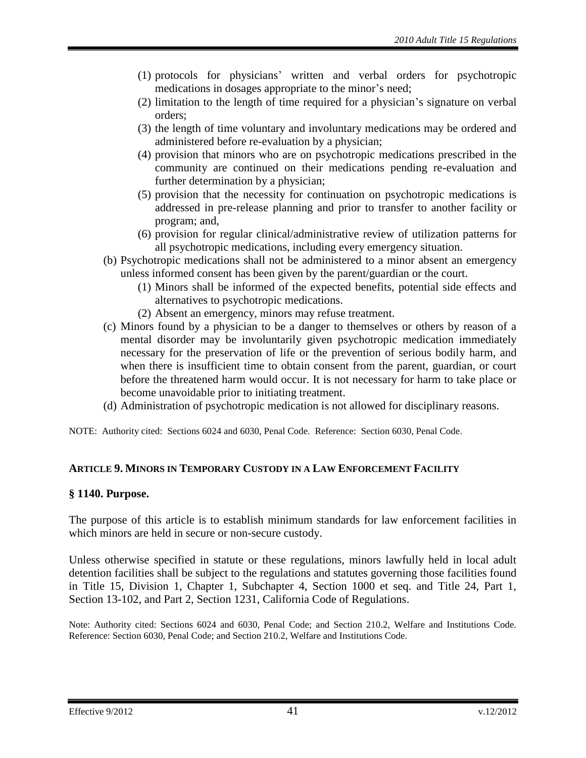(1) protocols for physicians' written and verbal orders for psychotropic medications in dosages appropriate to the minor's need;
(2) limitation to the length of time required for a physician's signature on verbal orders;
(3) the length of time voluntary and involuntary medications may be ordered and administered before re-evaluation by a physician;
(4) provision that minors who are on psychotropic medications prescribed in the community are continued on their medications pending re-evaluation and further determination by a physician;
(5) provision that the necessity for continuation on psychotropic medications is addressed in pre-release planning and prior to transfer to another facility or program; and,
(6) provision for regular clinical/administrative review of utilization patterns for all psychotropic medications, including every emergency situation.

(b) Psychotropic medications shall not be administered to a minor absent an emergency unless informed consent has been given by the parent/guardian or the court.
  (1) Minors shall be informed of the expected benefits, potential side effects and alternatives to psychotropic medications.
  (2) Absent an emergency, minors may refuse treatment.

(c) Minors found by a physician to be a danger to themselves or others by reason of a mental disorder may be involuntarily given psychotropic medication immediately necessary for the preservation of life or the prevention of serious bodily harm, and when there is insufficient time to obtain consent from the parent, guardian, or court before the threatened harm would occur. It is not necessary for harm to take place or become unavoidable prior to initiating treatment.

(d) Administration of psychotropic medication is not allowed for disciplinary reasons.

NOTE: Authority cited: Sections 6024 and 6030, Penal Code. Reference: Section 6030, Penal Code.

## ARTICLE 9. MINORS IN TEMPORARY CUSTODY IN A LAW ENFORCEMENT FACILITY

### § 1140. Purpose.

The purpose of this article is to establish minimum standards for law enforcement facilities in which minors are held in secure or non-secure custody.

Unless otherwise specified in statute or these regulations, minors lawfully held in local adult detention facilities shall be subject to the regulations and statutes governing those facilities found in Title 15, Division 1, Chapter 1, Subchapter 4, Section 1000 et seq. and Title 24, Part 1, Section 13-102, and Part 2, Section 1231, California Code of Regulations.

Note: Authority cited: Sections 6024 and 6030, Penal Code; and Section 210.2, Welfare and Institutions Code. Reference: Section 6030, Penal Code; and Section 210.2, Welfare and Institutions Code.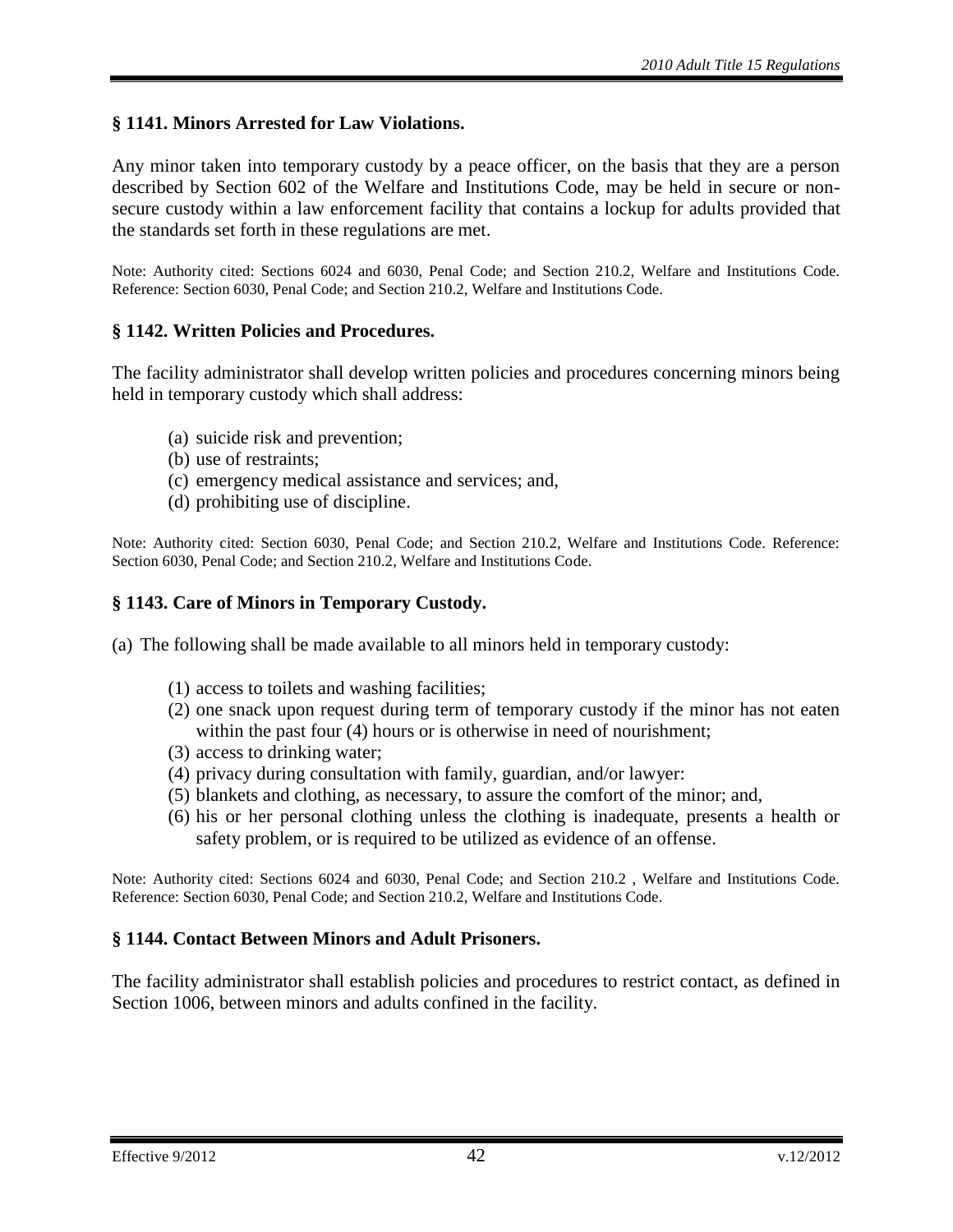### § 1141. Minors Arrested for Law Violations.

Any minor taken into temporary custody by a peace officer, on the basis that they are a person described by Section 602 of the Welfare and Institutions Code, may be held in secure or non-secure custody within a law enforcement facility that contains a lockup for adults provided that the standards set forth in these regulations are met.

Note: Authority cited: Sections 6024 and 6030, Penal Code; and Section 210.2, Welfare and Institutions Code. Reference: Section 6030, Penal Code; and Section 210.2, Welfare and Institutions Code.

### § 1142. Written Policies and Procedures.

The facility administrator shall develop written policies and procedures concerning minors being held in temporary custody which shall address:

(a) suicide risk and prevention;
(b) use of restraints;
(c) emergency medical assistance and services; and,
(d) prohibiting use of discipline.

Note: Authority cited: Section 6030, Penal Code; and Section 210.2, Welfare and Institutions Code. Reference: Section 6030, Penal Code; and Section 210.2, Welfare and Institutions Code.

### § 1143. Care of Minors in Temporary Custody.

(a) The following shall be made available to all minors held in temporary custody:

(1) access to toilets and washing facilities;
(2) one snack upon request during term of temporary custody if the minor has not eaten within the past four (4) hours or is otherwise in need of nourishment;
(3) access to drinking water;
(4) privacy during consultation with family, guardian, and/or lawyer:
(5) blankets and clothing, as necessary, to assure the comfort of the minor; and,
(6) his or her personal clothing unless the clothing is inadequate, presents a health or safety problem, or is required to be utilized as evidence of an offense.

Note: Authority cited: Sections 6024 and 6030, Penal Code; and Section 210.2 , Welfare and Institutions Code. Reference: Section 6030, Penal Code; and Section 210.2, Welfare and Institutions Code.

### § 1144. Contact Between Minors and Adult Prisoners.

The facility administrator shall establish policies and procedures to restrict contact, as defined in Section 1006, between minors and adults confined in the facility.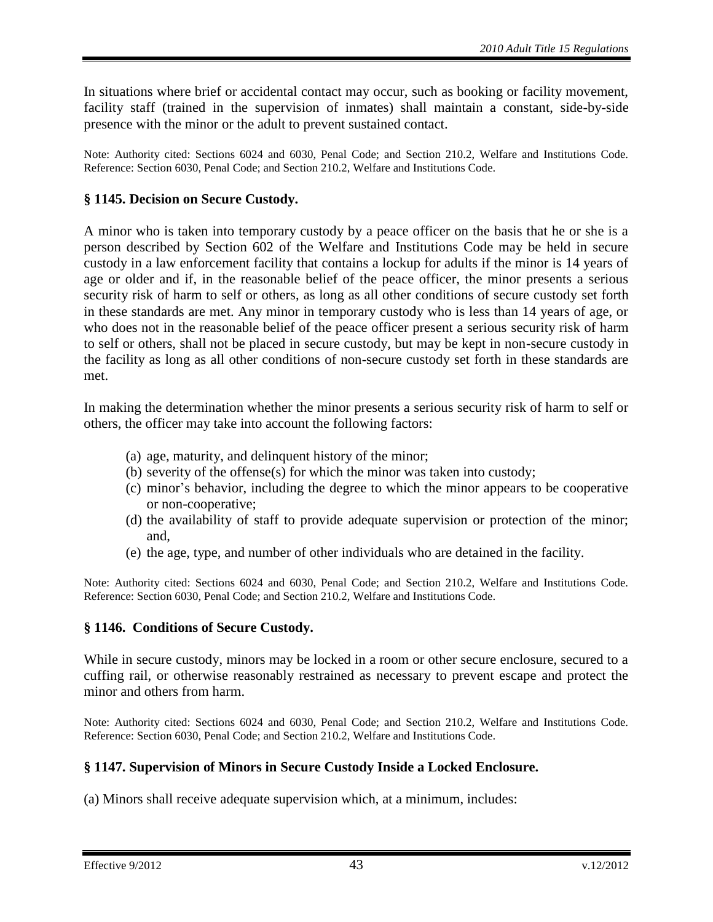In situations where brief or accidental contact may occur, such as booking or facility movement, facility staff (trained in the supervision of inmates) shall maintain a constant, side-by-side presence with the minor or the adult to prevent sustained contact.

Note: Authority cited: Sections 6024 and 6030, Penal Code; and Section 210.2, Welfare and Institutions Code. Reference: Section 6030, Penal Code; and Section 210.2, Welfare and Institutions Code.

### § 1145. Decision on Secure Custody.

A minor who is taken into temporary custody by a peace officer on the basis that he or she is a person described by Section 602 of the Welfare and Institutions Code may be held in secure custody in a law enforcement facility that contains a lockup for adults if the minor is 14 years of age or older and if, in the reasonable belief of the peace officer, the minor presents a serious security risk of harm to self or others, as long as all other conditions of secure custody set forth in these standards are met. Any minor in temporary custody who is less than 14 years of age, or who does not in the reasonable belief of the peace officer present a serious security risk of harm to self or others, shall not be placed in secure custody, but may be kept in non-secure custody in the facility as long as all other conditions of non-secure custody set forth in these standards are met.

In making the determination whether the minor presents a serious security risk of harm to self or others, the officer may take into account the following factors:

- (a) age, maturity, and delinquent history of the minor;
- (b) severity of the offense(s) for which the minor was taken into custody;
- (c) minor's behavior, including the degree to which the minor appears to be cooperative or non-cooperative;
- (d) the availability of staff to provide adequate supervision or protection of the minor; and,
- (e) the age, type, and number of other individuals who are detained in the facility.

Note: Authority cited: Sections 6024 and 6030, Penal Code; and Section 210.2, Welfare and Institutions Code. Reference: Section 6030, Penal Code; and Section 210.2, Welfare and Institutions Code.

### § 1146. Conditions of Secure Custody.

While in secure custody, minors may be locked in a room or other secure enclosure, secured to a cuffing rail, or otherwise reasonably restrained as necessary to prevent escape and protect the minor and others from harm.

Note: Authority cited: Sections 6024 and 6030, Penal Code; and Section 210.2, Welfare and Institutions Code. Reference: Section 6030, Penal Code; and Section 210.2, Welfare and Institutions Code.

### § 1147. Supervision of Minors in Secure Custody Inside a Locked Enclosure.

(a) Minors shall receive adequate supervision which, at a minimum, includes: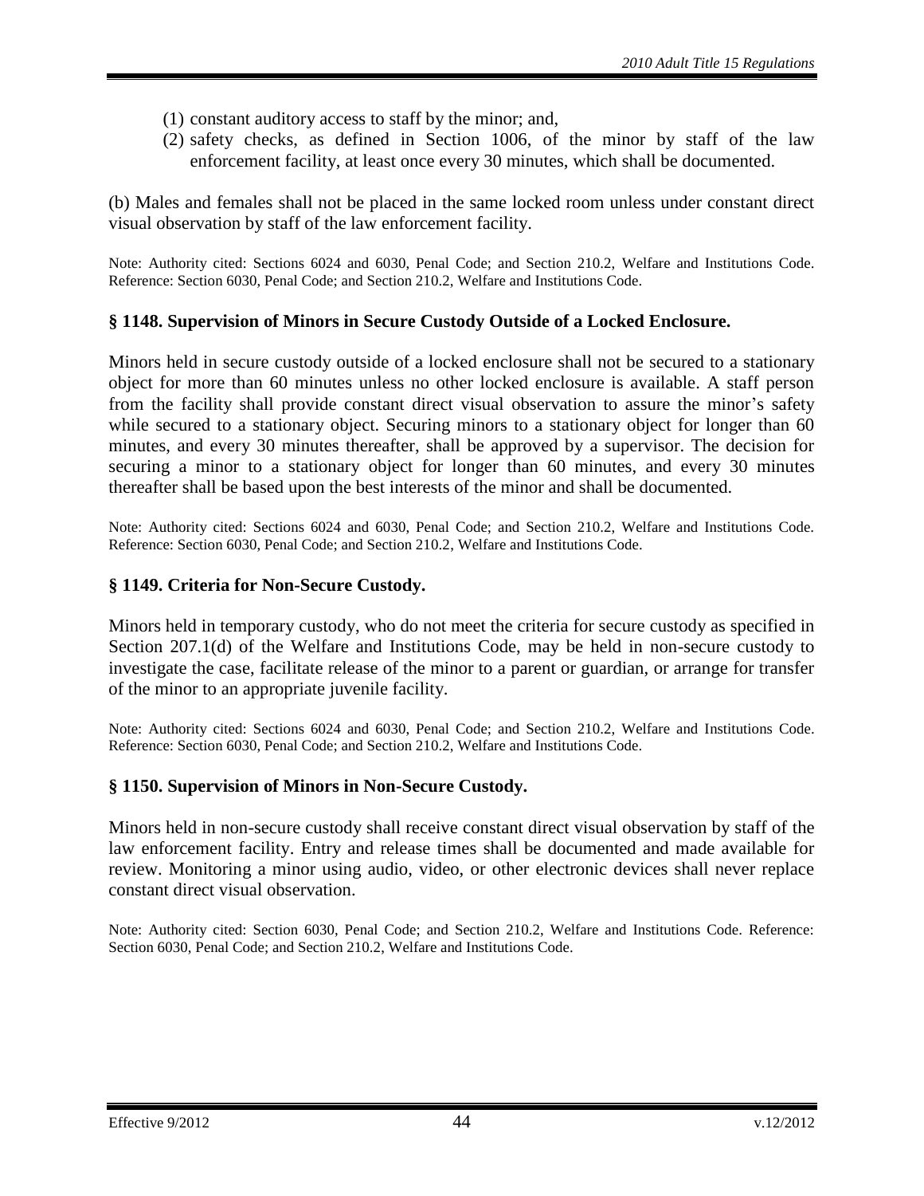(1) constant auditory access to staff by the minor; and,
(2) safety checks, as defined in Section 1006, of the minor by staff of the law enforcement facility, at least once every 30 minutes, which shall be documented.

(b) Males and females shall not be placed in the same locked room unless under constant direct visual observation by staff of the law enforcement facility.

Note: Authority cited: Sections 6024 and 6030, Penal Code; and Section 210.2, Welfare and Institutions Code. Reference: Section 6030, Penal Code; and Section 210.2, Welfare and Institutions Code.

### § 1148. Supervision of Minors in Secure Custody Outside of a Locked Enclosure.

Minors held in secure custody outside of a locked enclosure shall not be secured to a stationary object for more than 60 minutes unless no other locked enclosure is available. A staff person from the facility shall provide constant direct visual observation to assure the minor's safety while secured to a stationary object. Securing minors to a stationary object for longer than 60 minutes, and every 30 minutes thereafter, shall be approved by a supervisor. The decision for securing a minor to a stationary object for longer than 60 minutes, and every 30 minutes thereafter shall be based upon the best interests of the minor and shall be documented.

Note: Authority cited: Sections 6024 and 6030, Penal Code; and Section 210.2, Welfare and Institutions Code. Reference: Section 6030, Penal Code; and Section 210.2, Welfare and Institutions Code.

### § 1149. Criteria for Non-Secure Custody.

Minors held in temporary custody, who do not meet the criteria for secure custody as specified in Section 207.1(d) of the Welfare and Institutions Code, may be held in non-secure custody to investigate the case, facilitate release of the minor to a parent or guardian, or arrange for transfer of the minor to an appropriate juvenile facility.

Note: Authority cited: Sections 6024 and 6030, Penal Code; and Section 210.2, Welfare and Institutions Code. Reference: Section 6030, Penal Code; and Section 210.2, Welfare and Institutions Code.

### § 1150. Supervision of Minors in Non-Secure Custody.

Minors held in non-secure custody shall receive constant direct visual observation by staff of the law enforcement facility. Entry and release times shall be documented and made available for review. Monitoring a minor using audio, video, or other electronic devices shall never replace constant direct visual observation.

Note: Authority cited: Section 6030, Penal Code; and Section 210.2, Welfare and Institutions Code. Reference: Section 6030, Penal Code; and Section 210.2, Welfare and Institutions Code.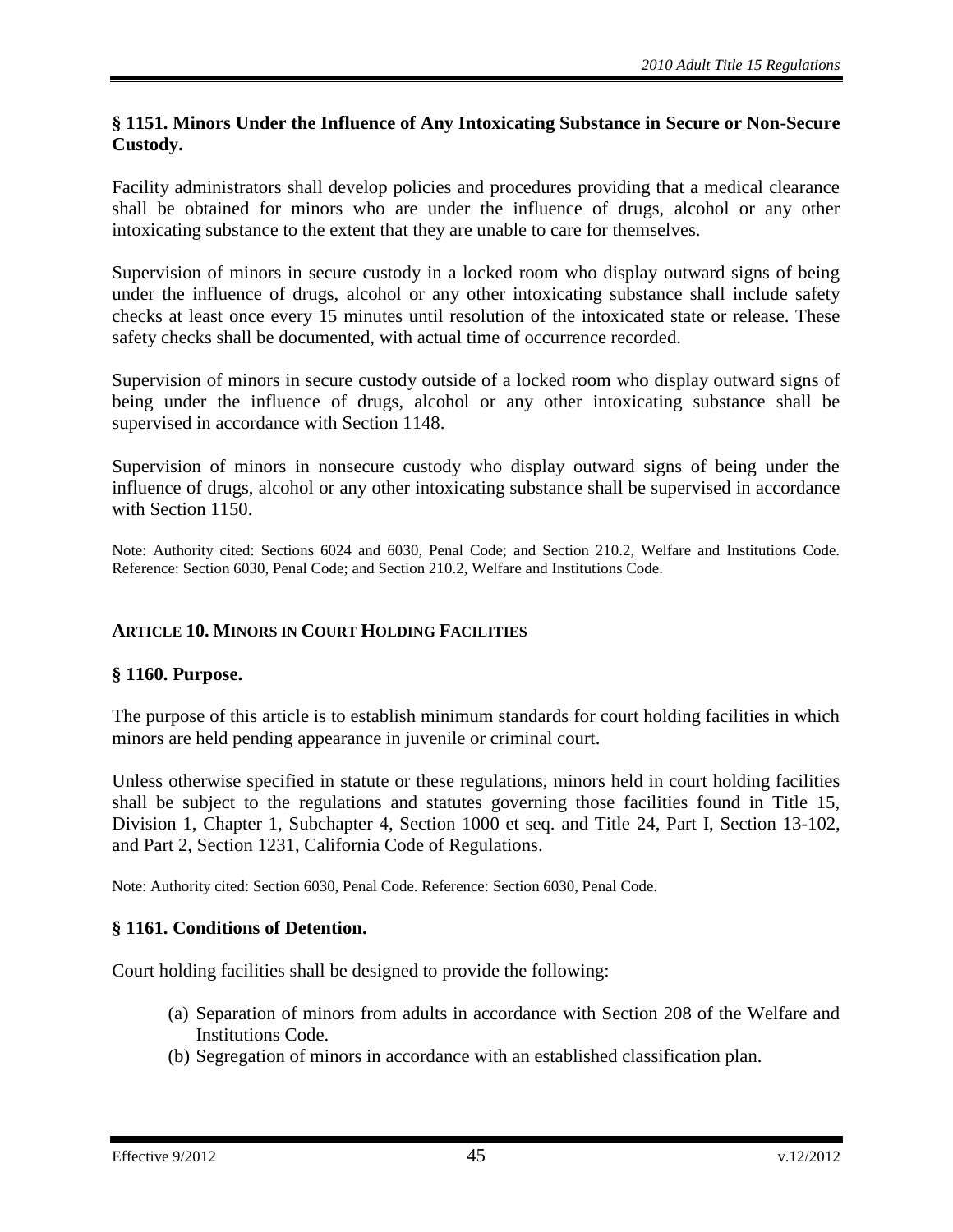### § 1151. Minors Under the Influence of Any Intoxicating Substance in Secure or Non-Secure Custody.

Facility administrators shall develop policies and procedures providing that a medical clearance shall be obtained for minors who are under the influence of drugs, alcohol or any other intoxicating substance to the extent that they are unable to care for themselves.

Supervision of minors in secure custody in a locked room who display outward signs of being under the influence of drugs, alcohol or any other intoxicating substance shall include safety checks at least once every 15 minutes until resolution of the intoxicated state or release. These safety checks shall be documented, with actual time of occurrence recorded.

Supervision of minors in secure custody outside of a locked room who display outward signs of being under the influence of drugs, alcohol or any other intoxicating substance shall be supervised in accordance with Section 1148.

Supervision of minors in nonsecure custody who display outward signs of being under the influence of drugs, alcohol or any other intoxicating substance shall be supervised in accordance with Section 1150.

Note: Authority cited: Sections 6024 and 6030, Penal Code; and Section 210.2, Welfare and Institutions Code. Reference: Section 6030, Penal Code; and Section 210.2, Welfare and Institutions Code.

## ARTICLE 10. MINORS IN COURT HOLDING FACILITIES

### § 1160. Purpose.

The purpose of this article is to establish minimum standards for court holding facilities in which minors are held pending appearance in juvenile or criminal court.

Unless otherwise specified in statute or these regulations, minors held in court holding facilities shall be subject to the regulations and statutes governing those facilities found in Title 15, Division 1, Chapter 1, Subchapter 4, Section 1000 et seq. and Title 24, Part I, Section 13-102, and Part 2, Section 1231, California Code of Regulations.

Note: Authority cited: Section 6030, Penal Code. Reference: Section 6030, Penal Code.

### § 1161. Conditions of Detention.

Court holding facilities shall be designed to provide the following:

(a) Separation of minors from adults in accordance with Section 208 of the Welfare and Institutions Code.
(b) Segregation of minors in accordance with an established classification plan.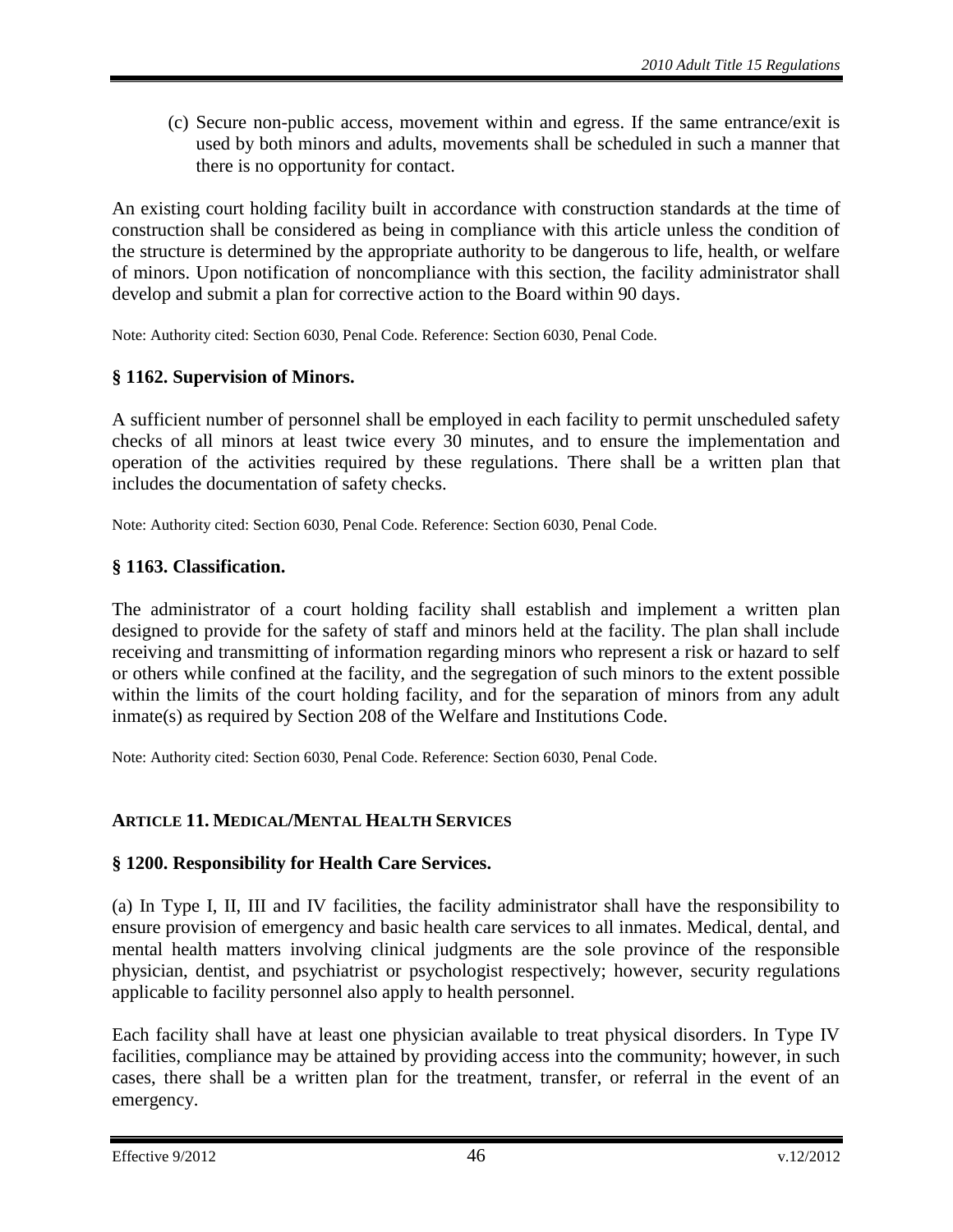(c) Secure non-public access, movement within and egress. If the same entrance/exit is used by both minors and adults, movements shall be scheduled in such a manner that there is no opportunity for contact.

An existing court holding facility built in accordance with construction standards at the time of construction shall be considered as being in compliance with this article unless the condition of the structure is determined by the appropriate authority to be dangerous to life, health, or welfare of minors. Upon notification of noncompliance with this section, the facility administrator shall develop and submit a plan for corrective action to the Board within 90 days.

Note: Authority cited: Section 6030, Penal Code. Reference: Section 6030, Penal Code.

### § 1162. Supervision of Minors.

A sufficient number of personnel shall be employed in each facility to permit unscheduled safety checks of all minors at least twice every 30 minutes, and to ensure the implementation and operation of the activities required by these regulations. There shall be a written plan that includes the documentation of safety checks.

Note: Authority cited: Section 6030, Penal Code. Reference: Section 6030, Penal Code.

### § 1163. Classification.

The administrator of a court holding facility shall establish and implement a written plan designed to provide for the safety of staff and minors held at the facility. The plan shall include receiving and transmitting of information regarding minors who represent a risk or hazard to self or others while confined at the facility, and the segregation of such minors to the extent possible within the limits of the court holding facility, and for the separation of minors from any adult inmate(s) as required by Section 208 of the Welfare and Institutions Code.

Note: Authority cited: Section 6030, Penal Code. Reference: Section 6030, Penal Code.

## ARTICLE 11. MEDICAL/MENTAL HEALTH SERVICES

### § 1200. Responsibility for Health Care Services.

(a) In Type I, II, III and IV facilities, the facility administrator shall have the responsibility to ensure provision of emergency and basic health care services to all inmates. Medical, dental, and mental health matters involving clinical judgments are the sole province of the responsible physician, dentist, and psychiatrist or psychologist respectively; however, security regulations applicable to facility personnel also apply to health personnel.

Each facility shall have at least one physician available to treat physical disorders. In Type IV facilities, compliance may be attained by providing access into the community; however, in such cases, there shall be a written plan for the treatment, transfer, or referral in the event of an emergency.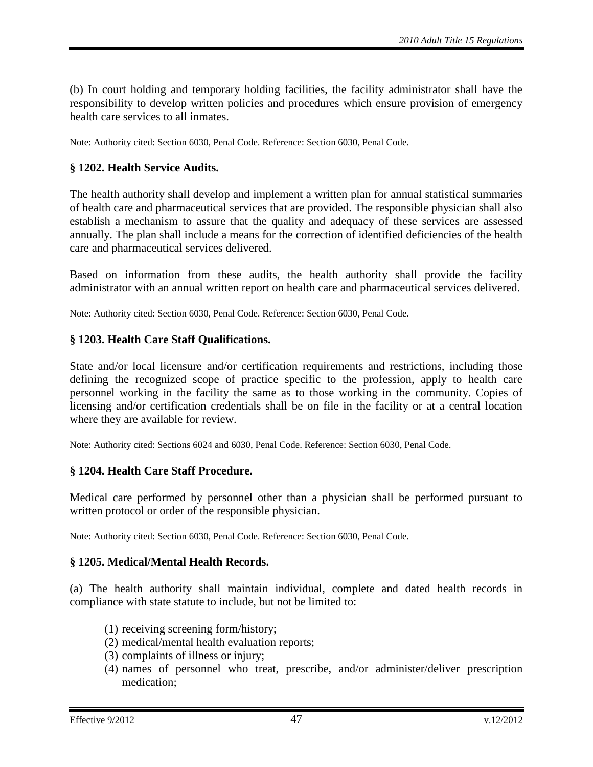(b) In court holding and temporary holding facilities, the facility administrator shall have the responsibility to develop written policies and procedures which ensure provision of emergency health care services to all inmates.

Note: Authority cited: Section 6030, Penal Code. Reference: Section 6030, Penal Code.

### § 1202. Health Service Audits.

The health authority shall develop and implement a written plan for annual statistical summaries of health care and pharmaceutical services that are provided. The responsible physician shall also establish a mechanism to assure that the quality and adequacy of these services are assessed annually. The plan shall include a means for the correction of identified deficiencies of the health care and pharmaceutical services delivered.

Based on information from these audits, the health authority shall provide the facility administrator with an annual written report on health care and pharmaceutical services delivered.

Note: Authority cited: Section 6030, Penal Code. Reference: Section 6030, Penal Code.

### § 1203. Health Care Staff Qualifications.

State and/or local licensure and/or certification requirements and restrictions, including those defining the recognized scope of practice specific to the profession, apply to health care personnel working in the facility the same as to those working in the community. Copies of licensing and/or certification credentials shall be on file in the facility or at a central location where they are available for review.

Note: Authority cited: Sections 6024 and 6030, Penal Code. Reference: Section 6030, Penal Code.

### § 1204. Health Care Staff Procedure.

Medical care performed by personnel other than a physician shall be performed pursuant to written protocol or order of the responsible physician.

Note: Authority cited: Section 6030, Penal Code. Reference: Section 6030, Penal Code.

### § 1205. Medical/Mental Health Records.

(a) The health authority shall maintain individual, complete and dated health records in compliance with state statute to include, but not be limited to:

(1) receiving screening form/history;
(2) medical/mental health evaluation reports;
(3) complaints of illness or injury;
(4) names of personnel who treat, prescribe, and/or administer/deliver prescription medication;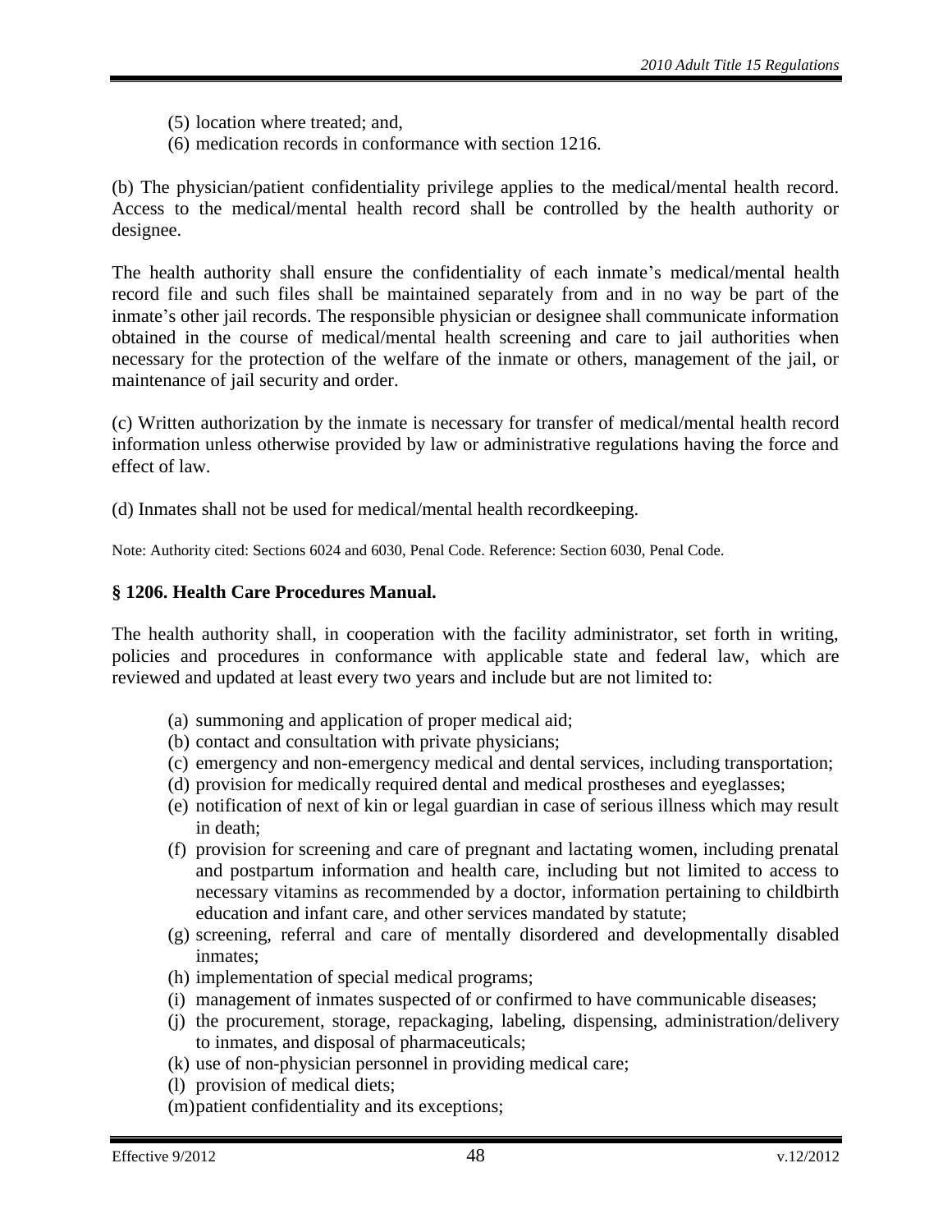(5) location where treated; and,

(6) medication records in conformance with section 1216.

(b) The physician/patient confidentiality privilege applies to the medical/mental health record. Access to the medical/mental health record shall be controlled by the health authority or designee.

The health authority shall ensure the confidentiality of each inmate's medical/mental health record file and such files shall be maintained separately from and in no way be part of the inmate's other jail records. The responsible physician or designee shall communicate information obtained in the course of medical/mental health screening and care to jail authorities when necessary for the protection of the welfare of the inmate or others, management of the jail, or maintenance of jail security and order.

(c) Written authorization by the inmate is necessary for transfer of medical/mental health record information unless otherwise provided by law or administrative regulations having the force and effect of law.

(d) Inmates shall not be used for medical/mental health recordkeeping.

Note: Authority cited: Sections 6024 and 6030, Penal Code. Reference: Section 6030, Penal Code.

### § 1206. Health Care Procedures Manual.

The health authority shall, in cooperation with the facility administrator, set forth in writing, policies and procedures in conformance with applicable state and federal law, which are reviewed and updated at least every two years and include but are not limited to:

(a) summoning and application of proper medical aid;

(b) contact and consultation with private physicians;

(c) emergency and non-emergency medical and dental services, including transportation;

(d) provision for medically required dental and medical prostheses and eyeglasses;

(e) notification of next of kin or legal guardian in case of serious illness which may result in death;

(f) provision for screening and care of pregnant and lactating women, including prenatal and postpartum information and health care, including but not limited to access to necessary vitamins as recommended by a doctor, information pertaining to childbirth education and infant care, and other services mandated by statute;

(g) screening, referral and care of mentally disordered and developmentally disabled inmates;

(h) implementation of special medical programs;

(i) management of inmates suspected of or confirmed to have communicable diseases;

(j) the procurement, storage, repackaging, labeling, dispensing, administration/delivery to inmates, and disposal of pharmaceuticals;

(k) use of non-physician personnel in providing medical care;

(l) provision of medical diets;

(m) patient confidentiality and its exceptions;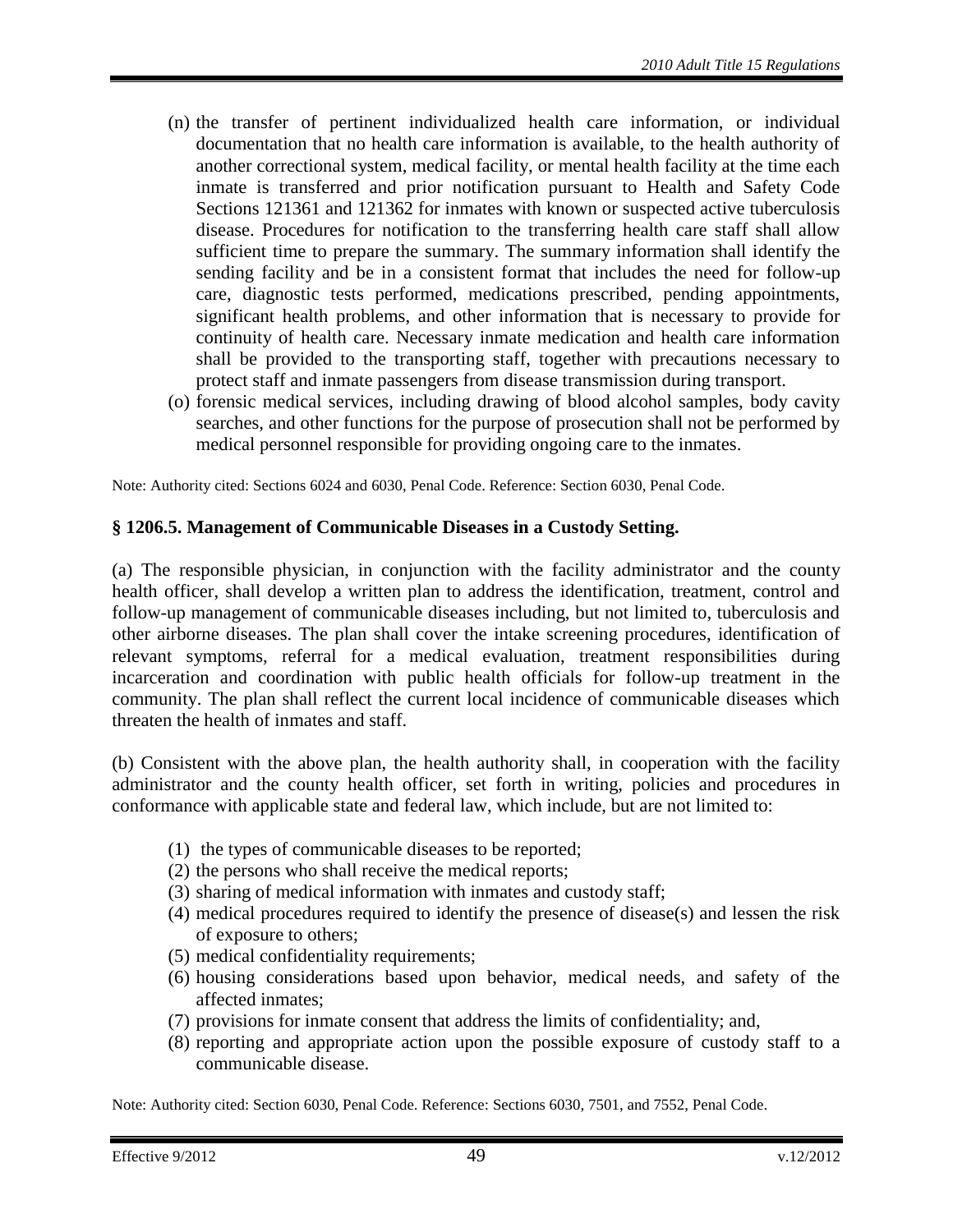(n) the transfer of pertinent individualized health care information, or individual documentation that no health care information is available, to the health authority of another correctional system, medical facility, or mental health facility at the time each inmate is transferred and prior notification pursuant to Health and Safety Code Sections 121361 and 121362 for inmates with known or suspected active tuberculosis disease. Procedures for notification to the transferring health care staff shall allow sufficient time to prepare the summary. The summary information shall identify the sending facility and be in a consistent format that includes the need for follow-up care, diagnostic tests performed, medications prescribed, pending appointments, significant health problems, and other information that is necessary to provide for continuity of health care. Necessary inmate medication and health care information shall be provided to the transporting staff, together with precautions necessary to protect staff and inmate passengers from disease transmission during transport.

(o) forensic medical services, including drawing of blood alcohol samples, body cavity searches, and other functions for the purpose of prosecution shall not be performed by medical personnel responsible for providing ongoing care to the inmates.

Note: Authority cited: Sections 6024 and 6030, Penal Code. Reference: Section 6030, Penal Code.

### § 1206.5. Management of Communicable Diseases in a Custody Setting.

(a) The responsible physician, in conjunction with the facility administrator and the county health officer, shall develop a written plan to address the identification, treatment, control and follow-up management of communicable diseases including, but not limited to, tuberculosis and other airborne diseases. The plan shall cover the intake screening procedures, identification of relevant symptoms, referral for a medical evaluation, treatment responsibilities during incarceration and coordination with public health officials for follow-up treatment in the community. The plan shall reflect the current local incidence of communicable diseases which threaten the health of inmates and staff.

(b) Consistent with the above plan, the health authority shall, in cooperation with the facility administrator and the county health officer, set forth in writing, policies and procedures in conformance with applicable state and federal law, which include, but are not limited to:

(1) the types of communicable diseases to be reported;
(2) the persons who shall receive the medical reports;
(3) sharing of medical information with inmates and custody staff;
(4) medical procedures required to identify the presence of disease(s) and lessen the risk of exposure to others;
(5) medical confidentiality requirements;
(6) housing considerations based upon behavior, medical needs, and safety of the affected inmates;
(7) provisions for inmate consent that address the limits of confidentiality; and,
(8) reporting and appropriate action upon the possible exposure of custody staff to a communicable disease.

Note: Authority cited: Section 6030, Penal Code. Reference: Sections 6030, 7501, and 7552, Penal Code.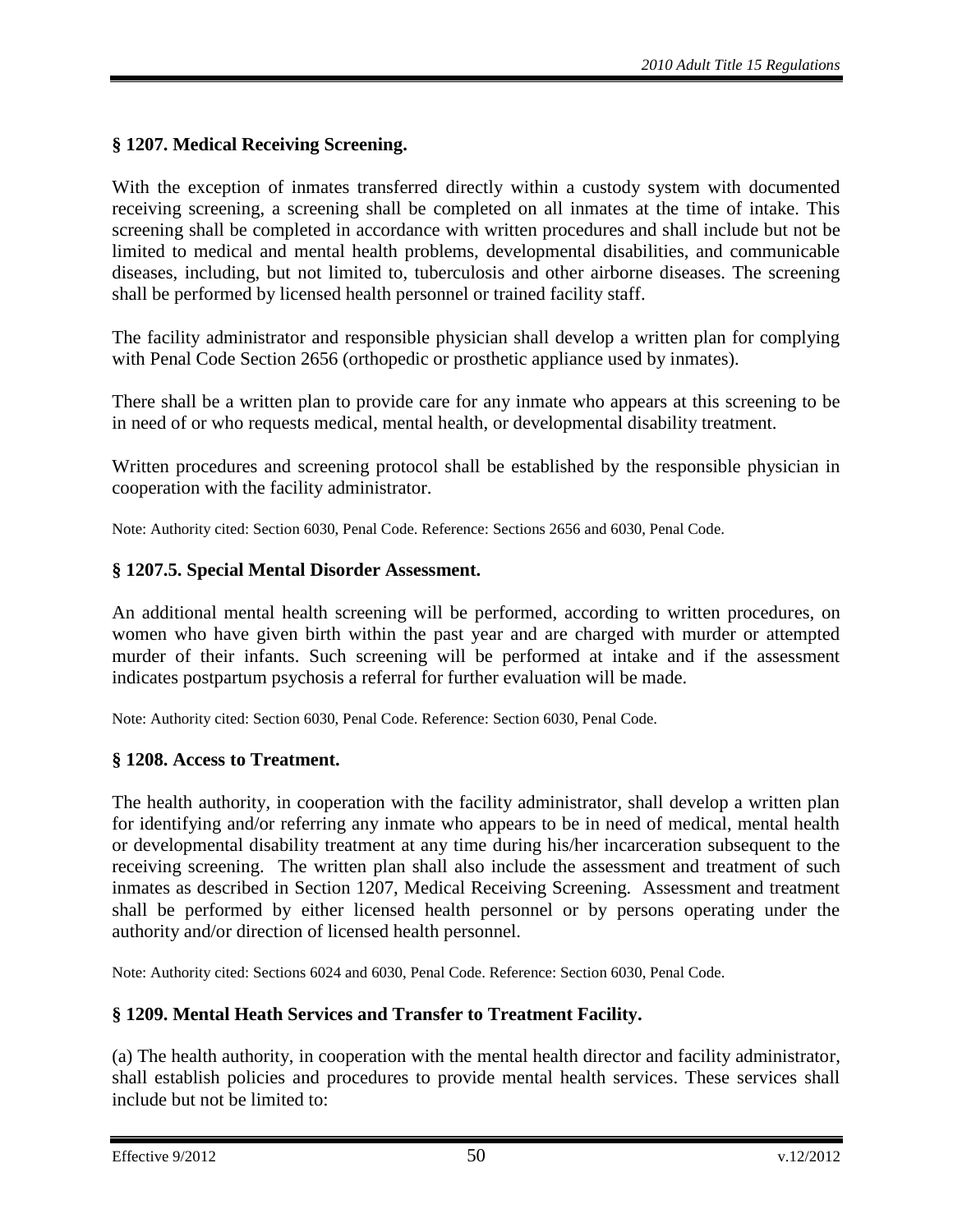### § 1207. Medical Receiving Screening.

With the exception of inmates transferred directly within a custody system with documented receiving screening, a screening shall be completed on all inmates at the time of intake. This screening shall be completed in accordance with written procedures and shall include but not be limited to medical and mental health problems, developmental disabilities, and communicable diseases, including, but not limited to, tuberculosis and other airborne diseases. The screening shall be performed by licensed health personnel or trained facility staff.

The facility administrator and responsible physician shall develop a written plan for complying with Penal Code Section 2656 (orthopedic or prosthetic appliance used by inmates).

There shall be a written plan to provide care for any inmate who appears at this screening to be in need of or who requests medical, mental health, or developmental disability treatment.

Written procedures and screening protocol shall be established by the responsible physician in cooperation with the facility administrator.

Note: Authority cited: Section 6030, Penal Code. Reference: Sections 2656 and 6030, Penal Code.

### § 1207.5. Special Mental Disorder Assessment.

An additional mental health screening will be performed, according to written procedures, on women who have given birth within the past year and are charged with murder or attempted murder of their infants. Such screening will be performed at intake and if the assessment indicates postpartum psychosis a referral for further evaluation will be made.

Note: Authority cited: Section 6030, Penal Code. Reference: Section 6030, Penal Code.

### § 1208. Access to Treatment.

The health authority, in cooperation with the facility administrator, shall develop a written plan for identifying and/or referring any inmate who appears to be in need of medical, mental health or developmental disability treatment at any time during his/her incarceration subsequent to the receiving screening. The written plan shall also include the assessment and treatment of such inmates as described in Section 1207, Medical Receiving Screening. Assessment and treatment shall be performed by either licensed health personnel or by persons operating under the authority and/or direction of licensed health personnel.

Note: Authority cited: Sections 6024 and 6030, Penal Code. Reference: Section 6030, Penal Code.

### § 1209. Mental Heath Services and Transfer to Treatment Facility.

(a) The health authority, in cooperation with the mental health director and facility administrator, shall establish policies and procedures to provide mental health services. These services shall include but not be limited to: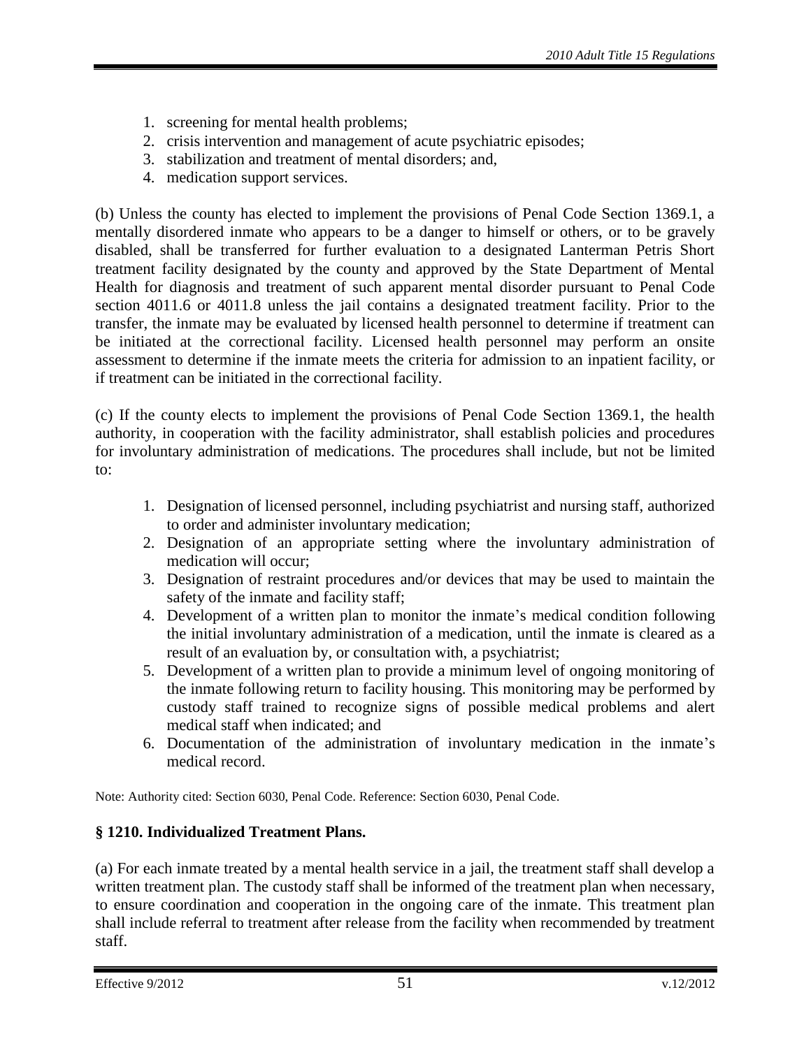1. screening for mental health problems;
2. crisis intervention and management of acute psychiatric episodes;
3. stabilization and treatment of mental disorders; and,
4. medication support services.

(b) Unless the county has elected to implement the provisions of Penal Code Section 1369.1, a mentally disordered inmate who appears to be a danger to himself or others, or to be gravely disabled, shall be transferred for further evaluation to a designated Lanterman Petris Short treatment facility designated by the county and approved by the State Department of Mental Health for diagnosis and treatment of such apparent mental disorder pursuant to Penal Code section 4011.6 or 4011.8 unless the jail contains a designated treatment facility. Prior to the transfer, the inmate may be evaluated by licensed health personnel to determine if treatment can be initiated at the correctional facility. Licensed health personnel may perform an onsite assessment to determine if the inmate meets the criteria for admission to an inpatient facility, or if treatment can be initiated in the correctional facility.

(c) If the county elects to implement the provisions of Penal Code Section 1369.1, the health authority, in cooperation with the facility administrator, shall establish policies and procedures for involuntary administration of medications. The procedures shall include, but not be limited to:

1. Designation of licensed personnel, including psychiatrist and nursing staff, authorized to order and administer involuntary medication;
2. Designation of an appropriate setting where the involuntary administration of medication will occur;
3. Designation of restraint procedures and/or devices that may be used to maintain the safety of the inmate and facility staff;
4. Development of a written plan to monitor the inmate's medical condition following the initial involuntary administration of a medication, until the inmate is cleared as a result of an evaluation by, or consultation with, a psychiatrist;
5. Development of a written plan to provide a minimum level of ongoing monitoring of the inmate following return to facility housing. This monitoring may be performed by custody staff trained to recognize signs of possible medical problems and alert medical staff when indicated; and
6. Documentation of the administration of involuntary medication in the inmate's medical record.

Note: Authority cited: Section 6030, Penal Code. Reference: Section 6030, Penal Code.

### § 1210. Individualized Treatment Plans.

(a) For each inmate treated by a mental health service in a jail, the treatment staff shall develop a written treatment plan. The custody staff shall be informed of the treatment plan when necessary, to ensure coordination and cooperation in the ongoing care of the inmate. This treatment plan shall include referral to treatment after release from the facility when recommended by treatment staff.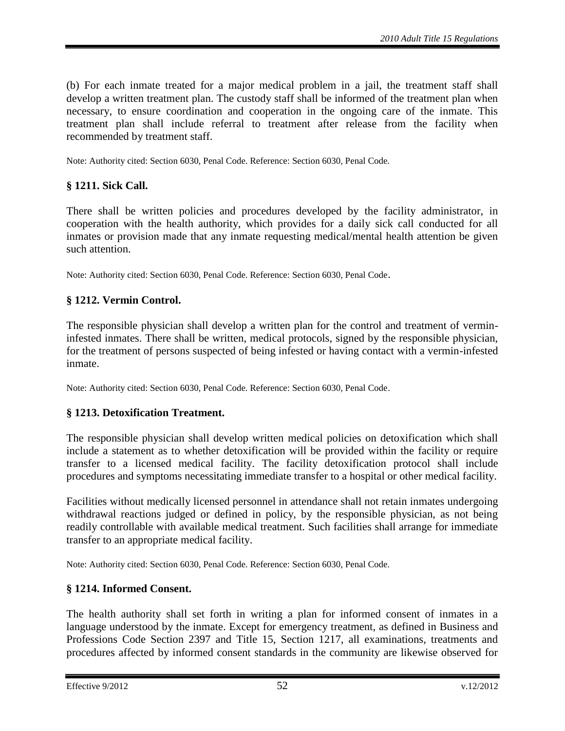(b) For each inmate treated for a major medical problem in a jail, the treatment staff shall develop a written treatment plan. The custody staff shall be informed of the treatment plan when necessary, to ensure coordination and cooperation in the ongoing care of the inmate. This treatment plan shall include referral to treatment after release from the facility when recommended by treatment staff.

Note: Authority cited: Section 6030, Penal Code. Reference: Section 6030, Penal Code.

### § 1211. Sick Call.

There shall be written policies and procedures developed by the facility administrator, in cooperation with the health authority, which provides for a daily sick call conducted for all inmates or provision made that any inmate requesting medical/mental health attention be given such attention.

Note: Authority cited: Section 6030, Penal Code. Reference: Section 6030, Penal Code.

### § 1212. Vermin Control.

The responsible physician shall develop a written plan for the control and treatment of vermin-infested inmates. There shall be written, medical protocols, signed by the responsible physician, for the treatment of persons suspected of being infested or having contact with a vermin-infested inmate.

Note: Authority cited: Section 6030, Penal Code. Reference: Section 6030, Penal Code.

### § 1213. Detoxification Treatment.

The responsible physician shall develop written medical policies on detoxification which shall include a statement as to whether detoxification will be provided within the facility or require transfer to a licensed medical facility. The facility detoxification protocol shall include procedures and symptoms necessitating immediate transfer to a hospital or other medical facility.

Facilities without medically licensed personnel in attendance shall not retain inmates undergoing withdrawal reactions judged or defined in policy, by the responsible physician, as not being readily controllable with available medical treatment. Such facilities shall arrange for immediate transfer to an appropriate medical facility.

Note: Authority cited: Section 6030, Penal Code. Reference: Section 6030, Penal Code.

### § 1214. Informed Consent.

The health authority shall set forth in writing a plan for informed consent of inmates in a language understood by the inmate. Except for emergency treatment, as defined in Business and Professions Code Section 2397 and Title 15, Section 1217, all examinations, treatments and procedures affected by informed consent standards in the community are likewise observed for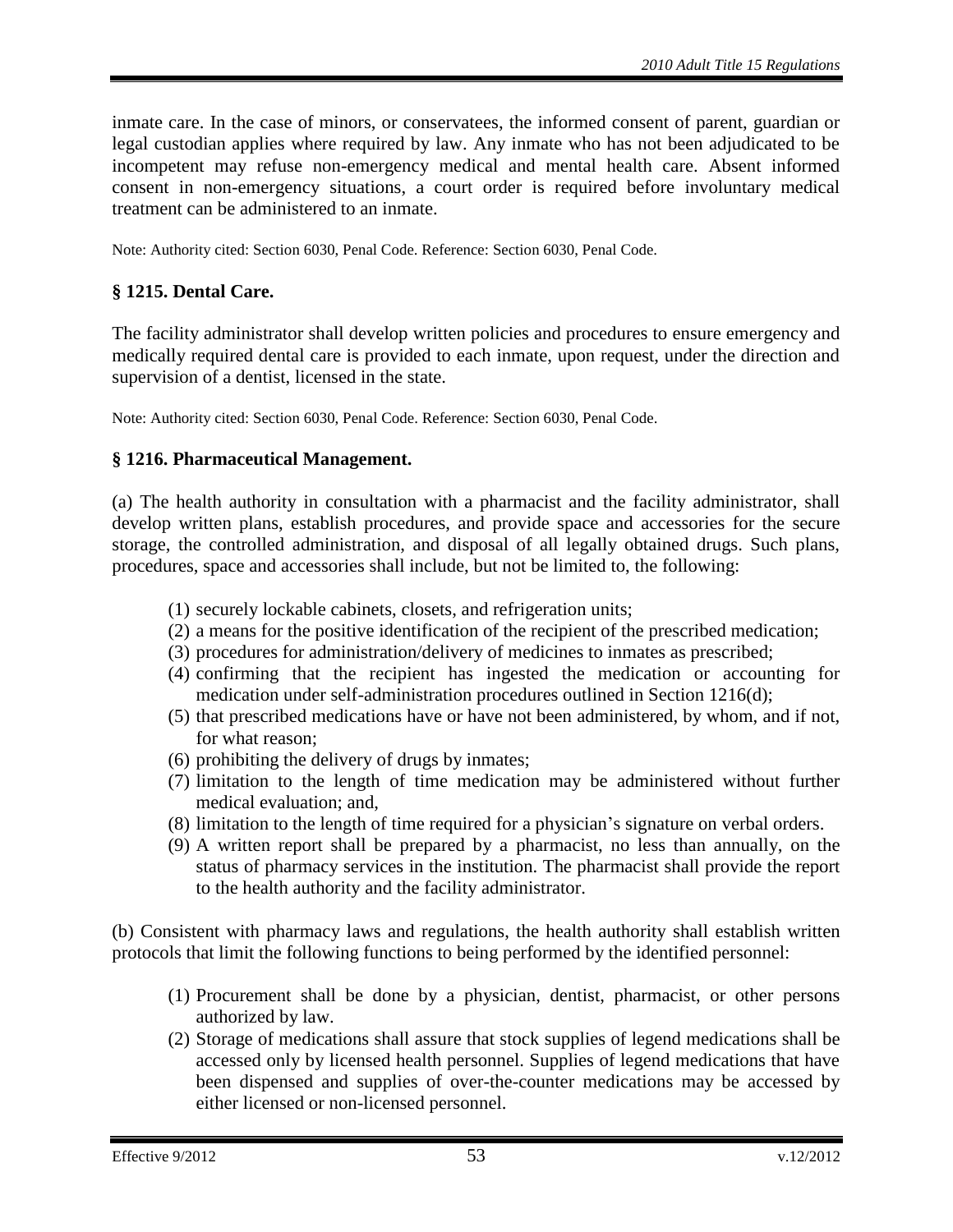inmate care. In the case of minors, or conservatees, the informed consent of parent, guardian or legal custodian applies where required by law. Any inmate who has not been adjudicated to be incompetent may refuse non-emergency medical and mental health care. Absent informed consent in non-emergency situations, a court order is required before involuntary medical treatment can be administered to an inmate.

Note: Authority cited: Section 6030, Penal Code. Reference: Section 6030, Penal Code.

### § 1215. Dental Care.

The facility administrator shall develop written policies and procedures to ensure emergency and medically required dental care is provided to each inmate, upon request, under the direction and supervision of a dentist, licensed in the state.

Note: Authority cited: Section 6030, Penal Code. Reference: Section 6030, Penal Code.

### § 1216. Pharmaceutical Management.

(a) The health authority in consultation with a pharmacist and the facility administrator, shall develop written plans, establish procedures, and provide space and accessories for the secure storage, the controlled administration, and disposal of all legally obtained drugs. Such plans, procedures, space and accessories shall include, but not be limited to, the following:

(1) securely lockable cabinets, closets, and refrigeration units;
(2) a means for the positive identification of the recipient of the prescribed medication;
(3) procedures for administration/delivery of medicines to inmates as prescribed;
(4) confirming that the recipient has ingested the medication or accounting for medication under self-administration procedures outlined in Section 1216(d);
(5) that prescribed medications have or have not been administered, by whom, and if not, for what reason;
(6) prohibiting the delivery of drugs by inmates;
(7) limitation to the length of time medication may be administered without further medical evaluation; and,
(8) limitation to the length of time required for a physician's signature on verbal orders.
(9) A written report shall be prepared by a pharmacist, no less than annually, on the status of pharmacy services in the institution. The pharmacist shall provide the report to the health authority and the facility administrator.

(b) Consistent with pharmacy laws and regulations, the health authority shall establish written protocols that limit the following functions to being performed by the identified personnel:

(1) Procurement shall be done by a physician, dentist, pharmacist, or other persons authorized by law.
(2) Storage of medications shall assure that stock supplies of legend medications shall be accessed only by licensed health personnel. Supplies of legend medications that have been dispensed and supplies of over-the-counter medications may be accessed by either licensed or non-licensed personnel.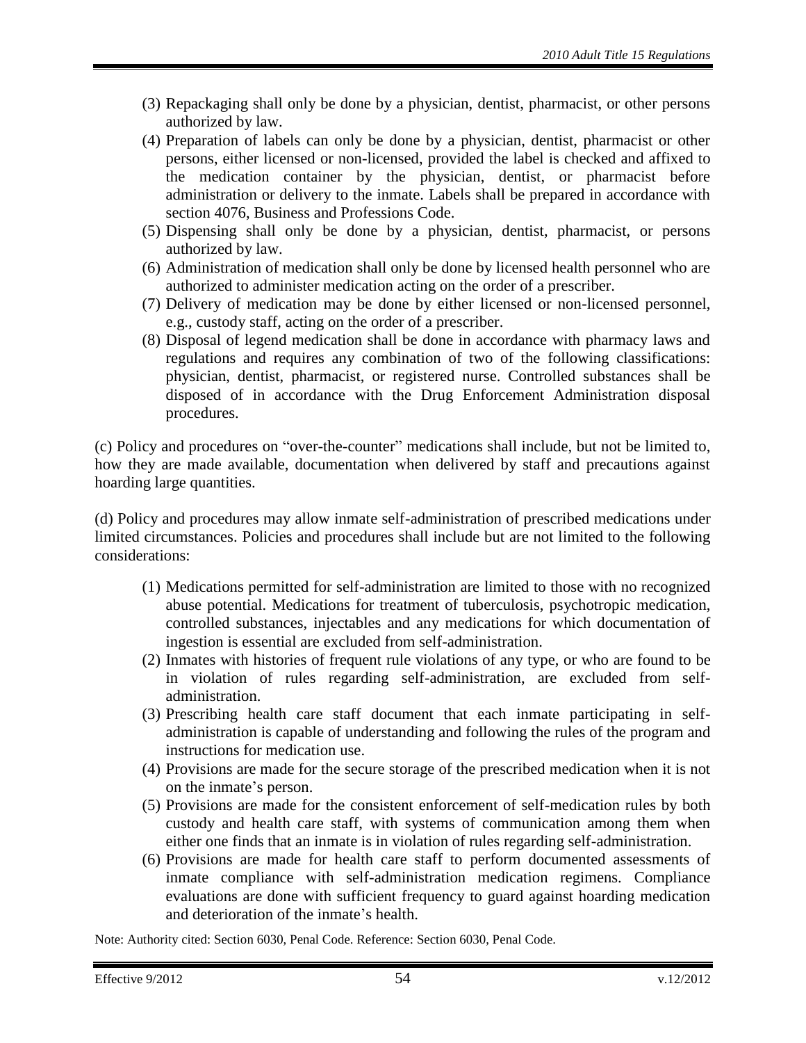(3) Repackaging shall only be done by a physician, dentist, pharmacist, or other persons authorized by law.

(4) Preparation of labels can only be done by a physician, dentist, pharmacist or other persons, either licensed or non-licensed, provided the label is checked and affixed to the medication container by the physician, dentist, or pharmacist before administration or delivery to the inmate. Labels shall be prepared in accordance with section 4076, Business and Professions Code.

(5) Dispensing shall only be done by a physician, dentist, pharmacist, or persons authorized by law.

(6) Administration of medication shall only be done by licensed health personnel who are authorized to administer medication acting on the order of a prescriber.

(7) Delivery of medication may be done by either licensed or non-licensed personnel, e.g., custody staff, acting on the order of a prescriber.

(8) Disposal of legend medication shall be done in accordance with pharmacy laws and regulations and requires any combination of two of the following classifications: physician, dentist, pharmacist, or registered nurse. Controlled substances shall be disposed of in accordance with the Drug Enforcement Administration disposal procedures.

(c) Policy and procedures on "over-the-counter" medications shall include, but not be limited to, how they are made available, documentation when delivered by staff and precautions against hoarding large quantities.

(d) Policy and procedures may allow inmate self-administration of prescribed medications under limited circumstances. Policies and procedures shall include but are not limited to the following considerations:

(1) Medications permitted for self-administration are limited to those with no recognized abuse potential. Medications for treatment of tuberculosis, psychotropic medication, controlled substances, injectables and any medications for which documentation of ingestion is essential are excluded from self-administration.

(2) Inmates with histories of frequent rule violations of any type, or who are found to be in violation of rules regarding self-administration, are excluded from self-administration.

(3) Prescribing health care staff document that each inmate participating in self-administration is capable of understanding and following the rules of the program and instructions for medication use.

(4) Provisions are made for the secure storage of the prescribed medication when it is not on the inmate's person.

(5) Provisions are made for the consistent enforcement of self-medication rules by both custody and health care staff, with systems of communication among them when either one finds that an inmate is in violation of rules regarding self-administration.

(6) Provisions are made for health care staff to perform documented assessments of inmate compliance with self-administration medication regimens. Compliance evaluations are done with sufficient frequency to guard against hoarding medication and deterioration of the inmate's health.

Note: Authority cited: Section 6030, Penal Code. Reference: Section 6030, Penal Code.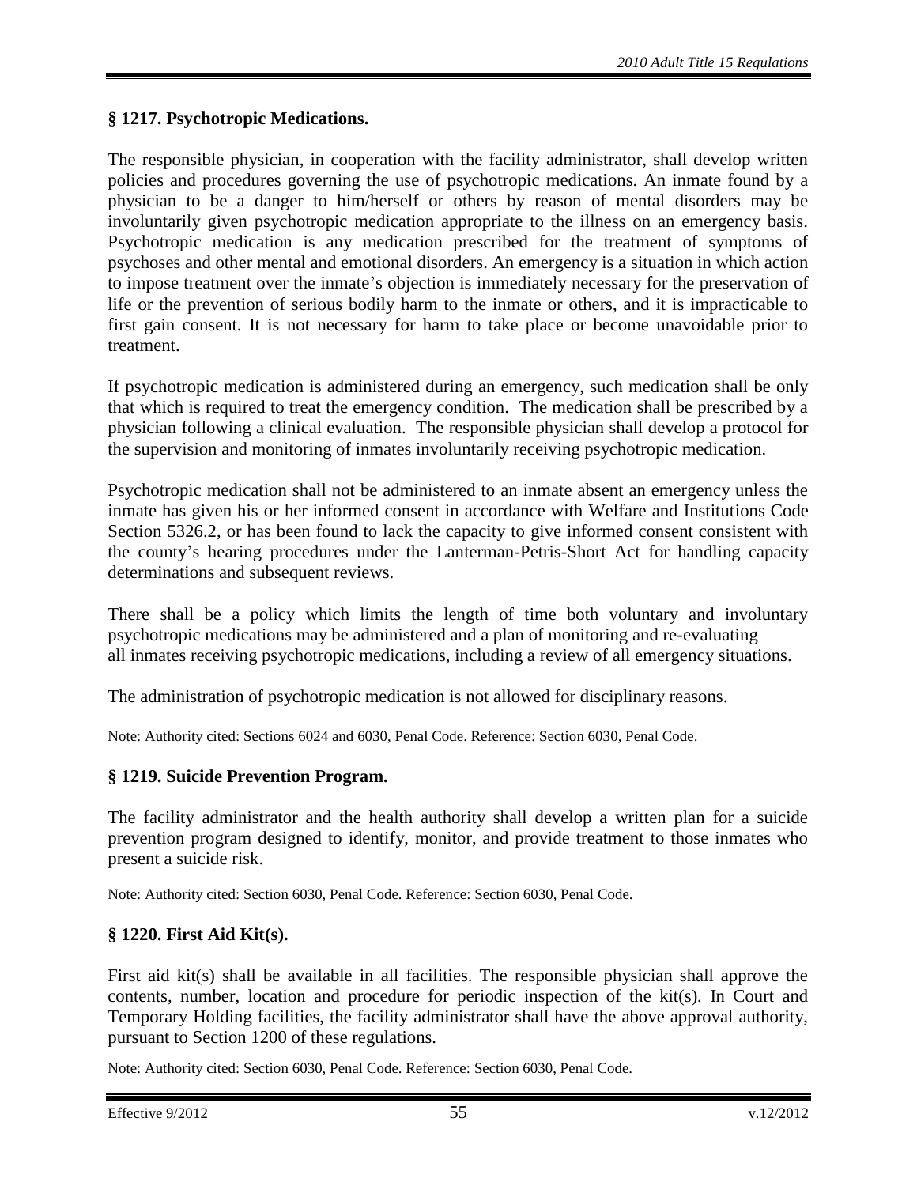### § 1217. Psychotropic Medications.

The responsible physician, in cooperation with the facility administrator, shall develop written policies and procedures governing the use of psychotropic medications. An inmate found by a physician to be a danger to him/herself or others by reason of mental disorders may be involuntarily given psychotropic medication appropriate to the illness on an emergency basis. Psychotropic medication is any medication prescribed for the treatment of symptoms of psychoses and other mental and emotional disorders. An emergency is a situation in which action to impose treatment over the inmate's objection is immediately necessary for the preservation of life or the prevention of serious bodily harm to the inmate or others, and it is impracticable to first gain consent. It is not necessary for harm to take place or become unavoidable prior to treatment.

If psychotropic medication is administered during an emergency, such medication shall be only that which is required to treat the emergency condition. The medication shall be prescribed by a physician following a clinical evaluation. The responsible physician shall develop a protocol for the supervision and monitoring of inmates involuntarily receiving psychotropic medication.

Psychotropic medication shall not be administered to an inmate absent an emergency unless the inmate has given his or her informed consent in accordance with Welfare and Institutions Code Section 5326.2, or has been found to lack the capacity to give informed consent consistent with the county's hearing procedures under the Lanterman-Petris-Short Act for handling capacity determinations and subsequent reviews.

There shall be a policy which limits the length of time both voluntary and involuntary psychotropic medications may be administered and a plan of monitoring and re-evaluating all inmates receiving psychotropic medications, including a review of all emergency situations.

The administration of psychotropic medication is not allowed for disciplinary reasons.

Note: Authority cited: Sections 6024 and 6030, Penal Code. Reference: Section 6030, Penal Code.

### § 1219. Suicide Prevention Program.

The facility administrator and the health authority shall develop a written plan for a suicide prevention program designed to identify, monitor, and provide treatment to those inmates who present a suicide risk.

Note: Authority cited: Section 6030, Penal Code. Reference: Section 6030, Penal Code.

### § 1220. First Aid Kit(s).

First aid kit(s) shall be available in all facilities. The responsible physician shall approve the contents, number, location and procedure for periodic inspection of the kit(s). In Court and Temporary Holding facilities, the facility administrator shall have the above approval authority, pursuant to Section 1200 of these regulations.

Note: Authority cited: Section 6030, Penal Code. Reference: Section 6030, Penal Code.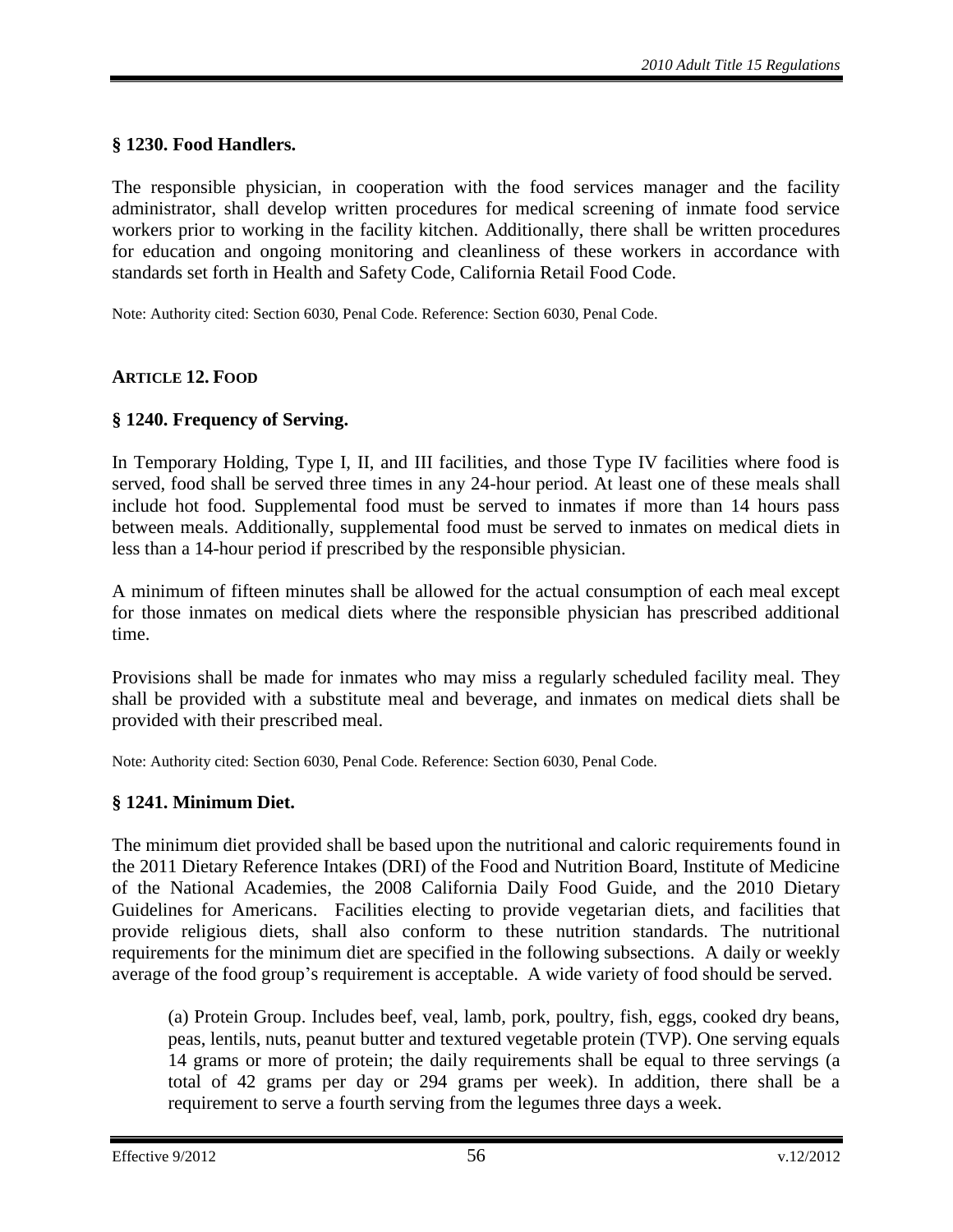### § 1230. Food Handlers.

The responsible physician, in cooperation with the food services manager and the facility administrator, shall develop written procedures for medical screening of inmate food service workers prior to working in the facility kitchen. Additionally, there shall be written procedures for education and ongoing monitoring and cleanliness of these workers in accordance with standards set forth in Health and Safety Code, California Retail Food Code.

Note: Authority cited: Section 6030, Penal Code. Reference: Section 6030, Penal Code.

## ARTICLE 12. FOOD

### § 1240. Frequency of Serving.

In Temporary Holding, Type I, II, and III facilities, and those Type IV facilities where food is served, food shall be served three times in any 24-hour period. At least one of these meals shall include hot food. Supplemental food must be served to inmates if more than 14 hours pass between meals. Additionally, supplemental food must be served to inmates on medical diets in less than a 14-hour period if prescribed by the responsible physician.

A minimum of fifteen minutes shall be allowed for the actual consumption of each meal except for those inmates on medical diets where the responsible physician has prescribed additional time.

Provisions shall be made for inmates who may miss a regularly scheduled facility meal. They shall be provided with a substitute meal and beverage, and inmates on medical diets shall be provided with their prescribed meal.

Note: Authority cited: Section 6030, Penal Code. Reference: Section 6030, Penal Code.

### § 1241. Minimum Diet.

The minimum diet provided shall be based upon the nutritional and caloric requirements found in the 2011 Dietary Reference Intakes (DRI) of the Food and Nutrition Board, Institute of Medicine of the National Academies, the 2008 California Daily Food Guide, and the 2010 Dietary Guidelines for Americans. Facilities electing to provide vegetarian diets, and facilities that provide religious diets, shall also conform to these nutrition standards. The nutritional requirements for the minimum diet are specified in the following subsections. A daily or weekly average of the food group's requirement is acceptable. A wide variety of food should be served.

(a) Protein Group. Includes beef, veal, lamb, pork, poultry, fish, eggs, cooked dry beans, peas, lentils, nuts, peanut butter and textured vegetable protein (TVP). One serving equals 14 grams or more of protein; the daily requirements shall be equal to three servings (a total of 42 grams per day or 294 grams per week). In addition, there shall be a requirement to serve a fourth serving from the legumes three days a week.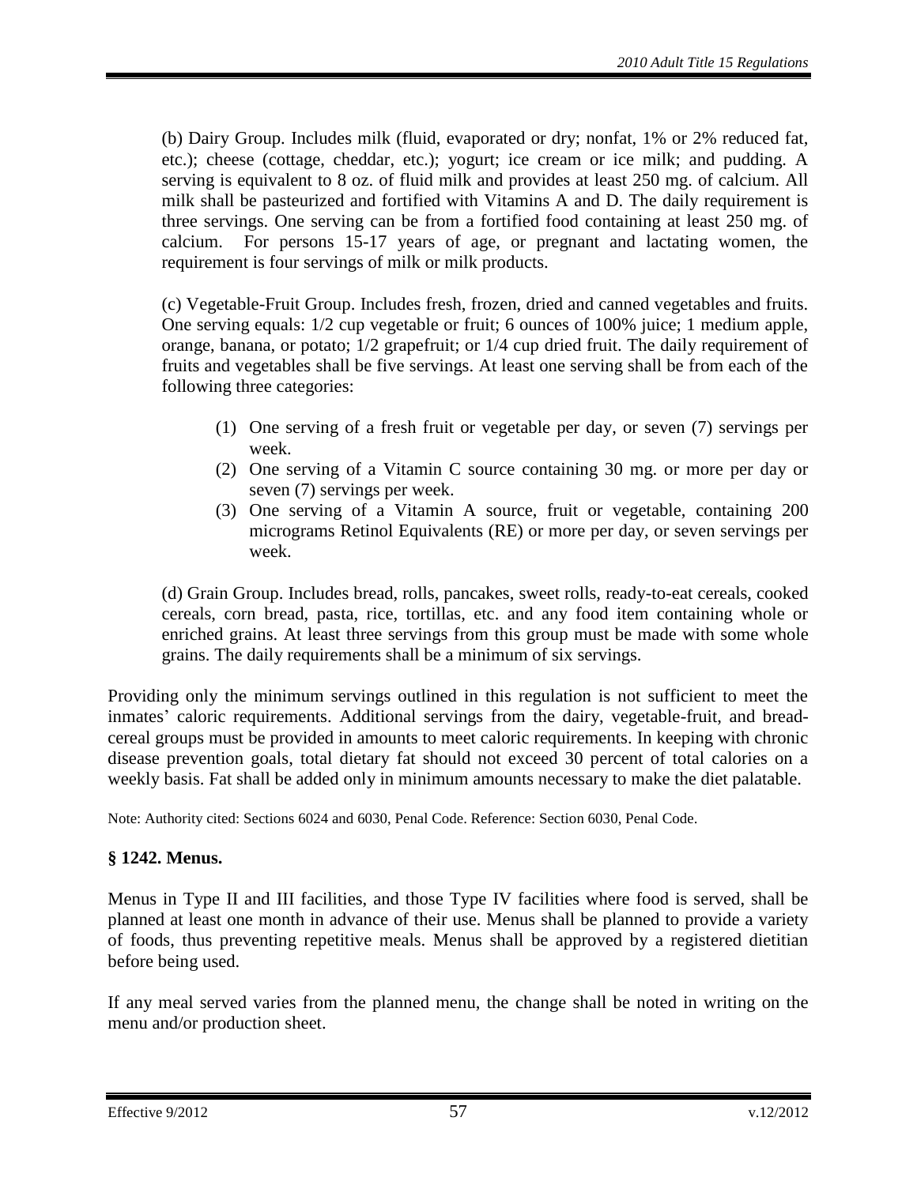(b) Dairy Group. Includes milk (fluid, evaporated or dry; nonfat, 1% or 2% reduced fat, etc.); cheese (cottage, cheddar, etc.); yogurt; ice cream or ice milk; and pudding. A serving is equivalent to 8 oz. of fluid milk and provides at least 250 mg. of calcium. All milk shall be pasteurized and fortified with Vitamins A and D. The daily requirement is three servings. One serving can be from a fortified food containing at least 250 mg. of calcium. For persons 15-17 years of age, or pregnant and lactating women, the requirement is four servings of milk or milk products.

(c) Vegetable-Fruit Group. Includes fresh, frozen, dried and canned vegetables and fruits. One serving equals: 1/2 cup vegetable or fruit; 6 ounces of 100% juice; 1 medium apple, orange, banana, or potato; 1/2 grapefruit; or 1/4 cup dried fruit. The daily requirement of fruits and vegetables shall be five servings. At least one serving shall be from each of the following three categories:

1. One serving of a fresh fruit or vegetable per day, or seven (7) servings per week.
2. One serving of a Vitamin C source containing 30 mg. or more per day or seven (7) servings per week.
3. One serving of a Vitamin A source, fruit or vegetable, containing 200 micrograms Retinol Equivalents (RE) or more per day, or seven servings per week.

(d) Grain Group. Includes bread, rolls, pancakes, sweet rolls, ready-to-eat cereals, cooked cereals, corn bread, pasta, rice, tortillas, etc. and any food item containing whole or enriched grains. At least three servings from this group must be made with some whole grains. The daily requirements shall be a minimum of six servings.

Providing only the minimum servings outlined in this regulation is not sufficient to meet the inmates' caloric requirements. Additional servings from the dairy, vegetable-fruit, and bread-cereal groups must be provided in amounts to meet caloric requirements. In keeping with chronic disease prevention goals, total dietary fat should not exceed 30 percent of total calories on a weekly basis. Fat shall be added only in minimum amounts necessary to make the diet palatable.

Note: Authority cited: Sections 6024 and 6030, Penal Code. Reference: Section 6030, Penal Code.

### § 1242. Menus.

Menus in Type II and III facilities, and those Type IV facilities where food is served, shall be planned at least one month in advance of their use. Menus shall be planned to provide a variety of foods, thus preventing repetitive meals. Menus shall be approved by a registered dietitian before being used.

If any meal served varies from the planned menu, the change shall be noted in writing on the menu and/or production sheet.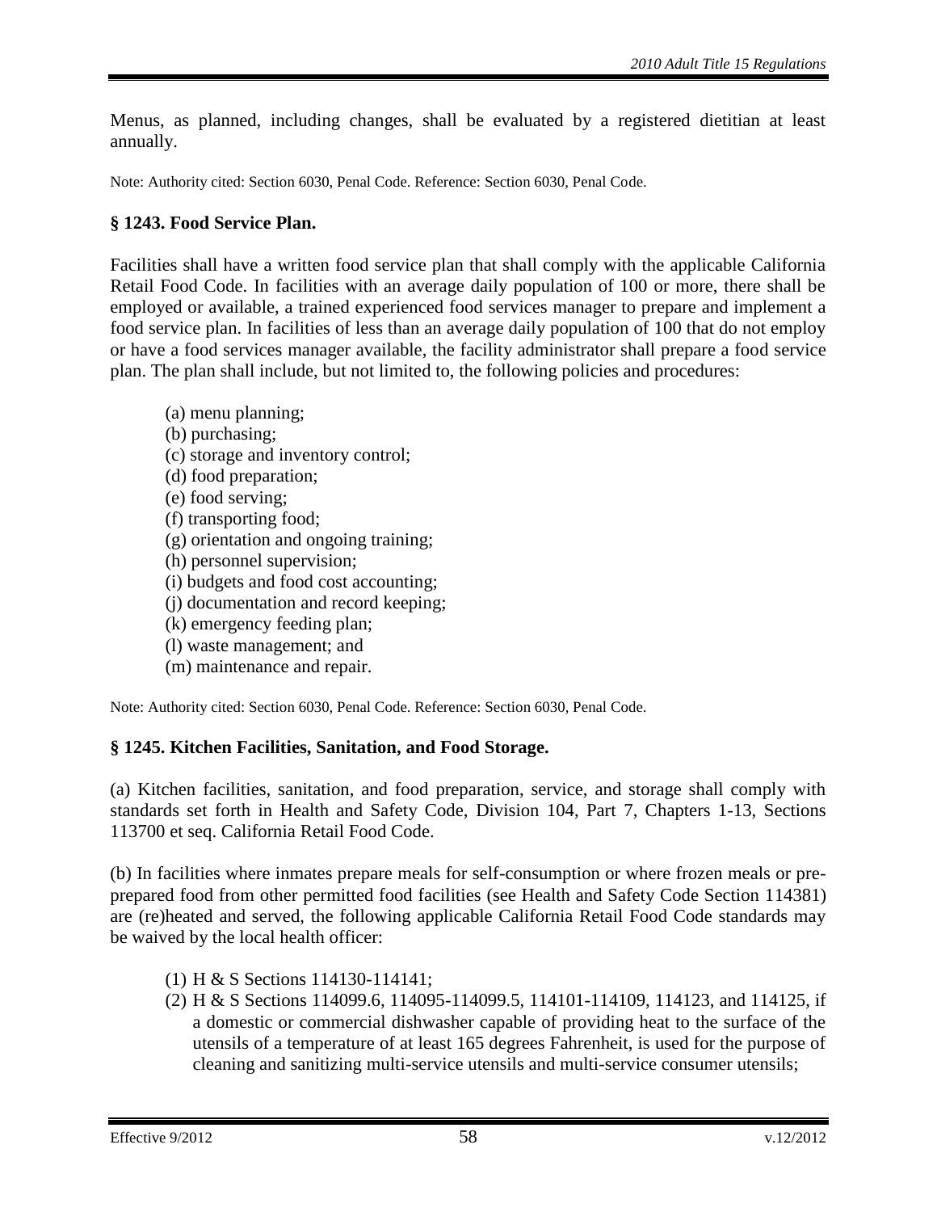Menus, as planned, including changes, shall be evaluated by a registered dietitian at least annually.

Note: Authority cited: Section 6030, Penal Code. Reference: Section 6030, Penal Code.

### § 1243. Food Service Plan.

Facilities shall have a written food service plan that shall comply with the applicable California Retail Food Code. In facilities with an average daily population of 100 or more, there shall be employed or available, a trained experienced food services manager to prepare and implement a food service plan. In facilities of less than an average daily population of 100 that do not employ or have a food services manager available, the facility administrator shall prepare a food service plan. The plan shall include, but not limited to, the following policies and procedures:

(a) menu planning;
(b) purchasing;
(c) storage and inventory control;
(d) food preparation;
(e) food serving;
(f) transporting food;
(g) orientation and ongoing training;
(h) personnel supervision;
(i) budgets and food cost accounting;
(j) documentation and record keeping;
(k) emergency feeding plan;
(l) waste management; and
(m) maintenance and repair.

Note: Authority cited: Section 6030, Penal Code. Reference: Section 6030, Penal Code.

### § 1245. Kitchen Facilities, Sanitation, and Food Storage.

(a) Kitchen facilities, sanitation, and food preparation, service, and storage shall comply with standards set forth in Health and Safety Code, Division 104, Part 7, Chapters 1-13, Sections 113700 et seq. California Retail Food Code.

(b) In facilities where inmates prepare meals for self-consumption or where frozen meals or pre-prepared food from other permitted food facilities (see Health and Safety Code Section 114381) are (re)heated and served, the following applicable California Retail Food Code standards may be waived by the local health officer:

1. H & S Sections 114130-114141;
2. H & S Sections 114099.6, 114095-114099.5, 114101-114109, 114123, and 114125, if a domestic or commercial dishwasher capable of providing heat to the surface of the utensils of a temperature of at least 165 degrees Fahrenheit, is used for the purpose of cleaning and sanitizing multi-service utensils and multi-service consumer utensils;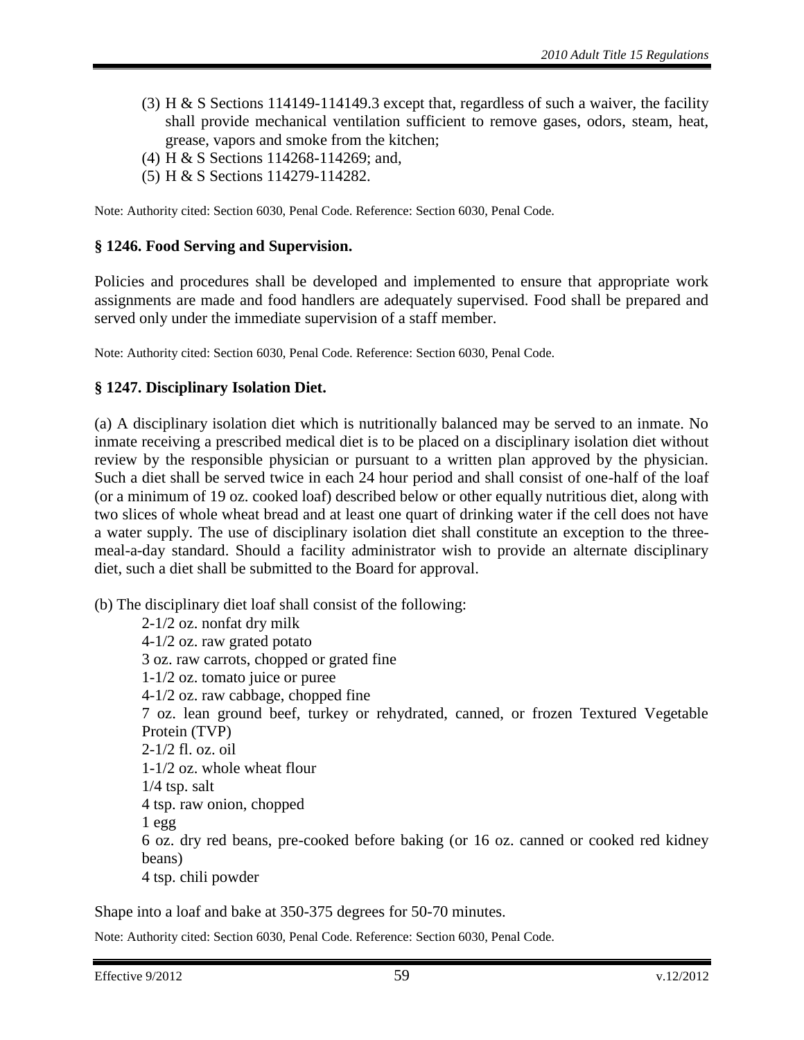(3) H & S Sections 114149-114149.3 except that, regardless of such a waiver, the facility shall provide mechanical ventilation sufficient to remove gases, odors, steam, heat, grease, vapors and smoke from the kitchen;

(4) H & S Sections 114268-114269; and,

(5) H & S Sections 114279-114282.

Note: Authority cited: Section 6030, Penal Code. Reference: Section 6030, Penal Code.

### § 1246. Food Serving and Supervision.

Policies and procedures shall be developed and implemented to ensure that appropriate work assignments are made and food handlers are adequately supervised. Food shall be prepared and served only under the immediate supervision of a staff member.

Note: Authority cited: Section 6030, Penal Code. Reference: Section 6030, Penal Code.

### § 1247. Disciplinary Isolation Diet.

(a) A disciplinary isolation diet which is nutritionally balanced may be served to an inmate. No inmate receiving a prescribed medical diet is to be placed on a disciplinary isolation diet without review by the responsible physician or pursuant to a written plan approved by the physician. Such a diet shall be served twice in each 24 hour period and shall consist of one-half of the loaf (or a minimum of 19 oz. cooked loaf) described below or other equally nutritious diet, along with two slices of whole wheat bread and at least one quart of drinking water if the cell does not have a water supply. The use of disciplinary isolation diet shall constitute an exception to the three-meal-a-day standard. Should a facility administrator wish to provide an alternate disciplinary diet, such a diet shall be submitted to the Board for approval.

(b) The disciplinary diet loaf shall consist of the following:

2-1/2 oz. nonfat dry milk
4-1/2 oz. raw grated potato
3 oz. raw carrots, chopped or grated fine
1-1/2 oz. tomato juice or puree
4-1/2 oz. raw cabbage, chopped fine
7 oz. lean ground beef, turkey or rehydrated, canned, or frozen Textured Vegetable Protein (TVP)
2-1/2 fl. oz. oil
1-1/2 oz. whole wheat flour
1/4 tsp. salt
4 tsp. raw onion, chopped
1 egg
6 oz. dry red beans, pre-cooked before baking (or 16 oz. canned or cooked red kidney beans)
4 tsp. chili powder

Shape into a loaf and bake at 350-375 degrees for 50-70 minutes.

Note: Authority cited: Section 6030, Penal Code. Reference: Section 6030, Penal Code.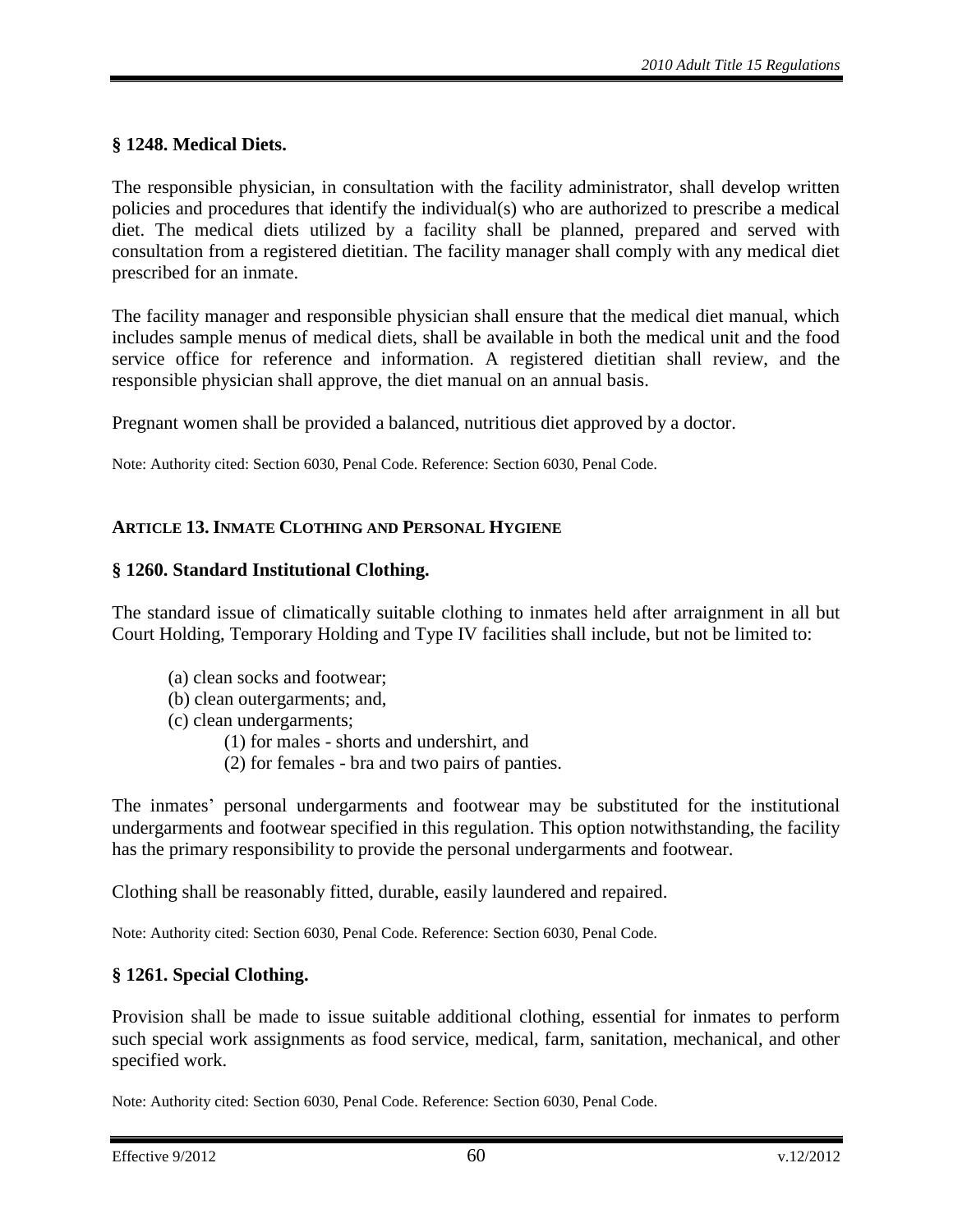### § 1248. Medical Diets.

The responsible physician, in consultation with the facility administrator, shall develop written policies and procedures that identify the individual(s) who are authorized to prescribe a medical diet. The medical diets utilized by a facility shall be planned, prepared and served with consultation from a registered dietitian. The facility manager shall comply with any medical diet prescribed for an inmate.

The facility manager and responsible physician shall ensure that the medical diet manual, which includes sample menus of medical diets, shall be available in both the medical unit and the food service office for reference and information. A registered dietitian shall review, and the responsible physician shall approve, the diet manual on an annual basis.

Pregnant women shall be provided a balanced, nutritious diet approved by a doctor.

Note: Authority cited: Section 6030, Penal Code. Reference: Section 6030, Penal Code.

## ARTICLE 13. INMATE CLOTHING AND PERSONAL HYGIENE

### § 1260. Standard Institutional Clothing.

The standard issue of climatically suitable clothing to inmates held after arraignment in all but Court Holding, Temporary Holding and Type IV facilities shall include, but not be limited to:

(a) clean socks and footwear;
(b) clean outergarments; and,
(c) clean undergarments;
  (1) for males - shorts and undershirt, and
  (2) for females - bra and two pairs of panties.

The inmates' personal undergarments and footwear may be substituted for the institutional undergarments and footwear specified in this regulation. This option notwithstanding, the facility has the primary responsibility to provide the personal undergarments and footwear.

Clothing shall be reasonably fitted, durable, easily laundered and repaired.

Note: Authority cited: Section 6030, Penal Code. Reference: Section 6030, Penal Code.

### § 1261. Special Clothing.

Provision shall be made to issue suitable additional clothing, essential for inmates to perform such special work assignments as food service, medical, farm, sanitation, mechanical, and other specified work.

Note: Authority cited: Section 6030, Penal Code. Reference: Section 6030, Penal Code.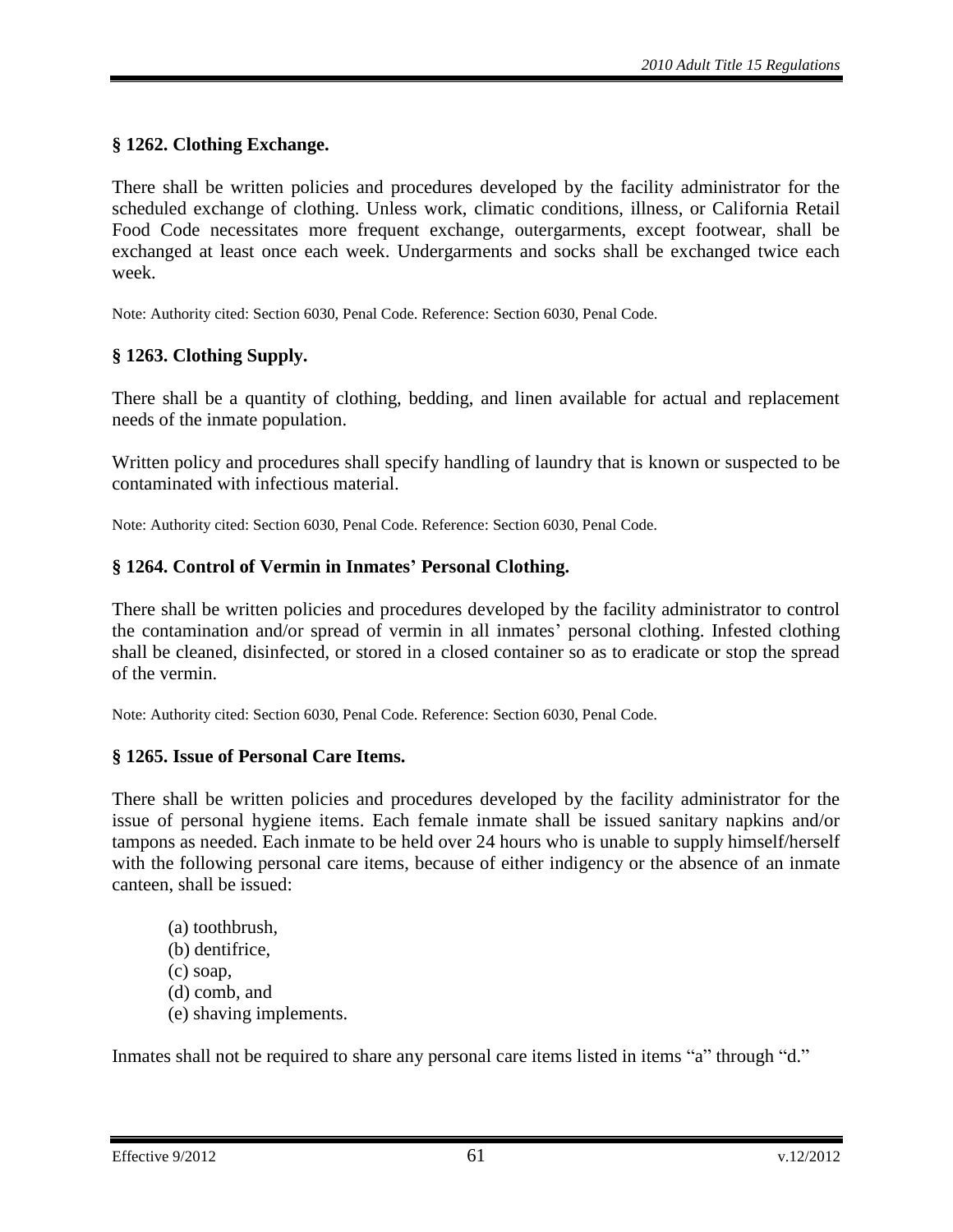### § 1262. Clothing Exchange.

There shall be written policies and procedures developed by the facility administrator for the scheduled exchange of clothing. Unless work, climatic conditions, illness, or California Retail Food Code necessitates more frequent exchange, outergarments, except footwear, shall be exchanged at least once each week. Undergarments and socks shall be exchanged twice each week.

Note: Authority cited: Section 6030, Penal Code. Reference: Section 6030, Penal Code.

### § 1263. Clothing Supply.

There shall be a quantity of clothing, bedding, and linen available for actual and replacement needs of the inmate population.

Written policy and procedures shall specify handling of laundry that is known or suspected to be contaminated with infectious material.

Note: Authority cited: Section 6030, Penal Code. Reference: Section 6030, Penal Code.

### § 1264. Control of Vermin in Inmates' Personal Clothing.

There shall be written policies and procedures developed by the facility administrator to control the contamination and/or spread of vermin in all inmates' personal clothing. Infested clothing shall be cleaned, disinfected, or stored in a closed container so as to eradicate or stop the spread of the vermin.

Note: Authority cited: Section 6030, Penal Code. Reference: Section 6030, Penal Code.

### § 1265. Issue of Personal Care Items.

There shall be written policies and procedures developed by the facility administrator for the issue of personal hygiene items. Each female inmate shall be issued sanitary napkins and/or tampons as needed. Each inmate to be held over 24 hours who is unable to supply himself/herself with the following personal care items, because of either indigency or the absence of an inmate canteen, shall be issued:

- (a) toothbrush,
- (b) dentifrice,
- (c) soap,
- (d) comb, and
- (e) shaving implements.

Inmates shall not be required to share any personal care items listed in items "a" through "d."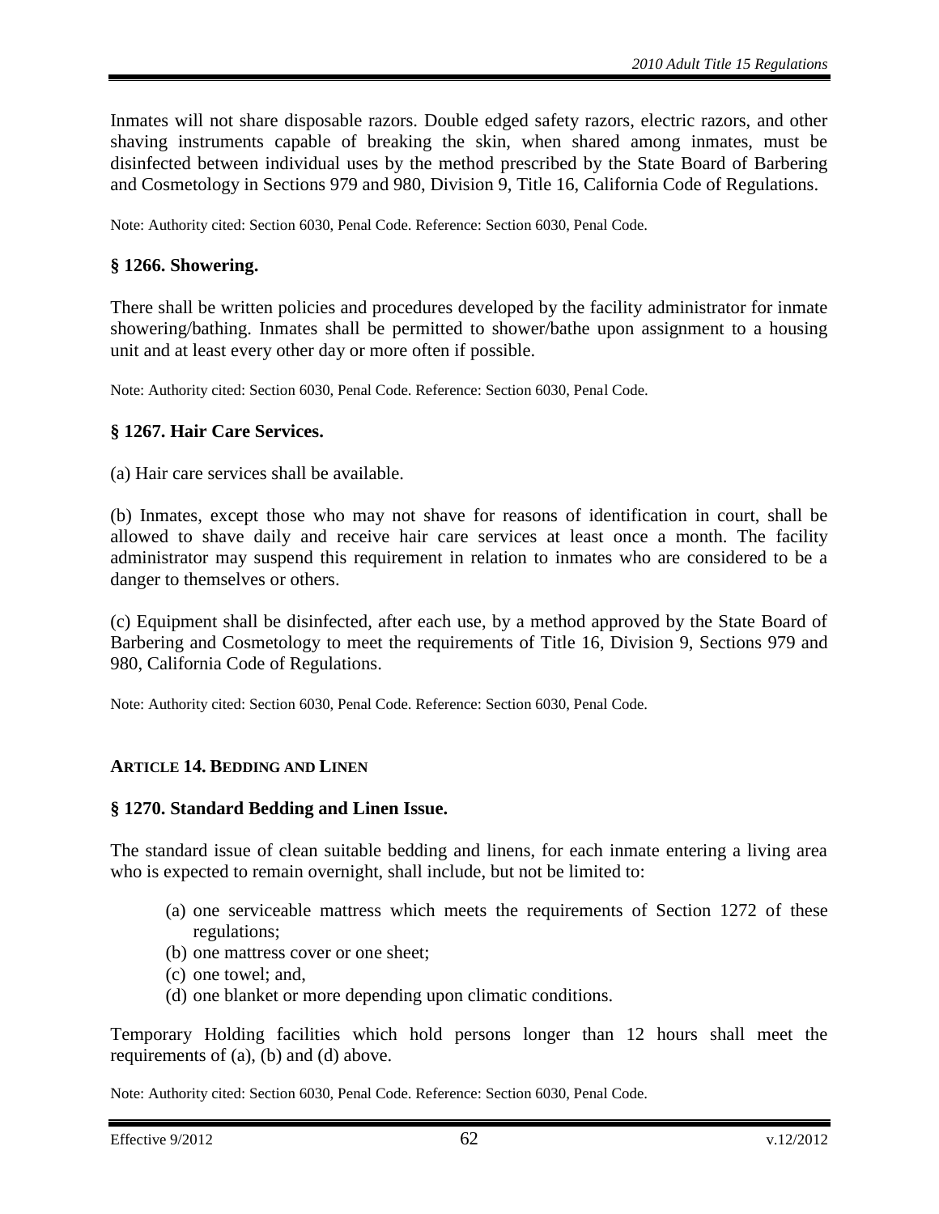Inmates will not share disposable razors. Double edged safety razors, electric razors, and other shaving instruments capable of breaking the skin, when shared among inmates, must be disinfected between individual uses by the method prescribed by the State Board of Barbering and Cosmetology in Sections 979 and 980, Division 9, Title 16, California Code of Regulations.

Note: Authority cited: Section 6030, Penal Code. Reference: Section 6030, Penal Code.

### § 1266. Showering.

There shall be written policies and procedures developed by the facility administrator for inmate showering/bathing. Inmates shall be permitted to shower/bathe upon assignment to a housing unit and at least every other day or more often if possible.

Note: Authority cited: Section 6030, Penal Code. Reference: Section 6030, Penal Code.

### § 1267. Hair Care Services.

(a) Hair care services shall be available.

(b) Inmates, except those who may not shave for reasons of identification in court, shall be allowed to shave daily and receive hair care services at least once a month. The facility administrator may suspend this requirement in relation to inmates who are considered to be a danger to themselves or others.

(c) Equipment shall be disinfected, after each use, by a method approved by the State Board of Barbering and Cosmetology to meet the requirements of Title 16, Division 9, Sections 979 and 980, California Code of Regulations.

Note: Authority cited: Section 6030, Penal Code. Reference: Section 6030, Penal Code.

## ARTICLE 14. BEDDING AND LINEN

### § 1270. Standard Bedding and Linen Issue.

The standard issue of clean suitable bedding and linens, for each inmate entering a living area who is expected to remain overnight, shall include, but not be limited to:

(a) one serviceable mattress which meets the requirements of Section 1272 of these regulations;
(b) one mattress cover or one sheet;
(c) one towel; and,
(d) one blanket or more depending upon climatic conditions.

Temporary Holding facilities which hold persons longer than 12 hours shall meet the requirements of (a), (b) and (d) above.

Note: Authority cited: Section 6030, Penal Code. Reference: Section 6030, Penal Code.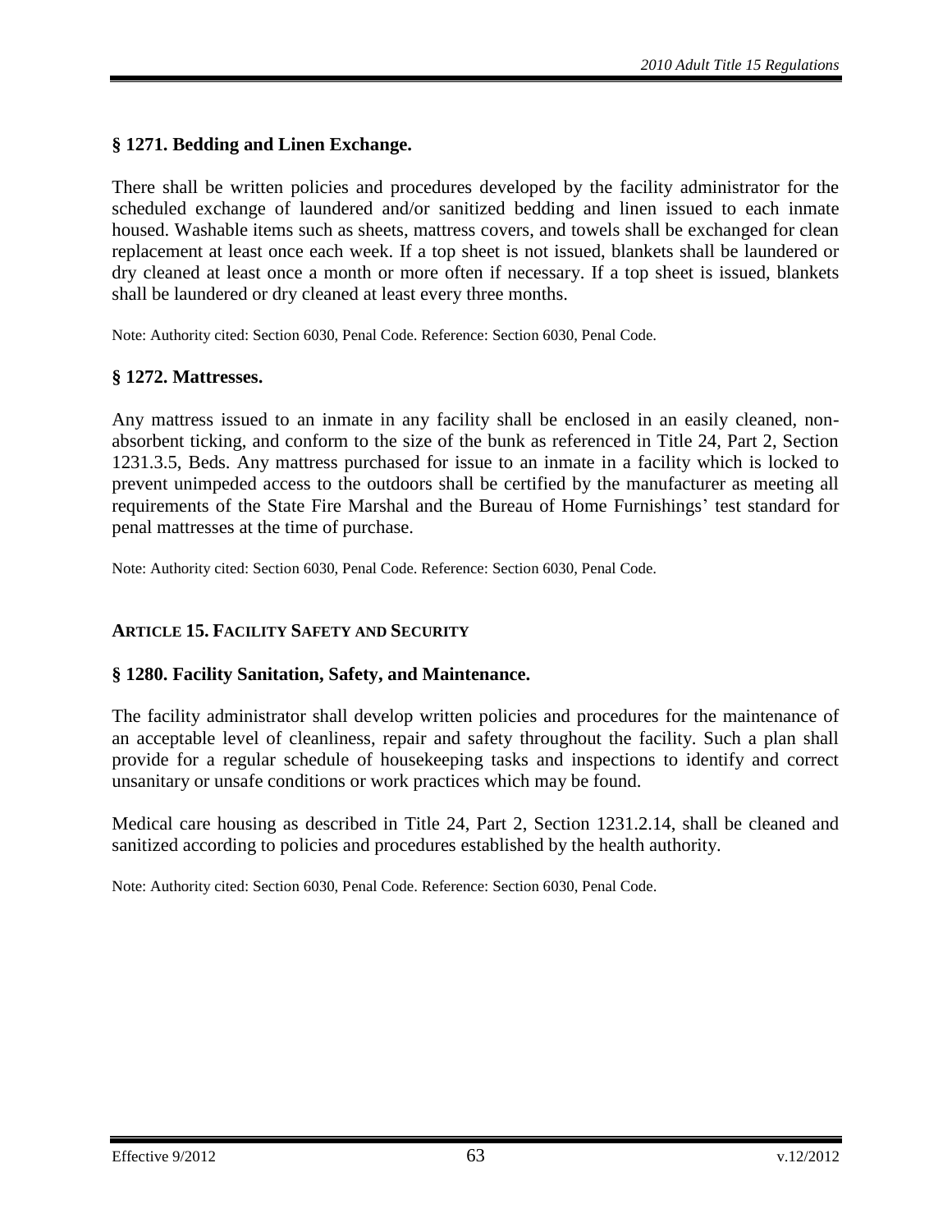### § 1271. Bedding and Linen Exchange.

There shall be written policies and procedures developed by the facility administrator for the scheduled exchange of laundered and/or sanitized bedding and linen issued to each inmate housed. Washable items such as sheets, mattress covers, and towels shall be exchanged for clean replacement at least once each week. If a top sheet is not issued, blankets shall be laundered or dry cleaned at least once a month or more often if necessary. If a top sheet is issued, blankets shall be laundered or dry cleaned at least every three months.

Note: Authority cited: Section 6030, Penal Code. Reference: Section 6030, Penal Code.

### § 1272. Mattresses.

Any mattress issued to an inmate in any facility shall be enclosed in an easily cleaned, non-absorbent ticking, and conform to the size of the bunk as referenced in Title 24, Part 2, Section 1231.3.5, Beds. Any mattress purchased for issue to an inmate in a facility which is locked to prevent unimpeded access to the outdoors shall be certified by the manufacturer as meeting all requirements of the State Fire Marshal and the Bureau of Home Furnishings' test standard for penal mattresses at the time of purchase.

Note: Authority cited: Section 6030, Penal Code. Reference: Section 6030, Penal Code.

## ARTICLE 15. FACILITY SAFETY AND SECURITY

### § 1280. Facility Sanitation, Safety, and Maintenance.

The facility administrator shall develop written policies and procedures for the maintenance of an acceptable level of cleanliness, repair and safety throughout the facility. Such a plan shall provide for a regular schedule of housekeeping tasks and inspections to identify and correct unsanitary or unsafe conditions or work practices which may be found.

Medical care housing as described in Title 24, Part 2, Section 1231.2.14, shall be cleaned and sanitized according to policies and procedures established by the health authority.

Note: Authority cited: Section 6030, Penal Code. Reference: Section 6030, Penal Code.